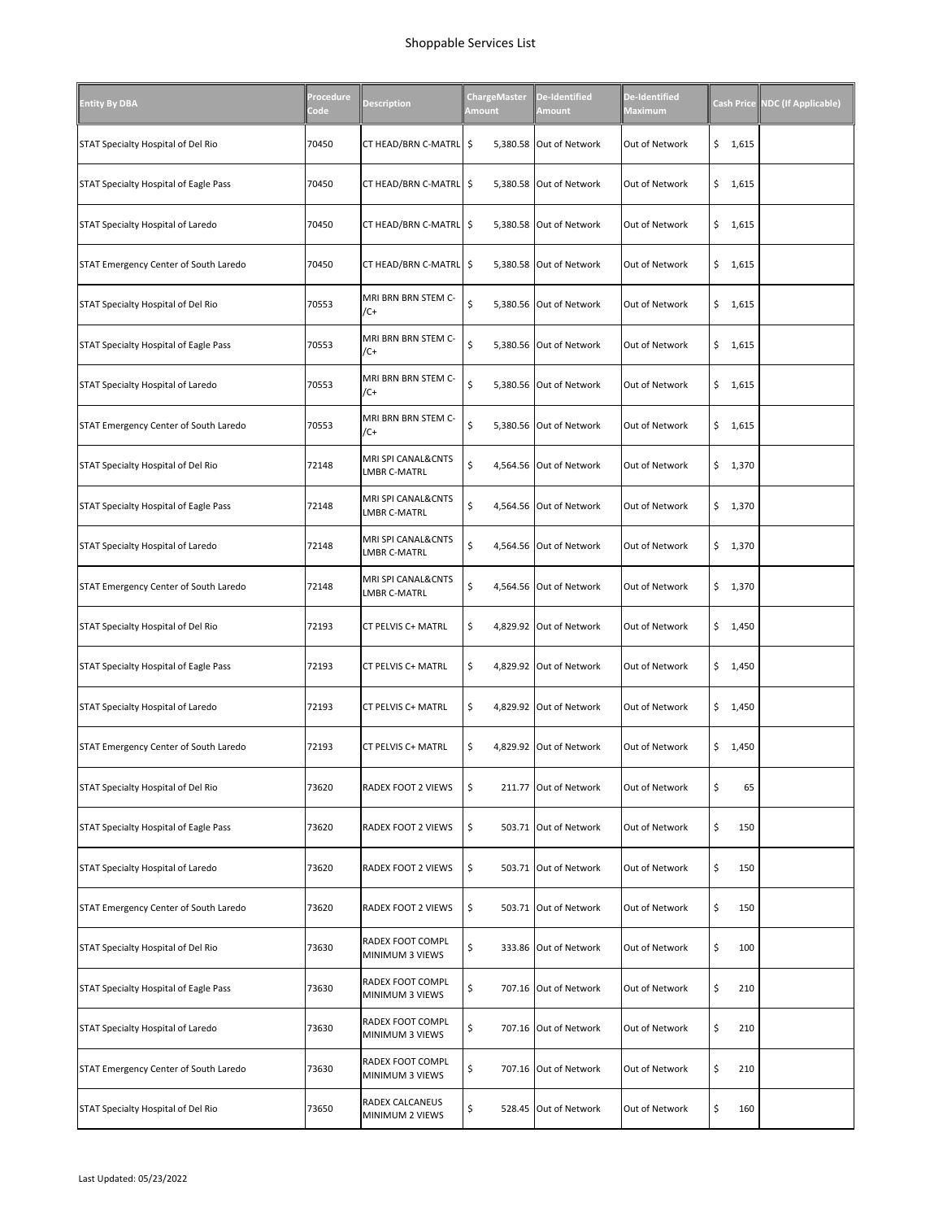# Shoppable Services List

| Entity By DBA | Procedure Code | Description | ChargeMaster Amount | De-Identified Amount | De-Identified Maximum | Cash Price | NDC (If Applicable) |
|---|---|---|---|---|---|---|---|
| STAT Specialty Hospital of Del Rio | 70450 | CT HEAD/BRN C-MATRL | $ 5,380.58 | Out of Network | Out of Network | $ 1,615 | |
| STAT Specialty Hospital of Eagle Pass | 70450 | CT HEAD/BRN C-MATRL | $ 5,380.58 | Out of Network | Out of Network | $ 1,615 | |
| STAT Specialty Hospital of Laredo | 70450 | CT HEAD/BRN C-MATRL | $ 5,380.58 | Out of Network | Out of Network | $ 1,615 | |
| STAT Emergency Center of South Laredo | 70450 | CT HEAD/BRN C-MATRL | $ 5,380.58 | Out of Network | Out of Network | $ 1,615 | |
| STAT Specialty Hospital of Del Rio | 70553 | MRI BRN BRN STEM C-/C+ | $ 5,380.56 | Out of Network | Out of Network | $ 1,615 | |
| STAT Specialty Hospital of Eagle Pass | 70553 | MRI BRN BRN STEM C-/C+ | $ 5,380.56 | Out of Network | Out of Network | $ 1,615 | |
| STAT Specialty Hospital of Laredo | 70553 | MRI BRN BRN STEM C-/C+ | $ 5,380.56 | Out of Network | Out of Network | $ 1,615 | |
| STAT Emergency Center of South Laredo | 70553 | MRI BRN BRN STEM C-/C+ | $ 5,380.56 | Out of Network | Out of Network | $ 1,615 | |
| STAT Specialty Hospital of Del Rio | 72148 | MRI SPI CANAL&CNTS LMBR C-MATRL | $ 4,564.56 | Out of Network | Out of Network | $ 1,370 | |
| STAT Specialty Hospital of Eagle Pass | 72148 | MRI SPI CANAL&CNTS LMBR C-MATRL | $ 4,564.56 | Out of Network | Out of Network | $ 1,370 | |
| STAT Specialty Hospital of Laredo | 72148 | MRI SPI CANAL&CNTS LMBR C-MATRL | $ 4,564.56 | Out of Network | Out of Network | $ 1,370 | |
| STAT Emergency Center of South Laredo | 72148 | MRI SPI CANAL&CNTS LMBR C-MATRL | $ 4,564.56 | Out of Network | Out of Network | $ 1,370 | |
| STAT Specialty Hospital of Del Rio | 72193 | CT PELVIS C+ MATRL | $ 4,829.92 | Out of Network | Out of Network | $ 1,450 | |
| STAT Specialty Hospital of Eagle Pass | 72193 | CT PELVIS C+ MATRL | $ 4,829.92 | Out of Network | Out of Network | $ 1,450 | |
| STAT Specialty Hospital of Laredo | 72193 | CT PELVIS C+ MATRL | $ 4,829.92 | Out of Network | Out of Network | $ 1,450 | |
| STAT Emergency Center of South Laredo | 72193 | CT PELVIS C+ MATRL | $ 4,829.92 | Out of Network | Out of Network | $ 1,450 | |
| STAT Specialty Hospital of Del Rio | 73620 | RADEX FOOT 2 VIEWS | $ 211.77 | Out of Network | Out of Network | $ 65 | |
| STAT Specialty Hospital of Eagle Pass | 73620 | RADEX FOOT 2 VIEWS | $ 503.71 | Out of Network | Out of Network | $ 150 | |
| STAT Specialty Hospital of Laredo | 73620 | RADEX FOOT 2 VIEWS | $ 503.71 | Out of Network | Out of Network | $ 150 | |
| STAT Emergency Center of South Laredo | 73620 | RADEX FOOT 2 VIEWS | $ 503.71 | Out of Network | Out of Network | $ 150 | |
| STAT Specialty Hospital of Del Rio | 73630 | RADEX FOOT COMPL MINIMUM 3 VIEWS | $ 333.86 | Out of Network | Out of Network | $ 100 | |
| STAT Specialty Hospital of Eagle Pass | 73630 | RADEX FOOT COMPL MINIMUM 3 VIEWS | $ 707.16 | Out of Network | Out of Network | $ 210 | |
| STAT Specialty Hospital of Laredo | 73630 | RADEX FOOT COMPL MINIMUM 3 VIEWS | $ 707.16 | Out of Network | Out of Network | $ 210 | |
| STAT Emergency Center of South Laredo | 73630 | RADEX FOOT COMPL MINIMUM 3 VIEWS | $ 707.16 | Out of Network | Out of Network | $ 210 | |
| STAT Specialty Hospital of Del Rio | 73650 | RADEX CALCANEUS MINIMUM 2 VIEWS | $ 528.45 | Out of Network | Out of Network | $ 160 | |

Last Updated: 05/23/2022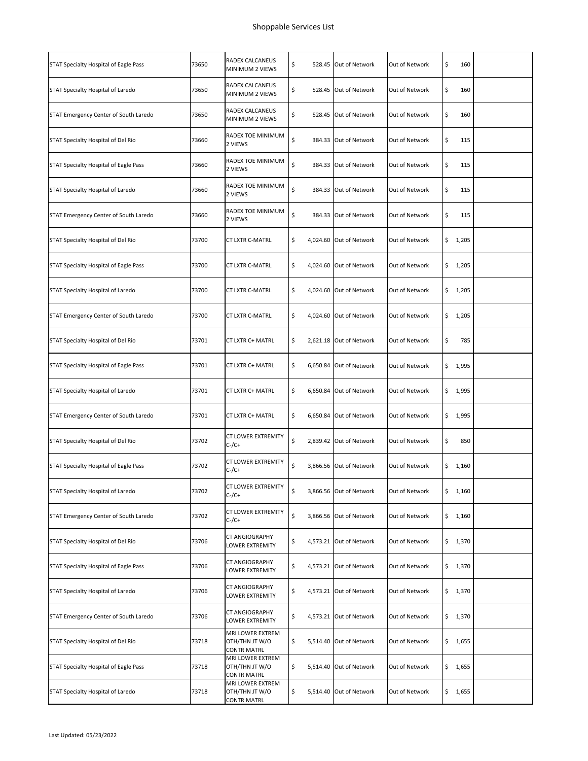# Shoppable Services List

| | | | | | | | |
|---|---|---|---|---|---|---|---|
| STAT Specialty Hospital of Eagle Pass | 73650 | RADEX CALCANEUS MINIMUM 2 VIEWS | $ 528.45 | Out of Network | Out of Network | $ 160 | |
| STAT Specialty Hospital of Laredo | 73650 | RADEX CALCANEUS MINIMUM 2 VIEWS | $ 528.45 | Out of Network | Out of Network | $ 160 | |
| STAT Emergency Center of South Laredo | 73650 | RADEX CALCANEUS MINIMUM 2 VIEWS | $ 528.45 | Out of Network | Out of Network | $ 160 | |
| STAT Specialty Hospital of Del Rio | 73660 | RADEX TOE MINIMUM 2 VIEWS | $ 384.33 | Out of Network | Out of Network | $ 115 | |
| STAT Specialty Hospital of Eagle Pass | 73660 | RADEX TOE MINIMUM 2 VIEWS | $ 384.33 | Out of Network | Out of Network | $ 115 | |
| STAT Specialty Hospital of Laredo | 73660 | RADEX TOE MINIMUM 2 VIEWS | $ 384.33 | Out of Network | Out of Network | $ 115 | |
| STAT Emergency Center of South Laredo | 73660 | RADEX TOE MINIMUM 2 VIEWS | $ 384.33 | Out of Network | Out of Network | $ 115 | |
| STAT Specialty Hospital of Del Rio | 73700 | CT LXTR C-MATRL | $ 4,024.60 | Out of Network | Out of Network | $ 1,205 | |
| STAT Specialty Hospital of Eagle Pass | 73700 | CT LXTR C-MATRL | $ 4,024.60 | Out of Network | Out of Network | $ 1,205 | |
| STAT Specialty Hospital of Laredo | 73700 | CT LXTR C-MATRL | $ 4,024.60 | Out of Network | Out of Network | $ 1,205 | |
| STAT Emergency Center of South Laredo | 73700 | CT LXTR C-MATRL | $ 4,024.60 | Out of Network | Out of Network | $ 1,205 | |
| STAT Specialty Hospital of Del Rio | 73701 | CT LXTR C+ MATRL | $ 2,621.18 | Out of Network | Out of Network | $ 785 | |
| STAT Specialty Hospital of Eagle Pass | 73701 | CT LXTR C+ MATRL | $ 6,650.84 | Out of Network | Out of Network | $ 1,995 | |
| STAT Specialty Hospital of Laredo | 73701 | CT LXTR C+ MATRL | $ 6,650.84 | Out of Network | Out of Network | $ 1,995 | |
| STAT Emergency Center of South Laredo | 73701 | CT LXTR C+ MATRL | $ 6,650.84 | Out of Network | Out of Network | $ 1,995 | |
| STAT Specialty Hospital of Del Rio | 73702 | CT LOWER EXTREMITY C-/C+ | $ 2,839.42 | Out of Network | Out of Network | $ 850 | |
| STAT Specialty Hospital of Eagle Pass | 73702 | CT LOWER EXTREMITY C-/C+ | $ 3,866.56 | Out of Network | Out of Network | $ 1,160 | |
| STAT Specialty Hospital of Laredo | 73702 | CT LOWER EXTREMITY C-/C+ | $ 3,866.56 | Out of Network | Out of Network | $ 1,160 | |
| STAT Emergency Center of South Laredo | 73702 | CT LOWER EXTREMITY C-/C+ | $ 3,866.56 | Out of Network | Out of Network | $ 1,160 | |
| STAT Specialty Hospital of Del Rio | 73706 | CT ANGIOGRAPHY LOWER EXTREMITY | $ 4,573.21 | Out of Network | Out of Network | $ 1,370 | |
| STAT Specialty Hospital of Eagle Pass | 73706 | CT ANGIOGRAPHY LOWER EXTREMITY | $ 4,573.21 | Out of Network | Out of Network | $ 1,370 | |
| STAT Specialty Hospital of Laredo | 73706 | CT ANGIOGRAPHY LOWER EXTREMITY | $ 4,573.21 | Out of Network | Out of Network | $ 1,370 | |
| STAT Emergency Center of South Laredo | 73706 | CT ANGIOGRAPHY LOWER EXTREMITY | $ 4,573.21 | Out of Network | Out of Network | $ 1,370 | |
| STAT Specialty Hospital of Del Rio | 73718 | MRI LOWER EXTREM OTH/THN JT W/O CONTR MATRL | $ 5,514.40 | Out of Network | Out of Network | $ 1,655 | |
| STAT Specialty Hospital of Eagle Pass | 73718 | MRI LOWER EXTREM OTH/THN JT W/O CONTR MATRL | $ 5,514.40 | Out of Network | Out of Network | $ 1,655 | |
| STAT Specialty Hospital of Laredo | 73718 | MRI LOWER EXTREM OTH/THN JT W/O CONTR MATRL | $ 5,514.40 | Out of Network | Out of Network | $ 1,655 | |

Last Updated: 05/23/2022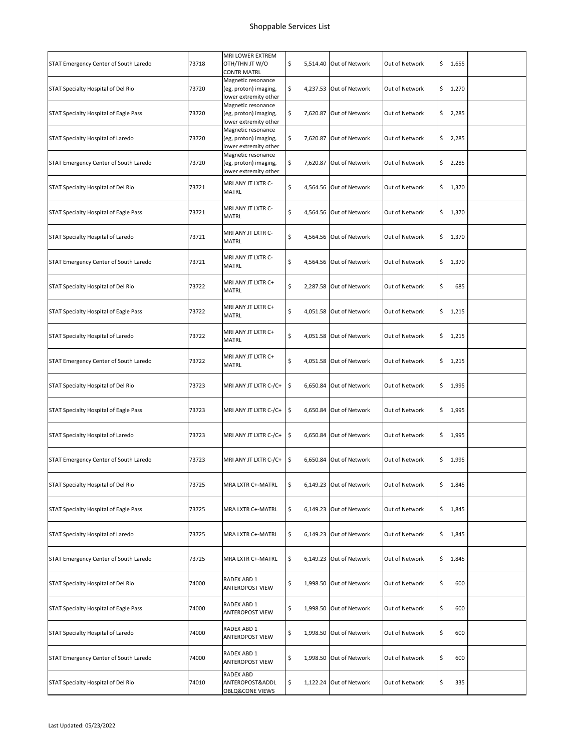# Shoppable Services List

| | | | | | | | |
|---|---|---|---|---|---|---|---|
| STAT Emergency Center of South Laredo | 73718 | MRI LOWER EXTREM OTH/THN JT W/O CONTR MATRL | $ 5,514.40 | Out of Network | Out of Network | $ 1,655 | |
| STAT Specialty Hospital of Del Rio | 73720 | Magnetic resonance (eg, proton) imaging, lower extremity other | $ 4,237.53 | Out of Network | Out of Network | $ 1,270 | |
| STAT Specialty Hospital of Eagle Pass | 73720 | Magnetic resonance (eg, proton) imaging, lower extremity other | $ 7,620.87 | Out of Network | Out of Network | $ 2,285 | |
| STAT Specialty Hospital of Laredo | 73720 | Magnetic resonance (eg, proton) imaging, lower extremity other | $ 7,620.87 | Out of Network | Out of Network | $ 2,285 | |
| STAT Emergency Center of South Laredo | 73720 | Magnetic resonance (eg, proton) imaging, lower extremity other | $ 7,620.87 | Out of Network | Out of Network | $ 2,285 | |
| STAT Specialty Hospital of Del Rio | 73721 | MRI ANY JT LXTR C-MATRL | $ 4,564.56 | Out of Network | Out of Network | $ 1,370 | |
| STAT Specialty Hospital of Eagle Pass | 73721 | MRI ANY JT LXTR C-MATRL | $ 4,564.56 | Out of Network | Out of Network | $ 1,370 | |
| STAT Specialty Hospital of Laredo | 73721 | MRI ANY JT LXTR C-MATRL | $ 4,564.56 | Out of Network | Out of Network | $ 1,370 | |
| STAT Emergency Center of South Laredo | 73721 | MRI ANY JT LXTR C-MATRL | $ 4,564.56 | Out of Network | Out of Network | $ 1,370 | |
| STAT Specialty Hospital of Del Rio | 73722 | MRI ANY JT LXTR C+ MATRL | $ 2,287.58 | Out of Network | Out of Network | $ 685 | |
| STAT Specialty Hospital of Eagle Pass | 73722 | MRI ANY JT LXTR C+ MATRL | $ 4,051.58 | Out of Network | Out of Network | $ 1,215 | |
| STAT Specialty Hospital of Laredo | 73722 | MRI ANY JT LXTR C+ MATRL | $ 4,051.58 | Out of Network | Out of Network | $ 1,215 | |
| STAT Emergency Center of South Laredo | 73722 | MRI ANY JT LXTR C+ MATRL | $ 4,051.58 | Out of Network | Out of Network | $ 1,215 | |
| STAT Specialty Hospital of Del Rio | 73723 | MRI ANY JT LXTR C-/C+ | $ 6,650.84 | Out of Network | Out of Network | $ 1,995 | |
| STAT Specialty Hospital of Eagle Pass | 73723 | MRI ANY JT LXTR C-/C+ | $ 6,650.84 | Out of Network | Out of Network | $ 1,995 | |
| STAT Specialty Hospital of Laredo | 73723 | MRI ANY JT LXTR C-/C+ | $ 6,650.84 | Out of Network | Out of Network | $ 1,995 | |
| STAT Emergency Center of South Laredo | 73723 | MRI ANY JT LXTR C-/C+ | $ 6,650.84 | Out of Network | Out of Network | $ 1,995 | |
| STAT Specialty Hospital of Del Rio | 73725 | MRA LXTR C+-MATRL | $ 6,149.23 | Out of Network | Out of Network | $ 1,845 | |
| STAT Specialty Hospital of Eagle Pass | 73725 | MRA LXTR C+-MATRL | $ 6,149.23 | Out of Network | Out of Network | $ 1,845 | |
| STAT Specialty Hospital of Laredo | 73725 | MRA LXTR C+-MATRL | $ 6,149.23 | Out of Network | Out of Network | $ 1,845 | |
| STAT Emergency Center of South Laredo | 73725 | MRA LXTR C+-MATRL | $ 6,149.23 | Out of Network | Out of Network | $ 1,845 | |
| STAT Specialty Hospital of Del Rio | 74000 | RADEX ABD 1 ANTEROPOST VIEW | $ 1,998.50 | Out of Network | Out of Network | $ 600 | |
| STAT Specialty Hospital of Eagle Pass | 74000 | RADEX ABD 1 ANTEROPOST VIEW | $ 1,998.50 | Out of Network | Out of Network | $ 600 | |
| STAT Specialty Hospital of Laredo | 74000 | RADEX ABD 1 ANTEROPOST VIEW | $ 1,998.50 | Out of Network | Out of Network | $ 600 | |
| STAT Emergency Center of South Laredo | 74000 | RADEX ABD 1 ANTEROPOST VIEW | $ 1,998.50 | Out of Network | Out of Network | $ 600 | |
| STAT Specialty Hospital of Del Rio | 74010 | RADEX ABD ANTEROPOST&ADDL OBLQ&CONE VIEWS | $ 1,122.24 | Out of Network | Out of Network | $ 335 | |

Last Updated: 05/23/2022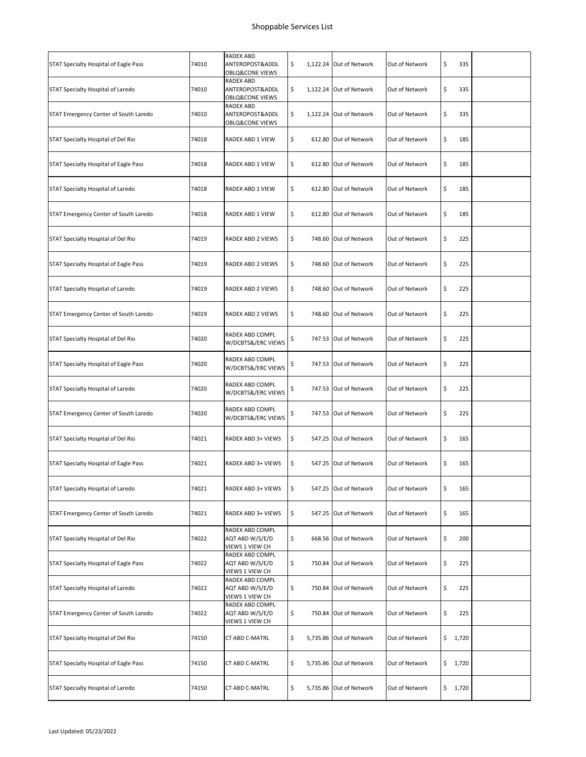# Shoppable Services List

| | | | | | | | |
|---|---|---|---|---|---|---|---|
| STAT Specialty Hospital of Eagle Pass | 74010 | RADEX ABD ANTEROPOST&ADDL OBLQ&CONE VIEWS | $ 1,122.24 | Out of Network | Out of Network | $ 335 | |
| STAT Specialty Hospital of Laredo | 74010 | RADEX ABD ANTEROPOST&ADDL OBLQ&CONE VIEWS | $ 1,122.24 | Out of Network | Out of Network | $ 335 | |
| STAT Emergency Center of South Laredo | 74010 | RADEX ABD ANTEROPOST&ADDL OBLQ&CONE VIEWS | $ 1,122.24 | Out of Network | Out of Network | $ 335 | |
| STAT Specialty Hospital of Del Rio | 74018 | RADEX ABD 1 VIEW | $ 612.80 | Out of Network | Out of Network | $ 185 | |
| STAT Specialty Hospital of Eagle Pass | 74018 | RADEX ABD 1 VIEW | $ 612.80 | Out of Network | Out of Network | $ 185 | |
| STAT Specialty Hospital of Laredo | 74018 | RADEX ABD 1 VIEW | $ 612.80 | Out of Network | Out of Network | $ 185 | |
| STAT Emergency Center of South Laredo | 74018 | RADEX ABD 1 VIEW | $ 612.80 | Out of Network | Out of Network | $ 185 | |
| STAT Specialty Hospital of Del Rio | 74019 | RADEX ABD 2 VIEWS | $ 748.60 | Out of Network | Out of Network | $ 225 | |
| STAT Specialty Hospital of Eagle Pass | 74019 | RADEX ABD 2 VIEWS | $ 748.60 | Out of Network | Out of Network | $ 225 | |
| STAT Specialty Hospital of Laredo | 74019 | RADEX ABD 2 VIEWS | $ 748.60 | Out of Network | Out of Network | $ 225 | |
| STAT Emergency Center of South Laredo | 74019 | RADEX ABD 2 VIEWS | $ 748.60 | Out of Network | Out of Network | $ 225 | |
| STAT Specialty Hospital of Del Rio | 74020 | RADEX ABD COMPL W/DCBTS&/ERC VIEWS | $ 747.53 | Out of Network | Out of Network | $ 225 | |
| STAT Specialty Hospital of Eagle Pass | 74020 | RADEX ABD COMPL W/DCBTS&/ERC VIEWS | $ 747.53 | Out of Network | Out of Network | $ 225 | |
| STAT Specialty Hospital of Laredo | 74020 | RADEX ABD COMPL W/DCBTS&/ERC VIEWS | $ 747.53 | Out of Network | Out of Network | $ 225 | |
| STAT Emergency Center of South Laredo | 74020 | RADEX ABD COMPL W/DCBTS&/ERC VIEWS | $ 747.53 | Out of Network | Out of Network | $ 225 | |
| STAT Specialty Hospital of Del Rio | 74021 | RADEX ABD 3+ VIEWS | $ 547.25 | Out of Network | Out of Network | $ 165 | |
| STAT Specialty Hospital of Eagle Pass | 74021 | RADEX ABD 3+ VIEWS | $ 547.25 | Out of Network | Out of Network | $ 165 | |
| STAT Specialty Hospital of Laredo | 74021 | RADEX ABD 3+ VIEWS | $ 547.25 | Out of Network | Out of Network | $ 165 | |
| STAT Emergency Center of South Laredo | 74021 | RADEX ABD 3+ VIEWS | $ 547.25 | Out of Network | Out of Network | $ 165 | |
| STAT Specialty Hospital of Del Rio | 74022 | RADEX ABD COMPL AQT ABD W/S/E/D VIEWS 1 VIEW CH | $ 668.56 | Out of Network | Out of Network | $ 200 | |
| STAT Specialty Hospital of Eagle Pass | 74022 | RADEX ABD COMPL AQT ABD W/S/E/D VIEWS 1 VIEW CH | $ 750.84 | Out of Network | Out of Network | $ 225 | |
| STAT Specialty Hospital of Laredo | 74022 | RADEX ABD COMPL AQT ABD W/S/E/D VIEWS 1 VIEW CH | $ 750.84 | Out of Network | Out of Network | $ 225 | |
| STAT Emergency Center of South Laredo | 74022 | RADEX ABD COMPL AQT ABD W/S/E/D VIEWS 1 VIEW CH | $ 750.84 | Out of Network | Out of Network | $ 225 | |
| STAT Specialty Hospital of Del Rio | 74150 | CT ABD C-MATRL | $ 5,735.86 | Out of Network | Out of Network | $ 1,720 | |
| STAT Specialty Hospital of Eagle Pass | 74150 | CT ABD C-MATRL | $ 5,735.86 | Out of Network | Out of Network | $ 1,720 | |
| STAT Specialty Hospital of Laredo | 74150 | CT ABD C-MATRL | $ 5,735.86 | Out of Network | Out of Network | $ 1,720 | |

Last Updated: 05/23/2022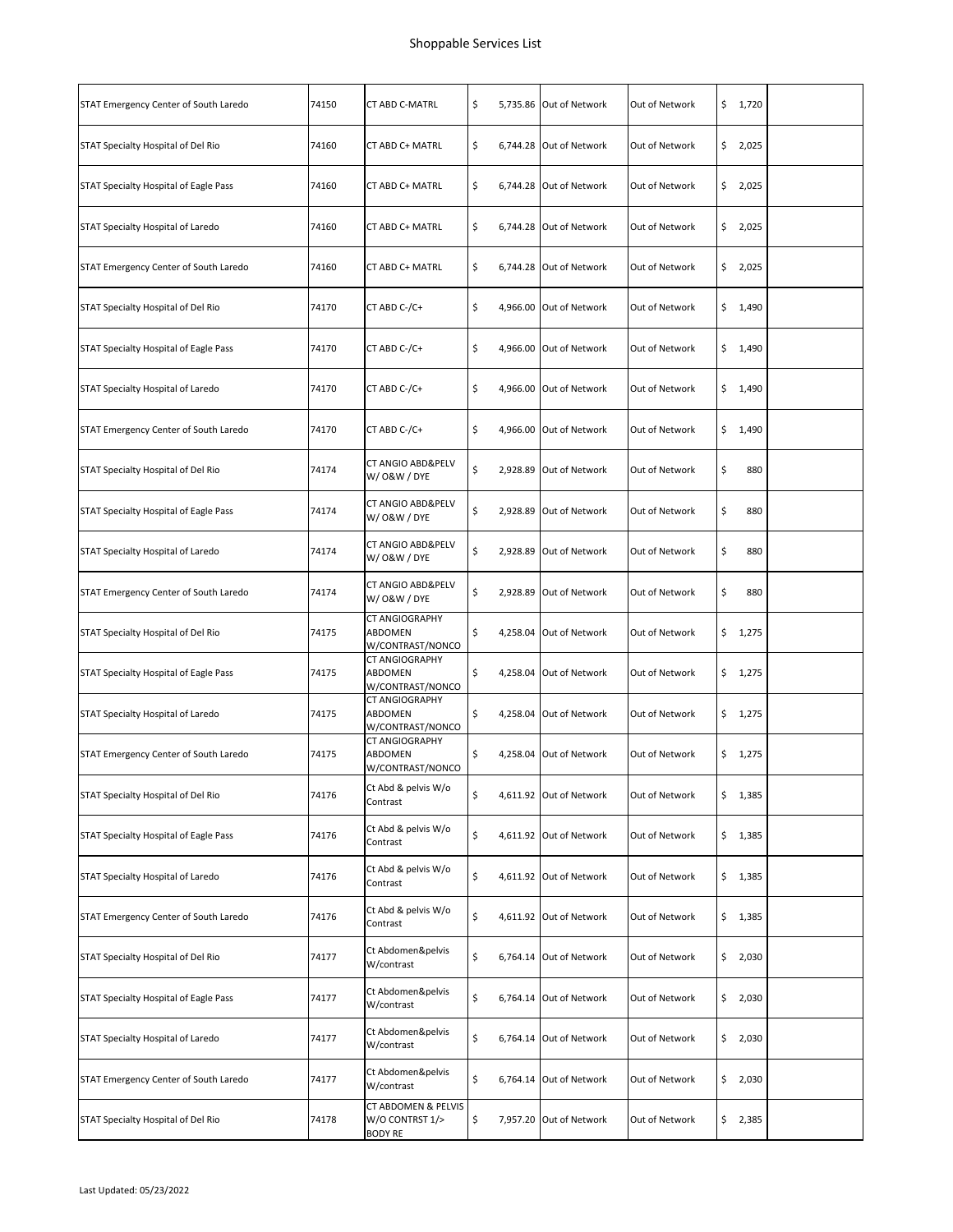# Shoppable Services List

| | | | | | | | |
|---|---|---|---|---|---|---|---|
| STAT Emergency Center of South Laredo | 74150 | CT ABD C-MATRL | $ 5,735.86 | Out of Network | Out of Network | $ 1,720 | |
| STAT Specialty Hospital of Del Rio | 74160 | CT ABD C+ MATRL | $ 6,744.28 | Out of Network | Out of Network | $ 2,025 | |
| STAT Specialty Hospital of Eagle Pass | 74160 | CT ABD C+ MATRL | $ 6,744.28 | Out of Network | Out of Network | $ 2,025 | |
| STAT Specialty Hospital of Laredo | 74160 | CT ABD C+ MATRL | $ 6,744.28 | Out of Network | Out of Network | $ 2,025 | |
| STAT Emergency Center of South Laredo | 74160 | CT ABD C+ MATRL | $ 6,744.28 | Out of Network | Out of Network | $ 2,025 | |
| STAT Specialty Hospital of Del Rio | 74170 | CT ABD C-/C+ | $ 4,966.00 | Out of Network | Out of Network | $ 1,490 | |
| STAT Specialty Hospital of Eagle Pass | 74170 | CT ABD C-/C+ | $ 4,966.00 | Out of Network | Out of Network | $ 1,490 | |
| STAT Specialty Hospital of Laredo | 74170 | CT ABD C-/C+ | $ 4,966.00 | Out of Network | Out of Network | $ 1,490 | |
| STAT Emergency Center of South Laredo | 74170 | CT ABD C-/C+ | $ 4,966.00 | Out of Network | Out of Network | $ 1,490 | |
| STAT Specialty Hospital of Del Rio | 74174 | CT ANGIO ABD&PELV W/ O&W / DYE | $ 2,928.89 | Out of Network | Out of Network | $ 880 | |
| STAT Specialty Hospital of Eagle Pass | 74174 | CT ANGIO ABD&PELV W/ O&W / DYE | $ 2,928.89 | Out of Network | Out of Network | $ 880 | |
| STAT Specialty Hospital of Laredo | 74174 | CT ANGIO ABD&PELV W/ O&W / DYE | $ 2,928.89 | Out of Network | Out of Network | $ 880 | |
| STAT Emergency Center of South Laredo | 74174 | CT ANGIO ABD&PELV W/ O&W / DYE | $ 2,928.89 | Out of Network | Out of Network | $ 880 | |
| STAT Specialty Hospital of Del Rio | 74175 | CT ANGIOGRAPHY ABDOMEN W/CONTRAST/NONCO | $ 4,258.04 | Out of Network | Out of Network | $ 1,275 | |
| STAT Specialty Hospital of Eagle Pass | 74175 | CT ANGIOGRAPHY ABDOMEN W/CONTRAST/NONCO | $ 4,258.04 | Out of Network | Out of Network | $ 1,275 | |
| STAT Specialty Hospital of Laredo | 74175 | CT ANGIOGRAPHY ABDOMEN W/CONTRAST/NONCO | $ 4,258.04 | Out of Network | Out of Network | $ 1,275 | |
| STAT Emergency Center of South Laredo | 74175 | CT ANGIOGRAPHY ABDOMEN W/CONTRAST/NONCO | $ 4,258.04 | Out of Network | Out of Network | $ 1,275 | |
| STAT Specialty Hospital of Del Rio | 74176 | Ct Abd & pelvis W/o Contrast | $ 4,611.92 | Out of Network | Out of Network | $ 1,385 | |
| STAT Specialty Hospital of Eagle Pass | 74176 | Ct Abd & pelvis W/o Contrast | $ 4,611.92 | Out of Network | Out of Network | $ 1,385 | |
| STAT Specialty Hospital of Laredo | 74176 | Ct Abd & pelvis W/o Contrast | $ 4,611.92 | Out of Network | Out of Network | $ 1,385 | |
| STAT Emergency Center of South Laredo | 74176 | Ct Abd & pelvis W/o Contrast | $ 4,611.92 | Out of Network | Out of Network | $ 1,385 | |
| STAT Specialty Hospital of Del Rio | 74177 | Ct Abdomen&pelvis W/contrast | $ 6,764.14 | Out of Network | Out of Network | $ 2,030 | |
| STAT Specialty Hospital of Eagle Pass | 74177 | Ct Abdomen&pelvis W/contrast | $ 6,764.14 | Out of Network | Out of Network | $ 2,030 | |
| STAT Specialty Hospital of Laredo | 74177 | Ct Abdomen&pelvis W/contrast | $ 6,764.14 | Out of Network | Out of Network | $ 2,030 | |
| STAT Emergency Center of South Laredo | 74177 | Ct Abdomen&pelvis W/contrast | $ 6,764.14 | Out of Network | Out of Network | $ 2,030 | |
| STAT Specialty Hospital of Del Rio | 74178 | CT ABDOMEN & PELVIS W/O CONTRST 1/> BODY RE | $ 7,957.20 | Out of Network | Out of Network | $ 2,385 | |

Last Updated: 05/23/2022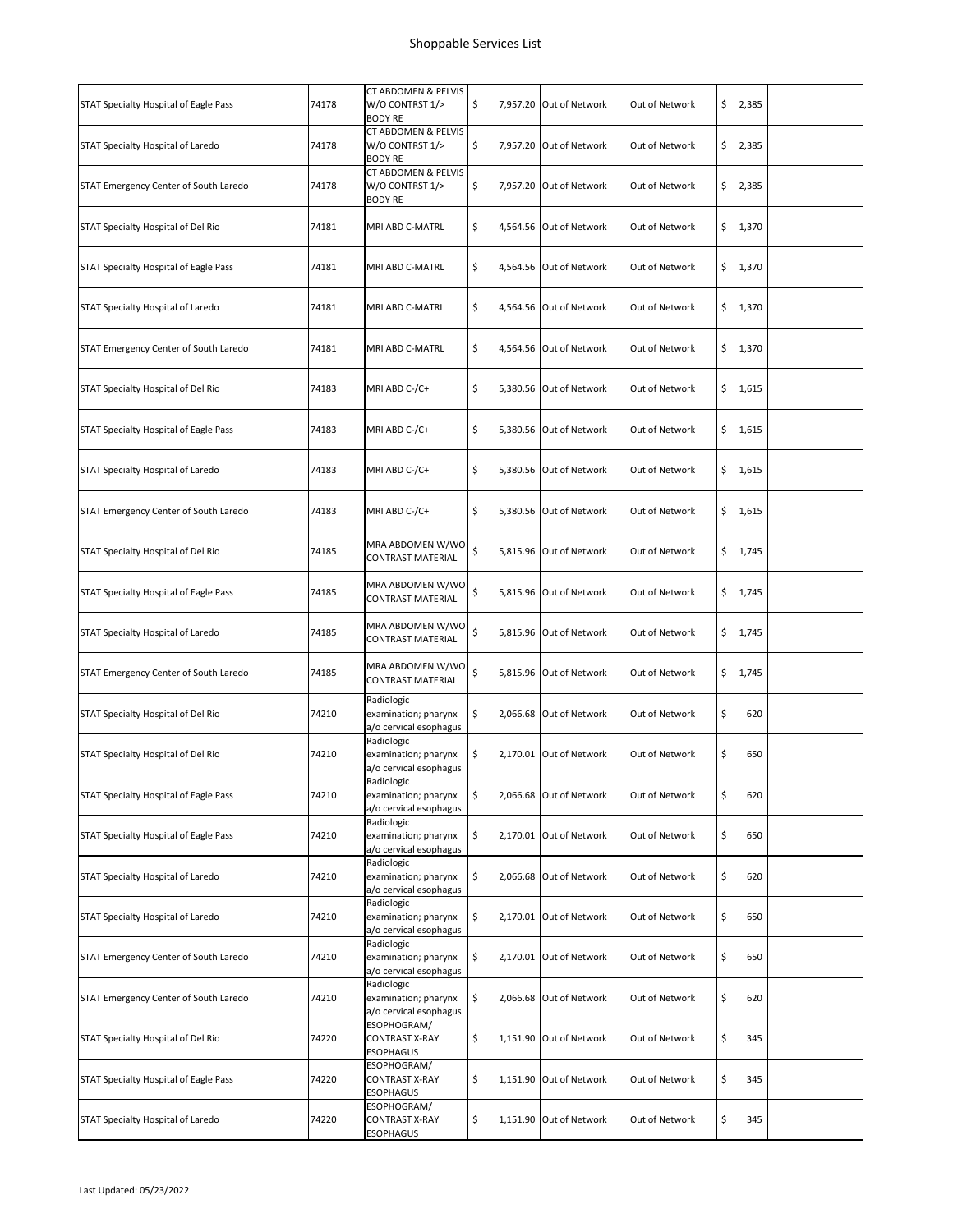# Shoppable Services List

| | | | | | | | |
|---|---|---|---|---|---|---|---|
| STAT Specialty Hospital of Eagle Pass | 74178 | CT ABDOMEN & PELVIS W/O CONTRST 1/> BODY RE | $ 7,957.20 | Out of Network | Out of Network | $ 2,385 | |
| STAT Specialty Hospital of Laredo | 74178 | CT ABDOMEN & PELVIS W/O CONTRST 1/> BODY RE | $ 7,957.20 | Out of Network | Out of Network | $ 2,385 | |
| STAT Emergency Center of South Laredo | 74178 | CT ABDOMEN & PELVIS W/O CONTRST 1/> BODY RE | $ 7,957.20 | Out of Network | Out of Network | $ 2,385 | |
| STAT Specialty Hospital of Del Rio | 74181 | MRI ABD C-MATRL | $ 4,564.56 | Out of Network | Out of Network | $ 1,370 | |
| STAT Specialty Hospital of Eagle Pass | 74181 | MRI ABD C-MATRL | $ 4,564.56 | Out of Network | Out of Network | $ 1,370 | |
| STAT Specialty Hospital of Laredo | 74181 | MRI ABD C-MATRL | $ 4,564.56 | Out of Network | Out of Network | $ 1,370 | |
| STAT Emergency Center of South Laredo | 74181 | MRI ABD C-MATRL | $ 4,564.56 | Out of Network | Out of Network | $ 1,370 | |
| STAT Specialty Hospital of Del Rio | 74183 | MRI ABD C-/C+ | $ 5,380.56 | Out of Network | Out of Network | $ 1,615 | |
| STAT Specialty Hospital of Eagle Pass | 74183 | MRI ABD C-/C+ | $ 5,380.56 | Out of Network | Out of Network | $ 1,615 | |
| STAT Specialty Hospital of Laredo | 74183 | MRI ABD C-/C+ | $ 5,380.56 | Out of Network | Out of Network | $ 1,615 | |
| STAT Emergency Center of South Laredo | 74183 | MRI ABD C-/C+ | $ 5,380.56 | Out of Network | Out of Network | $ 1,615 | |
| STAT Specialty Hospital of Del Rio | 74185 | MRA ABDOMEN W/WO CONTRAST MATERIAL | $ 5,815.96 | Out of Network | Out of Network | $ 1,745 | |
| STAT Specialty Hospital of Eagle Pass | 74185 | MRA ABDOMEN W/WO CONTRAST MATERIAL | $ 5,815.96 | Out of Network | Out of Network | $ 1,745 | |
| STAT Specialty Hospital of Laredo | 74185 | MRA ABDOMEN W/WO CONTRAST MATERIAL | $ 5,815.96 | Out of Network | Out of Network | $ 1,745 | |
| STAT Emergency Center of South Laredo | 74185 | MRA ABDOMEN W/WO CONTRAST MATERIAL | $ 5,815.96 | Out of Network | Out of Network | $ 1,745 | |
| STAT Specialty Hospital of Del Rio | 74210 | Radiologic examination; pharynx a/o cervical esophagus | $ 2,066.68 | Out of Network | Out of Network | $ 620 | |
| STAT Specialty Hospital of Del Rio | 74210 | Radiologic examination; pharynx a/o cervical esophagus | $ 2,170.01 | Out of Network | Out of Network | $ 650 | |
| STAT Specialty Hospital of Eagle Pass | 74210 | Radiologic examination; pharynx a/o cervical esophagus | $ 2,066.68 | Out of Network | Out of Network | $ 620 | |
| STAT Specialty Hospital of Eagle Pass | 74210 | Radiologic examination; pharynx a/o cervical esophagus | $ 2,170.01 | Out of Network | Out of Network | $ 650 | |
| STAT Specialty Hospital of Laredo | 74210 | Radiologic examination; pharynx a/o cervical esophagus | $ 2,066.68 | Out of Network | Out of Network | $ 620 | |
| STAT Specialty Hospital of Laredo | 74210 | Radiologic examination; pharynx a/o cervical esophagus | $ 2,170.01 | Out of Network | Out of Network | $ 650 | |
| STAT Emergency Center of South Laredo | 74210 | Radiologic examination; pharynx a/o cervical esophagus | $ 2,170.01 | Out of Network | Out of Network | $ 650 | |
| STAT Emergency Center of South Laredo | 74210 | Radiologic examination; pharynx a/o cervical esophagus | $ 2,066.68 | Out of Network | Out of Network | $ 620 | |
| STAT Specialty Hospital of Del Rio | 74220 | ESOPHOGRAM/ CONTRAST X-RAY ESOPHAGUS | $ 1,151.90 | Out of Network | Out of Network | $ 345 | |
| STAT Specialty Hospital of Eagle Pass | 74220 | ESOPHOGRAM/ CONTRAST X-RAY ESOPHAGUS | $ 1,151.90 | Out of Network | Out of Network | $ 345 | |
| STAT Specialty Hospital of Laredo | 74220 | ESOPHOGRAM/ CONTRAST X-RAY ESOPHAGUS | $ 1,151.90 | Out of Network | Out of Network | $ 345 | |

Last Updated: 05/23/2022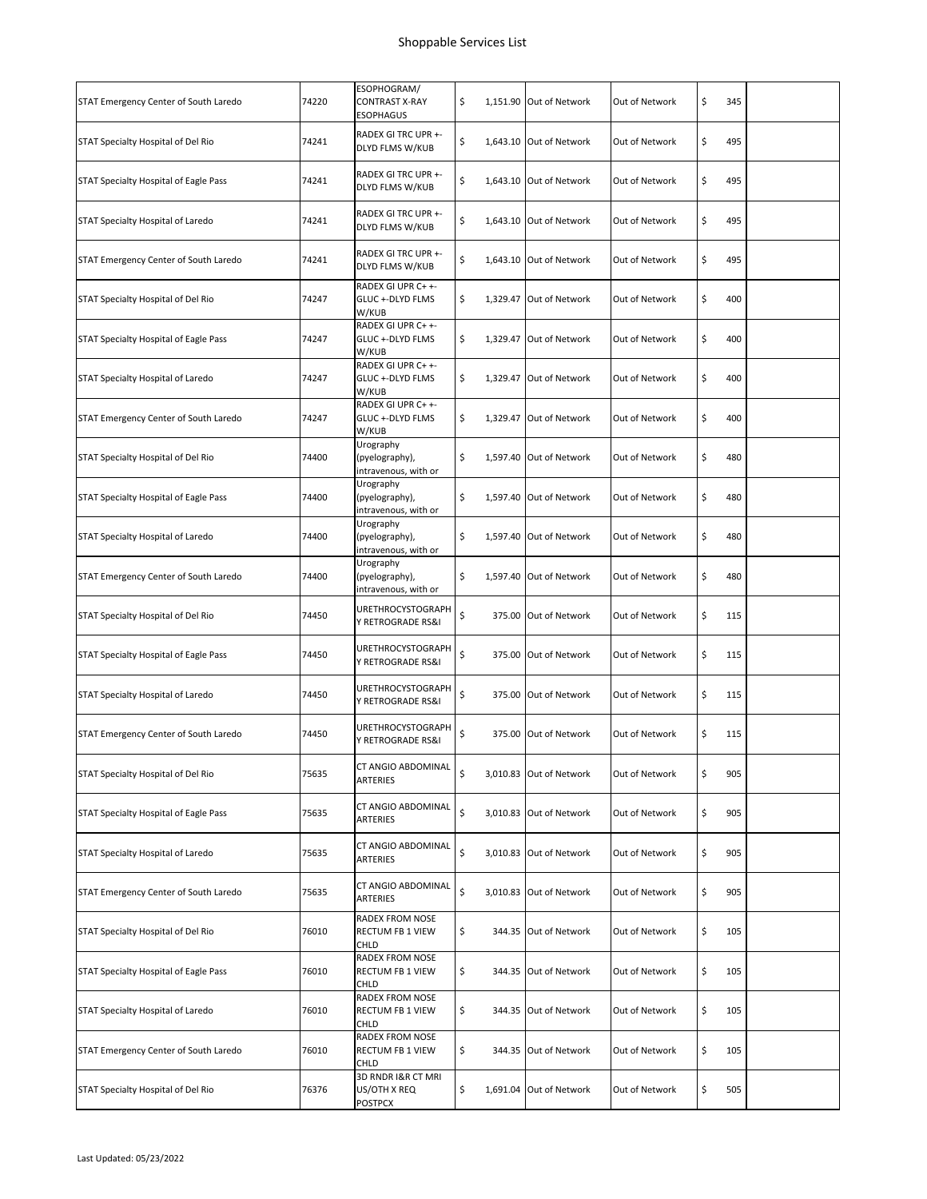# Shoppable Services List

| | | | | | | | |
|---|---|---|---|---|---|---|---|
| STAT Emergency Center of South Laredo | 74220 | ESOPHOGRAM/ CONTRAST X-RAY ESOPHAGUS | $ 1,151.90 | Out of Network | Out of Network | $ 345 | |
| STAT Specialty Hospital of Del Rio | 74241 | RADEX GI TRC UPR +- DLYD FLMS W/KUB | $ 1,643.10 | Out of Network | Out of Network | $ 495 | |
| STAT Specialty Hospital of Eagle Pass | 74241 | RADEX GI TRC UPR +- DLYD FLMS W/KUB | $ 1,643.10 | Out of Network | Out of Network | $ 495 | |
| STAT Specialty Hospital of Laredo | 74241 | RADEX GI TRC UPR +- DLYD FLMS W/KUB | $ 1,643.10 | Out of Network | Out of Network | $ 495 | |
| STAT Emergency Center of South Laredo | 74241 | RADEX GI TRC UPR +- DLYD FLMS W/KUB | $ 1,643.10 | Out of Network | Out of Network | $ 495 | |
| STAT Specialty Hospital of Del Rio | 74247 | RADEX GI UPR C+ +- GLUC +-DLYD FLMS W/KUB | $ 1,329.47 | Out of Network | Out of Network | $ 400 | |
| STAT Specialty Hospital of Eagle Pass | 74247 | RADEX GI UPR C+ +- GLUC +-DLYD FLMS W/KUB | $ 1,329.47 | Out of Network | Out of Network | $ 400 | |
| STAT Specialty Hospital of Laredo | 74247 | RADEX GI UPR C+ +- GLUC +-DLYD FLMS W/KUB | $ 1,329.47 | Out of Network | Out of Network | $ 400 | |
| STAT Emergency Center of South Laredo | 74247 | RADEX GI UPR C+ +- GLUC +-DLYD FLMS W/KUB | $ 1,329.47 | Out of Network | Out of Network | $ 400 | |
| STAT Specialty Hospital of Del Rio | 74400 | Urography (pyelography), intravenous, with or | $ 1,597.40 | Out of Network | Out of Network | $ 480 | |
| STAT Specialty Hospital of Eagle Pass | 74400 | Urography (pyelography), intravenous, with or | $ 1,597.40 | Out of Network | Out of Network | $ 480 | |
| STAT Specialty Hospital of Laredo | 74400 | Urography (pyelography), intravenous, with or | $ 1,597.40 | Out of Network | Out of Network | $ 480 | |
| STAT Emergency Center of South Laredo | 74400 | Urography (pyelography), intravenous, with or | $ 1,597.40 | Out of Network | Out of Network | $ 480 | |
| STAT Specialty Hospital of Del Rio | 74450 | URETHROCYSTOGRAPHY RETROGRADE RS&I | $ 375.00 | Out of Network | Out of Network | $ 115 | |
| STAT Specialty Hospital of Eagle Pass | 74450 | URETHROCYSTOGRAPHY RETROGRADE RS&I | $ 375.00 | Out of Network | Out of Network | $ 115 | |
| STAT Specialty Hospital of Laredo | 74450 | URETHROCYSTOGRAPHY RETROGRADE RS&I | $ 375.00 | Out of Network | Out of Network | $ 115 | |
| STAT Emergency Center of South Laredo | 74450 | URETHROCYSTOGRAPHY RETROGRADE RS&I | $ 375.00 | Out of Network | Out of Network | $ 115 | |
| STAT Specialty Hospital of Del Rio | 75635 | CT ANGIO ABDOMINAL ARTERIES | $ 3,010.83 | Out of Network | Out of Network | $ 905 | |
| STAT Specialty Hospital of Eagle Pass | 75635 | CT ANGIO ABDOMINAL ARTERIES | $ 3,010.83 | Out of Network | Out of Network | $ 905 | |
| STAT Specialty Hospital of Laredo | 75635 | CT ANGIO ABDOMINAL ARTERIES | $ 3,010.83 | Out of Network | Out of Network | $ 905 | |
| STAT Emergency Center of South Laredo | 75635 | CT ANGIO ABDOMINAL ARTERIES | $ 3,010.83 | Out of Network | Out of Network | $ 905 | |
| STAT Specialty Hospital of Del Rio | 76010 | RADEX FROM NOSE RECTUM FB 1 VIEW CHLD | $ 344.35 | Out of Network | Out of Network | $ 105 | |
| STAT Specialty Hospital of Eagle Pass | 76010 | RADEX FROM NOSE RECTUM FB 1 VIEW CHLD | $ 344.35 | Out of Network | Out of Network | $ 105 | |
| STAT Specialty Hospital of Laredo | 76010 | RADEX FROM NOSE RECTUM FB 1 VIEW CHLD | $ 344.35 | Out of Network | Out of Network | $ 105 | |
| STAT Emergency Center of South Laredo | 76010 | RADEX FROM NOSE RECTUM FB 1 VIEW CHLD | $ 344.35 | Out of Network | Out of Network | $ 105 | |
| STAT Specialty Hospital of Del Rio | 76376 | 3D RNDR I&R CT MRI US/OTH X REQ POSTPCX | $ 1,691.04 | Out of Network | Out of Network | $ 505 | |

Last Updated: 05/23/2022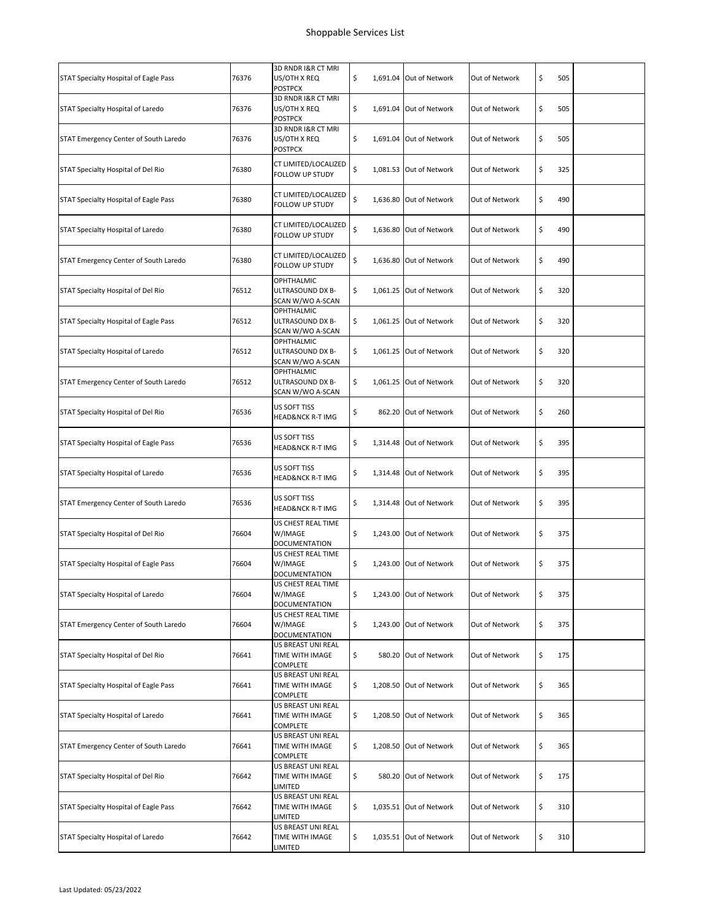# Shoppable Services List

| | | | | | | | |
|---|---|---|---|---|---|---|---|
| STAT Specialty Hospital of Eagle Pass | 76376 | 3D RNDR I&R CT MRI US/OTH X REQ POSTPCX | $ 1,691.04 | Out of Network | Out of Network | $ 505 | |
| STAT Specialty Hospital of Laredo | 76376 | 3D RNDR I&R CT MRI US/OTH X REQ POSTPCX | $ 1,691.04 | Out of Network | Out of Network | $ 505 | |
| STAT Emergency Center of South Laredo | 76376 | 3D RNDR I&R CT MRI US/OTH X REQ POSTPCX | $ 1,691.04 | Out of Network | Out of Network | $ 505 | |
| STAT Specialty Hospital of Del Rio | 76380 | CT LIMITED/LOCALIZED FOLLOW UP STUDY | $ 1,081.53 | Out of Network | Out of Network | $ 325 | |
| STAT Specialty Hospital of Eagle Pass | 76380 | CT LIMITED/LOCALIZED FOLLOW UP STUDY | $ 1,636.80 | Out of Network | Out of Network | $ 490 | |
| STAT Specialty Hospital of Laredo | 76380 | CT LIMITED/LOCALIZED FOLLOW UP STUDY | $ 1,636.80 | Out of Network | Out of Network | $ 490 | |
| STAT Emergency Center of South Laredo | 76380 | CT LIMITED/LOCALIZED FOLLOW UP STUDY | $ 1,636.80 | Out of Network | Out of Network | $ 490 | |
| STAT Specialty Hospital of Del Rio | 76512 | OPHTHALMIC ULTRASOUND DX B-SCAN W/WO A-SCAN | $ 1,061.25 | Out of Network | Out of Network | $ 320 | |
| STAT Specialty Hospital of Eagle Pass | 76512 | OPHTHALMIC ULTRASOUND DX B-SCAN W/WO A-SCAN | $ 1,061.25 | Out of Network | Out of Network | $ 320 | |
| STAT Specialty Hospital of Laredo | 76512 | OPHTHALMIC ULTRASOUND DX B-SCAN W/WO A-SCAN | $ 1,061.25 | Out of Network | Out of Network | $ 320 | |
| STAT Emergency Center of South Laredo | 76512 | OPHTHALMIC ULTRASOUND DX B-SCAN W/WO A-SCAN | $ 1,061.25 | Out of Network | Out of Network | $ 320 | |
| STAT Specialty Hospital of Del Rio | 76536 | US SOFT TISS HEAD&NCK R-T IMG | $ 862.20 | Out of Network | Out of Network | $ 260 | |
| STAT Specialty Hospital of Eagle Pass | 76536 | US SOFT TISS HEAD&NCK R-T IMG | $ 1,314.48 | Out of Network | Out of Network | $ 395 | |
| STAT Specialty Hospital of Laredo | 76536 | US SOFT TISS HEAD&NCK R-T IMG | $ 1,314.48 | Out of Network | Out of Network | $ 395 | |
| STAT Emergency Center of South Laredo | 76536 | US SOFT TISS HEAD&NCK R-T IMG | $ 1,314.48 | Out of Network | Out of Network | $ 395 | |
| STAT Specialty Hospital of Del Rio | 76604 | US CHEST REAL TIME W/IMAGE DOCUMENTATION | $ 1,243.00 | Out of Network | Out of Network | $ 375 | |
| STAT Specialty Hospital of Eagle Pass | 76604 | US CHEST REAL TIME W/IMAGE DOCUMENTATION | $ 1,243.00 | Out of Network | Out of Network | $ 375 | |
| STAT Specialty Hospital of Laredo | 76604 | US CHEST REAL TIME W/IMAGE DOCUMENTATION | $ 1,243.00 | Out of Network | Out of Network | $ 375 | |
| STAT Emergency Center of South Laredo | 76604 | US CHEST REAL TIME W/IMAGE DOCUMENTATION | $ 1,243.00 | Out of Network | Out of Network | $ 375 | |
| STAT Specialty Hospital of Del Rio | 76641 | US BREAST UNI REAL TIME WITH IMAGE COMPLETE | $ 580.20 | Out of Network | Out of Network | $ 175 | |
| STAT Specialty Hospital of Eagle Pass | 76641 | US BREAST UNI REAL TIME WITH IMAGE COMPLETE | $ 1,208.50 | Out of Network | Out of Network | $ 365 | |
| STAT Specialty Hospital of Laredo | 76641 | US BREAST UNI REAL TIME WITH IMAGE COMPLETE | $ 1,208.50 | Out of Network | Out of Network | $ 365 | |
| STAT Emergency Center of South Laredo | 76641 | US BREAST UNI REAL TIME WITH IMAGE COMPLETE | $ 1,208.50 | Out of Network | Out of Network | $ 365 | |
| STAT Specialty Hospital of Del Rio | 76642 | US BREAST UNI REAL TIME WITH IMAGE LIMITED | $ 580.20 | Out of Network | Out of Network | $ 175 | |
| STAT Specialty Hospital of Eagle Pass | 76642 | US BREAST UNI REAL TIME WITH IMAGE LIMITED | $ 1,035.51 | Out of Network | Out of Network | $ 310 | |
| STAT Specialty Hospital of Laredo | 76642 | US BREAST UNI REAL TIME WITH IMAGE LIMITED | $ 1,035.51 | Out of Network | Out of Network | $ 310 | |

Last Updated: 05/23/2022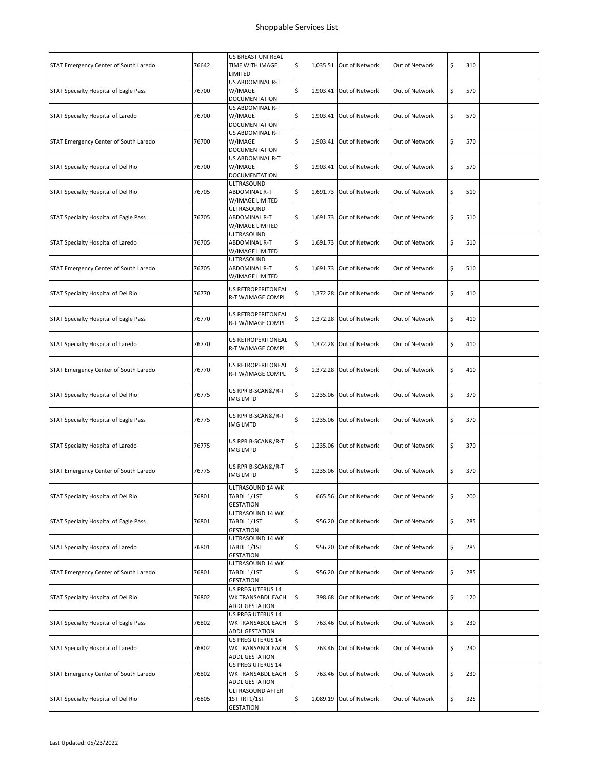# Shoppable Services List

| | | | | | | | |
|---|---|---|---|---|---|---|---|
| STAT Emergency Center of South Laredo | 76642 | US BREAST UNI REAL TIME WITH IMAGE LIMITED | $ 1,035.51 | Out of Network | Out of Network | $ 310 | |
| STAT Specialty Hospital of Eagle Pass | 76700 | US ABDOMINAL R-T W/IMAGE DOCUMENTATION | $ 1,903.41 | Out of Network | Out of Network | $ 570 | |
| STAT Specialty Hospital of Laredo | 76700 | US ABDOMINAL R-T W/IMAGE DOCUMENTATION | $ 1,903.41 | Out of Network | Out of Network | $ 570 | |
| STAT Emergency Center of South Laredo | 76700 | US ABDOMINAL R-T W/IMAGE DOCUMENTATION | $ 1,903.41 | Out of Network | Out of Network | $ 570 | |
| STAT Specialty Hospital of Del Rio | 76700 | US ABDOMINAL R-T W/IMAGE DOCUMENTATION | $ 1,903.41 | Out of Network | Out of Network | $ 570 | |
| STAT Specialty Hospital of Del Rio | 76705 | ULTRASOUND ABDOMINAL R-T W/IMAGE LIMITED | $ 1,691.73 | Out of Network | Out of Network | $ 510 | |
| STAT Specialty Hospital of Eagle Pass | 76705 | ULTRASOUND ABDOMINAL R-T W/IMAGE LIMITED | $ 1,691.73 | Out of Network | Out of Network | $ 510 | |
| STAT Specialty Hospital of Laredo | 76705 | ULTRASOUND ABDOMINAL R-T W/IMAGE LIMITED | $ 1,691.73 | Out of Network | Out of Network | $ 510 | |
| STAT Emergency Center of South Laredo | 76705 | ULTRASOUND ABDOMINAL R-T W/IMAGE LIMITED | $ 1,691.73 | Out of Network | Out of Network | $ 510 | |
| STAT Specialty Hospital of Del Rio | 76770 | US RETROPERITONEAL R-T W/IMAGE COMPL | $ 1,372.28 | Out of Network | Out of Network | $ 410 | |
| STAT Specialty Hospital of Eagle Pass | 76770 | US RETROPERITONEAL R-T W/IMAGE COMPL | $ 1,372.28 | Out of Network | Out of Network | $ 410 | |
| STAT Specialty Hospital of Laredo | 76770 | US RETROPERITONEAL R-T W/IMAGE COMPL | $ 1,372.28 | Out of Network | Out of Network | $ 410 | |
| STAT Emergency Center of South Laredo | 76770 | US RETROPERITONEAL R-T W/IMAGE COMPL | $ 1,372.28 | Out of Network | Out of Network | $ 410 | |
| STAT Specialty Hospital of Del Rio | 76775 | US RPR B-SCAN&/R-T IMG LMTD | $ 1,235.06 | Out of Network | Out of Network | $ 370 | |
| STAT Specialty Hospital of Eagle Pass | 76775 | US RPR B-SCAN&/R-T IMG LMTD | $ 1,235.06 | Out of Network | Out of Network | $ 370 | |
| STAT Specialty Hospital of Laredo | 76775 | US RPR B-SCAN&/R-T IMG LMTD | $ 1,235.06 | Out of Network | Out of Network | $ 370 | |
| STAT Emergency Center of South Laredo | 76775 | US RPR B-SCAN&/R-T IMG LMTD | $ 1,235.06 | Out of Network | Out of Network | $ 370 | |
| STAT Specialty Hospital of Del Rio | 76801 | ULTRASOUND 14 WK TABDL 1/1ST GESTATION | $ 665.56 | Out of Network | Out of Network | $ 200 | |
| STAT Specialty Hospital of Eagle Pass | 76801 | ULTRASOUND 14 WK TABDL 1/1ST GESTATION | $ 956.20 | Out of Network | Out of Network | $ 285 | |
| STAT Specialty Hospital of Laredo | 76801 | ULTRASOUND 14 WK TABDL 1/1ST GESTATION | $ 956.20 | Out of Network | Out of Network | $ 285 | |
| STAT Emergency Center of South Laredo | 76801 | ULTRASOUND 14 WK TABDL 1/1ST GESTATION | $ 956.20 | Out of Network | Out of Network | $ 285 | |
| STAT Specialty Hospital of Del Rio | 76802 | US PREG UTERUS 14 WK TRANSABDL EACH ADDL GESTATION | $ 398.68 | Out of Network | Out of Network | $ 120 | |
| STAT Specialty Hospital of Eagle Pass | 76802 | US PREG UTERUS 14 WK TRANSABDL EACH ADDL GESTATION | $ 763.46 | Out of Network | Out of Network | $ 230 | |
| STAT Specialty Hospital of Laredo | 76802 | US PREG UTERUS 14 WK TRANSABDL EACH ADDL GESTATION | $ 763.46 | Out of Network | Out of Network | $ 230 | |
| STAT Emergency Center of South Laredo | 76802 | US PREG UTERUS 14 WK TRANSABDL EACH ADDL GESTATION | $ 763.46 | Out of Network | Out of Network | $ 230 | |
| STAT Specialty Hospital of Del Rio | 76805 | ULTRASOUND AFTER 1ST TRI 1/1ST GESTATION | $ 1,089.19 | Out of Network | Out of Network | $ 325 | |

Last Updated: 05/23/2022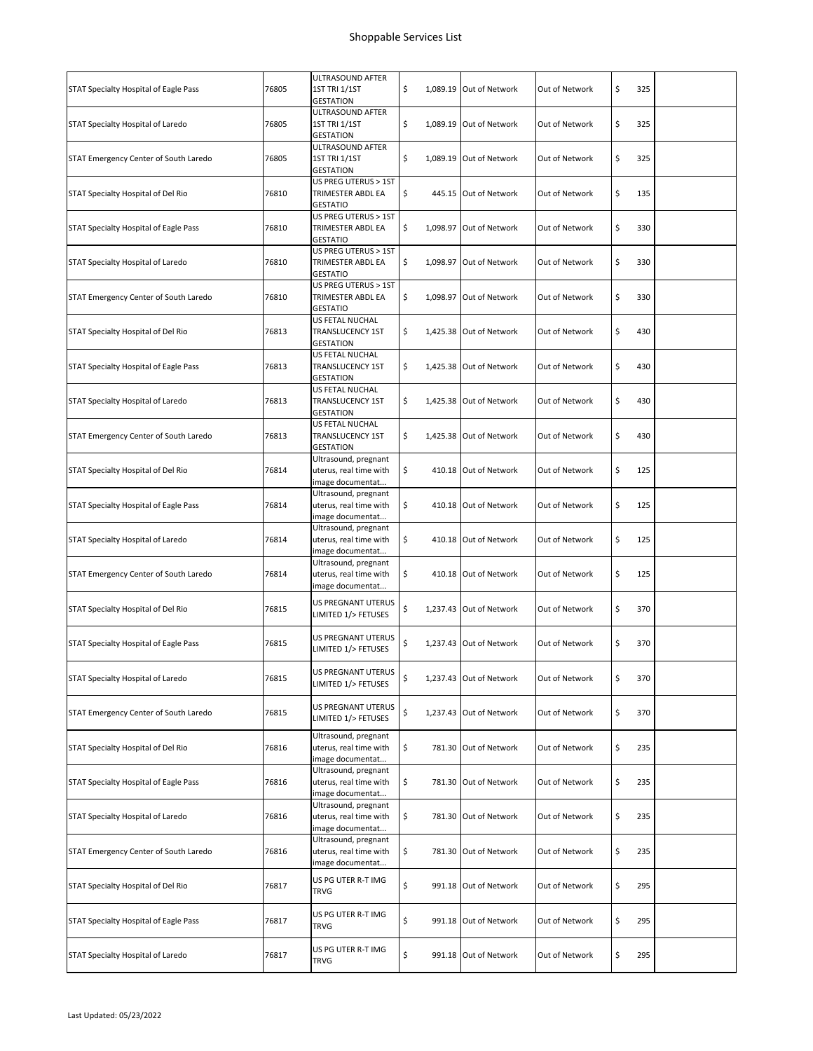# Shoppable Services List

| | | | | | | | |
|---|---|---|---|---|---|---|---|
| STAT Specialty Hospital of Eagle Pass | 76805 | ULTRASOUND AFTER 1ST TRI 1/1ST GESTATION | $ 1,089.19 | Out of Network | Out of Network | $ 325 | |
| STAT Specialty Hospital of Laredo | 76805 | ULTRASOUND AFTER 1ST TRI 1/1ST GESTATION | $ 1,089.19 | Out of Network | Out of Network | $ 325 | |
| STAT Emergency Center of South Laredo | 76805 | ULTRASOUND AFTER 1ST TRI 1/1ST GESTATION | $ 1,089.19 | Out of Network | Out of Network | $ 325 | |
| STAT Specialty Hospital of Del Rio | 76810 | US PREG UTERUS > 1ST TRIMESTER ABDL EA GESTATIO | $ 445.15 | Out of Network | Out of Network | $ 135 | |
| STAT Specialty Hospital of Eagle Pass | 76810 | US PREG UTERUS > 1ST TRIMESTER ABDL EA GESTATIO | $ 1,098.97 | Out of Network | Out of Network | $ 330 | |
| STAT Specialty Hospital of Laredo | 76810 | US PREG UTERUS > 1ST TRIMESTER ABDL EA GESTATIO | $ 1,098.97 | Out of Network | Out of Network | $ 330 | |
| STAT Emergency Center of South Laredo | 76810 | US PREG UTERUS > 1ST TRIMESTER ABDL EA GESTATIO | $ 1,098.97 | Out of Network | Out of Network | $ 330 | |
| STAT Specialty Hospital of Del Rio | 76813 | US FETAL NUCHAL TRANSLUCENCY 1ST GESTATION | $ 1,425.38 | Out of Network | Out of Network | $ 430 | |
| STAT Specialty Hospital of Eagle Pass | 76813 | US FETAL NUCHAL TRANSLUCENCY 1ST GESTATION | $ 1,425.38 | Out of Network | Out of Network | $ 430 | |
| STAT Specialty Hospital of Laredo | 76813 | US FETAL NUCHAL TRANSLUCENCY 1ST GESTATION | $ 1,425.38 | Out of Network | Out of Network | $ 430 | |
| STAT Emergency Center of South Laredo | 76813 | US FETAL NUCHAL TRANSLUCENCY 1ST GESTATION | $ 1,425.38 | Out of Network | Out of Network | $ 430 | |
| STAT Specialty Hospital of Del Rio | 76814 | Ultrasound, pregnant uterus, real time with image documentat... | $ 410.18 | Out of Network | Out of Network | $ 125 | |
| STAT Specialty Hospital of Eagle Pass | 76814 | Ultrasound, pregnant uterus, real time with image documentat... | $ 410.18 | Out of Network | Out of Network | $ 125 | |
| STAT Specialty Hospital of Laredo | 76814 | Ultrasound, pregnant uterus, real time with image documentat... | $ 410.18 | Out of Network | Out of Network | $ 125 | |
| STAT Emergency Center of South Laredo | 76814 | Ultrasound, pregnant uterus, real time with image documentat... | $ 410.18 | Out of Network | Out of Network | $ 125 | |
| STAT Specialty Hospital of Del Rio | 76815 | US PREGNANT UTERUS LIMITED 1/> FETUSES | $ 1,237.43 | Out of Network | Out of Network | $ 370 | |
| STAT Specialty Hospital of Eagle Pass | 76815 | US PREGNANT UTERUS LIMITED 1/> FETUSES | $ 1,237.43 | Out of Network | Out of Network | $ 370 | |
| STAT Specialty Hospital of Laredo | 76815 | US PREGNANT UTERUS LIMITED 1/> FETUSES | $ 1,237.43 | Out of Network | Out of Network | $ 370 | |
| STAT Emergency Center of South Laredo | 76815 | US PREGNANT UTERUS LIMITED 1/> FETUSES | $ 1,237.43 | Out of Network | Out of Network | $ 370 | |
| STAT Specialty Hospital of Del Rio | 76816 | Ultrasound, pregnant uterus, real time with image documentat... | $ 781.30 | Out of Network | Out of Network | $ 235 | |
| STAT Specialty Hospital of Eagle Pass | 76816 | Ultrasound, pregnant uterus, real time with image documentat... | $ 781.30 | Out of Network | Out of Network | $ 235 | |
| STAT Specialty Hospital of Laredo | 76816 | Ultrasound, pregnant uterus, real time with image documentat... | $ 781.30 | Out of Network | Out of Network | $ 235 | |
| STAT Emergency Center of South Laredo | 76816 | Ultrasound, pregnant uterus, real time with image documentat... | $ 781.30 | Out of Network | Out of Network | $ 235 | |
| STAT Specialty Hospital of Del Rio | 76817 | US PG UTER R-T IMG TRVG | $ 991.18 | Out of Network | Out of Network | $ 295 | |
| STAT Specialty Hospital of Eagle Pass | 76817 | US PG UTER R-T IMG TRVG | $ 991.18 | Out of Network | Out of Network | $ 295 | |
| STAT Specialty Hospital of Laredo | 76817 | US PG UTER R-T IMG TRVG | $ 991.18 | Out of Network | Out of Network | $ 295 | |

Last Updated: 05/23/2022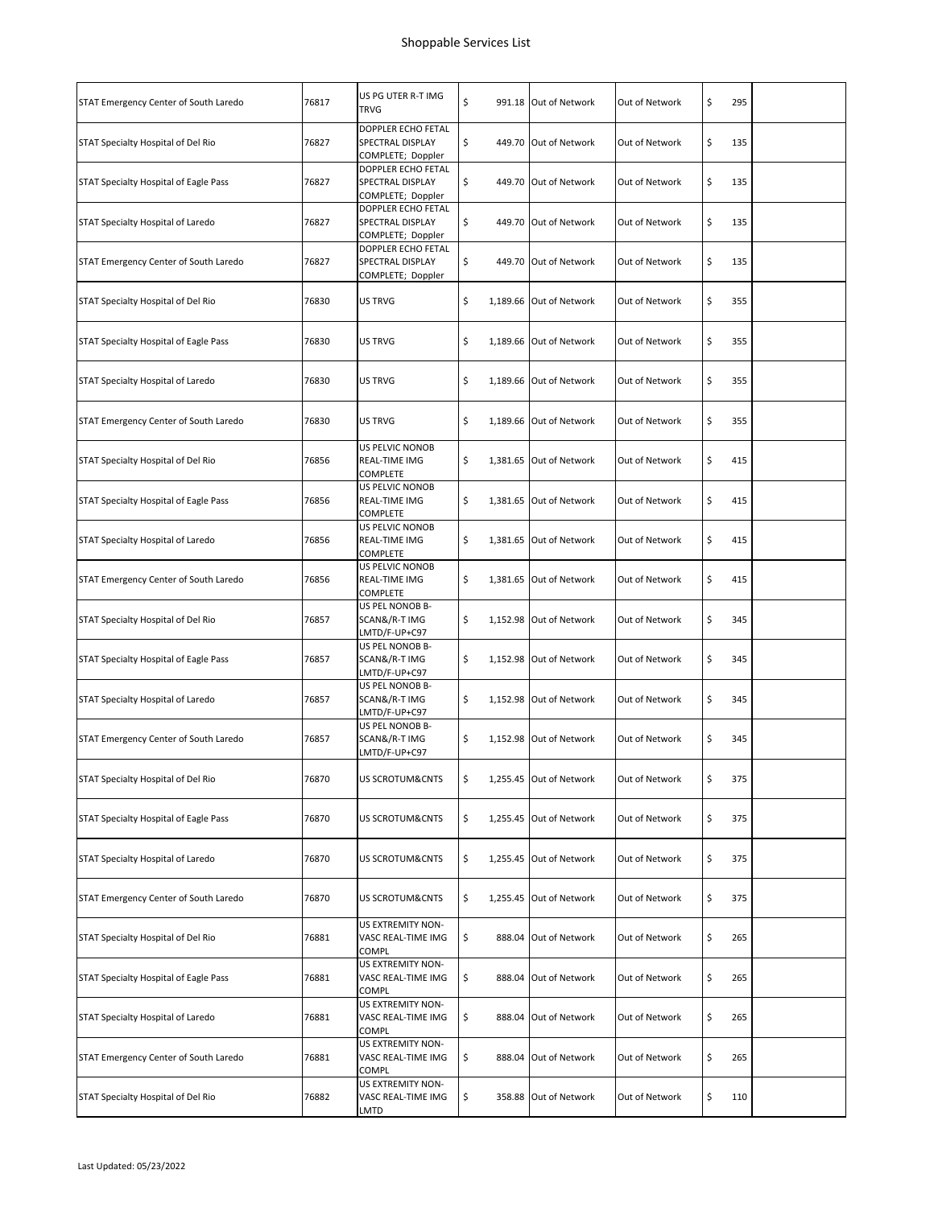## Shoppable Services List

| | | | | | | | |
|---|---|---|---|---|---|---|---|
| STAT Emergency Center of South Laredo | 76817 | US PG UTER R-T IMG TRVG | $ 991.18 | Out of Network | Out of Network | $ 295 | |
| STAT Specialty Hospital of Del Rio | 76827 | DOPPLER ECHO FETAL SPECTRAL DISPLAY COMPLETE; Doppler | $ 449.70 | Out of Network | Out of Network | $ 135 | |
| STAT Specialty Hospital of Eagle Pass | 76827 | DOPPLER ECHO FETAL SPECTRAL DISPLAY COMPLETE; Doppler | $ 449.70 | Out of Network | Out of Network | $ 135 | |
| STAT Specialty Hospital of Laredo | 76827 | DOPPLER ECHO FETAL SPECTRAL DISPLAY COMPLETE; Doppler | $ 449.70 | Out of Network | Out of Network | $ 135 | |
| STAT Emergency Center of South Laredo | 76827 | DOPPLER ECHO FETAL SPECTRAL DISPLAY COMPLETE; Doppler | $ 449.70 | Out of Network | Out of Network | $ 135 | |
| STAT Specialty Hospital of Del Rio | 76830 | US TRVG | $ 1,189.66 | Out of Network | Out of Network | $ 355 | |
| STAT Specialty Hospital of Eagle Pass | 76830 | US TRVG | $ 1,189.66 | Out of Network | Out of Network | $ 355 | |
| STAT Specialty Hospital of Laredo | 76830 | US TRVG | $ 1,189.66 | Out of Network | Out of Network | $ 355 | |
| STAT Emergency Center of South Laredo | 76830 | US TRVG | $ 1,189.66 | Out of Network | Out of Network | $ 355 | |
| STAT Specialty Hospital of Del Rio | 76856 | US PELVIC NONOB REAL-TIME IMG COMPLETE | $ 1,381.65 | Out of Network | Out of Network | $ 415 | |
| STAT Specialty Hospital of Eagle Pass | 76856 | US PELVIC NONOB REAL-TIME IMG COMPLETE | $ 1,381.65 | Out of Network | Out of Network | $ 415 | |
| STAT Specialty Hospital of Laredo | 76856 | US PELVIC NONOB REAL-TIME IMG COMPLETE | $ 1,381.65 | Out of Network | Out of Network | $ 415 | |
| STAT Emergency Center of South Laredo | 76856 | US PELVIC NONOB REAL-TIME IMG COMPLETE | $ 1,381.65 | Out of Network | Out of Network | $ 415 | |
| STAT Specialty Hospital of Del Rio | 76857 | US PEL NONOB B-SCAN&/R-T IMG LMTD/F-UP+C97 | $ 1,152.98 | Out of Network | Out of Network | $ 345 | |
| STAT Specialty Hospital of Eagle Pass | 76857 | US PEL NONOB B-SCAN&/R-T IMG LMTD/F-UP+C97 | $ 1,152.98 | Out of Network | Out of Network | $ 345 | |
| STAT Specialty Hospital of Laredo | 76857 | US PEL NONOB B-SCAN&/R-T IMG LMTD/F-UP+C97 | $ 1,152.98 | Out of Network | Out of Network | $ 345 | |
| STAT Emergency Center of South Laredo | 76857 | US PEL NONOB B-SCAN&/R-T IMG LMTD/F-UP+C97 | $ 1,152.98 | Out of Network | Out of Network | $ 345 | |
| STAT Specialty Hospital of Del Rio | 76870 | US SCROTUM&CNTS | $ 1,255.45 | Out of Network | Out of Network | $ 375 | |
| STAT Specialty Hospital of Eagle Pass | 76870 | US SCROTUM&CNTS | $ 1,255.45 | Out of Network | Out of Network | $ 375 | |
| STAT Specialty Hospital of Laredo | 76870 | US SCROTUM&CNTS | $ 1,255.45 | Out of Network | Out of Network | $ 375 | |
| STAT Emergency Center of South Laredo | 76870 | US SCROTUM&CNTS | $ 1,255.45 | Out of Network | Out of Network | $ 375 | |
| STAT Specialty Hospital of Del Rio | 76881 | US EXTREMITY NON-VASC REAL-TIME IMG COMPL | $ 888.04 | Out of Network | Out of Network | $ 265 | |
| STAT Specialty Hospital of Eagle Pass | 76881 | US EXTREMITY NON-VASC REAL-TIME IMG COMPL | $ 888.04 | Out of Network | Out of Network | $ 265 | |
| STAT Specialty Hospital of Laredo | 76881 | US EXTREMITY NON-VASC REAL-TIME IMG COMPL | $ 888.04 | Out of Network | Out of Network | $ 265 | |
| STAT Emergency Center of South Laredo | 76881 | US EXTREMITY NON-VASC REAL-TIME IMG COMPL | $ 888.04 | Out of Network | Out of Network | $ 265 | |
| STAT Specialty Hospital of Del Rio | 76882 | US EXTREMITY NON-VASC REAL-TIME IMG LMTD | $ 358.88 | Out of Network | Out of Network | $ 110 | |

Last Updated: 05/23/2022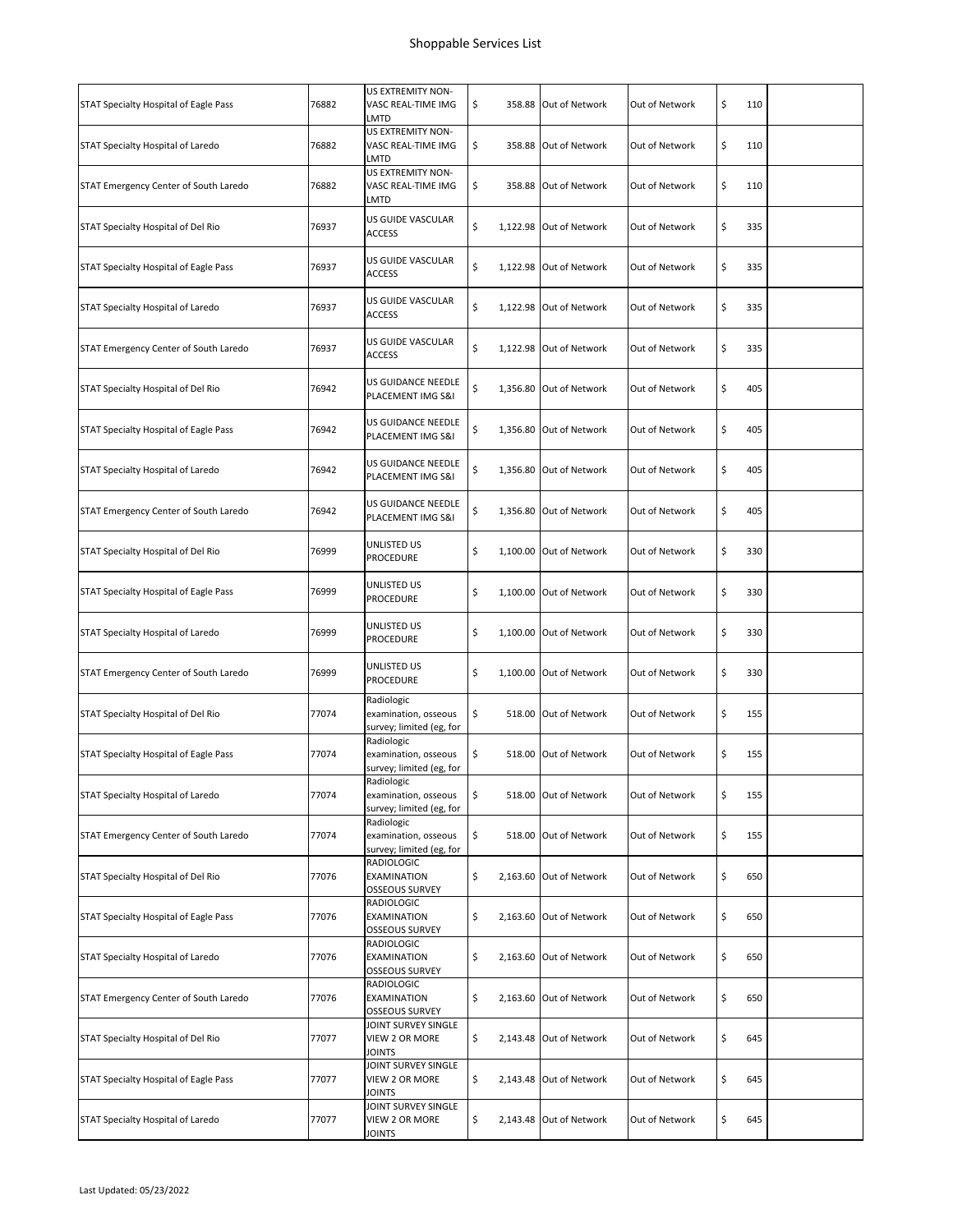| | | | | | | | |
|---|---|---|---|---|---|---|---|
| STAT Specialty Hospital of Eagle Pass | 76882 | US EXTREMITY NON-VASC REAL-TIME IMG LMTD | $ 358.88 | Out of Network | Out of Network | $ 110 | |
| STAT Specialty Hospital of Laredo | 76882 | US EXTREMITY NON-VASC REAL-TIME IMG LMTD | $ 358.88 | Out of Network | Out of Network | $ 110 | |
| STAT Emergency Center of South Laredo | 76882 | US EXTREMITY NON-VASC REAL-TIME IMG LMTD | $ 358.88 | Out of Network | Out of Network | $ 110 | |
| STAT Specialty Hospital of Del Rio | 76937 | US GUIDE VASCULAR ACCESS | $ 1,122.98 | Out of Network | Out of Network | $ 335 | |
| STAT Specialty Hospital of Eagle Pass | 76937 | US GUIDE VASCULAR ACCESS | $ 1,122.98 | Out of Network | Out of Network | $ 335 | |
| STAT Specialty Hospital of Laredo | 76937 | US GUIDE VASCULAR ACCESS | $ 1,122.98 | Out of Network | Out of Network | $ 335 | |
| STAT Emergency Center of South Laredo | 76937 | US GUIDE VASCULAR ACCESS | $ 1,122.98 | Out of Network | Out of Network | $ 335 | |
| STAT Specialty Hospital of Del Rio | 76942 | US GUIDANCE NEEDLE PLACEMENT IMG S&I | $ 1,356.80 | Out of Network | Out of Network | $ 405 | |
| STAT Specialty Hospital of Eagle Pass | 76942 | US GUIDANCE NEEDLE PLACEMENT IMG S&I | $ 1,356.80 | Out of Network | Out of Network | $ 405 | |
| STAT Specialty Hospital of Laredo | 76942 | US GUIDANCE NEEDLE PLACEMENT IMG S&I | $ 1,356.80 | Out of Network | Out of Network | $ 405 | |
| STAT Emergency Center of South Laredo | 76942 | US GUIDANCE NEEDLE PLACEMENT IMG S&I | $ 1,356.80 | Out of Network | Out of Network | $ 405 | |
| STAT Specialty Hospital of Del Rio | 76999 | UNLISTED US PROCEDURE | $ 1,100.00 | Out of Network | Out of Network | $ 330 | |
| STAT Specialty Hospital of Eagle Pass | 76999 | UNLISTED US PROCEDURE | $ 1,100.00 | Out of Network | Out of Network | $ 330 | |
| STAT Specialty Hospital of Laredo | 76999 | UNLISTED US PROCEDURE | $ 1,100.00 | Out of Network | Out of Network | $ 330 | |
| STAT Emergency Center of South Laredo | 76999 | UNLISTED US PROCEDURE | $ 1,100.00 | Out of Network | Out of Network | $ 330 | |
| STAT Specialty Hospital of Del Rio | 77074 | Radiologic examination, osseous survey; limited (eg, for | $ 518.00 | Out of Network | Out of Network | $ 155 | |
| STAT Specialty Hospital of Eagle Pass | 77074 | Radiologic examination, osseous survey; limited (eg, for | $ 518.00 | Out of Network | Out of Network | $ 155 | |
| STAT Specialty Hospital of Laredo | 77074 | Radiologic examination, osseous survey; limited (eg, for | $ 518.00 | Out of Network | Out of Network | $ 155 | |
| STAT Emergency Center of South Laredo | 77074 | Radiologic examination, osseous survey; limited (eg, for | $ 518.00 | Out of Network | Out of Network | $ 155 | |
| STAT Specialty Hospital of Del Rio | 77076 | RADIOLOGIC EXAMINATION OSSEOUS SURVEY | $ 2,163.60 | Out of Network | Out of Network | $ 650 | |
| STAT Specialty Hospital of Eagle Pass | 77076 | RADIOLOGIC EXAMINATION OSSEOUS SURVEY | $ 2,163.60 | Out of Network | Out of Network | $ 650 | |
| STAT Specialty Hospital of Laredo | 77076 | RADIOLOGIC EXAMINATION OSSEOUS SURVEY | $ 2,163.60 | Out of Network | Out of Network | $ 650 | |
| STAT Emergency Center of South Laredo | 77076 | RADIOLOGIC EXAMINATION OSSEOUS SURVEY | $ 2,163.60 | Out of Network | Out of Network | $ 650 | |
| STAT Specialty Hospital of Del Rio | 77077 | JOINT SURVEY SINGLE VIEW 2 OR MORE JOINTS | $ 2,143.48 | Out of Network | Out of Network | $ 645 | |
| STAT Specialty Hospital of Eagle Pass | 77077 | JOINT SURVEY SINGLE VIEW 2 OR MORE JOINTS | $ 2,143.48 | Out of Network | Out of Network | $ 645 | |
| STAT Specialty Hospital of Laredo | 77077 | JOINT SURVEY SINGLE VIEW 2 OR MORE JOINTS | $ 2,143.48 | Out of Network | Out of Network | $ 645 | |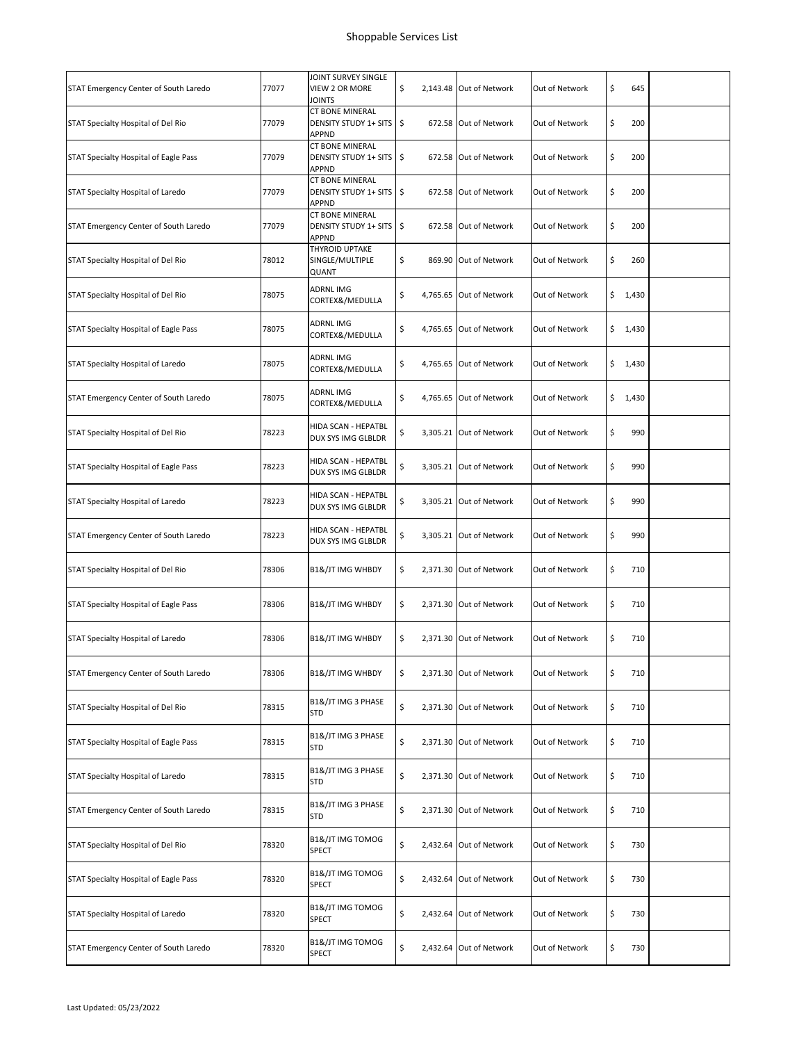# Shoppable Services List

| | | | | | | | |
|---|---|---|---|---|---|---|---|
| STAT Emergency Center of South Laredo | 77077 | JOINT SURVEY SINGLE VIEW 2 OR MORE JOINTS | $ 2,143.48 | Out of Network | Out of Network | $ 645 | |
| STAT Specialty Hospital of Del Rio | 77079 | CT BONE MINERAL DENSITY STUDY 1+ SITS APPND | $ 672.58 | Out of Network | Out of Network | $ 200 | |
| STAT Specialty Hospital of Eagle Pass | 77079 | CT BONE MINERAL DENSITY STUDY 1+ SITS APPND | $ 672.58 | Out of Network | Out of Network | $ 200 | |
| STAT Specialty Hospital of Laredo | 77079 | CT BONE MINERAL DENSITY STUDY 1+ SITS APPND | $ 672.58 | Out of Network | Out of Network | $ 200 | |
| STAT Emergency Center of South Laredo | 77079 | CT BONE MINERAL DENSITY STUDY 1+ SITS APPND | $ 672.58 | Out of Network | Out of Network | $ 200 | |
| STAT Specialty Hospital of Del Rio | 78012 | THYROID UPTAKE SINGLE/MULTIPLE QUANT | $ 869.90 | Out of Network | Out of Network | $ 260 | |
| STAT Specialty Hospital of Del Rio | 78075 | ADRNL IMG CORTEX&/MEDULLA | $ 4,765.65 | Out of Network | Out of Network | $ 1,430 | |
| STAT Specialty Hospital of Eagle Pass | 78075 | ADRNL IMG CORTEX&/MEDULLA | $ 4,765.65 | Out of Network | Out of Network | $ 1,430 | |
| STAT Specialty Hospital of Laredo | 78075 | ADRNL IMG CORTEX&/MEDULLA | $ 4,765.65 | Out of Network | Out of Network | $ 1,430 | |
| STAT Emergency Center of South Laredo | 78075 | ADRNL IMG CORTEX&/MEDULLA | $ 4,765.65 | Out of Network | Out of Network | $ 1,430 | |
| STAT Specialty Hospital of Del Rio | 78223 | HIDA SCAN - HEPATBL DUX SYS IMG GLBLDR | $ 3,305.21 | Out of Network | Out of Network | $ 990 | |
| STAT Specialty Hospital of Eagle Pass | 78223 | HIDA SCAN - HEPATBL DUX SYS IMG GLBLDR | $ 3,305.21 | Out of Network | Out of Network | $ 990 | |
| STAT Specialty Hospital of Laredo | 78223 | HIDA SCAN - HEPATBL DUX SYS IMG GLBLDR | $ 3,305.21 | Out of Network | Out of Network | $ 990 | |
| STAT Emergency Center of South Laredo | 78223 | HIDA SCAN - HEPATBL DUX SYS IMG GLBLDR | $ 3,305.21 | Out of Network | Out of Network | $ 990 | |
| STAT Specialty Hospital of Del Rio | 78306 | B1&/JT IMG WHBDY | $ 2,371.30 | Out of Network | Out of Network | $ 710 | |
| STAT Specialty Hospital of Eagle Pass | 78306 | B1&/JT IMG WHBDY | $ 2,371.30 | Out of Network | Out of Network | $ 710 | |
| STAT Specialty Hospital of Laredo | 78306 | B1&/JT IMG WHBDY | $ 2,371.30 | Out of Network | Out of Network | $ 710 | |
| STAT Emergency Center of South Laredo | 78306 | B1&/JT IMG WHBDY | $ 2,371.30 | Out of Network | Out of Network | $ 710 | |
| STAT Specialty Hospital of Del Rio | 78315 | B1&/JT IMG 3 PHASE STD | $ 2,371.30 | Out of Network | Out of Network | $ 710 | |
| STAT Specialty Hospital of Eagle Pass | 78315 | B1&/JT IMG 3 PHASE STD | $ 2,371.30 | Out of Network | Out of Network | $ 710 | |
| STAT Specialty Hospital of Laredo | 78315 | B1&/JT IMG 3 PHASE STD | $ 2,371.30 | Out of Network | Out of Network | $ 710 | |
| STAT Emergency Center of South Laredo | 78315 | B1&/JT IMG 3 PHASE STD | $ 2,371.30 | Out of Network | Out of Network | $ 710 | |
| STAT Specialty Hospital of Del Rio | 78320 | B1&/JT IMG TOMOG SPECT | $ 2,432.64 | Out of Network | Out of Network | $ 730 | |
| STAT Specialty Hospital of Eagle Pass | 78320 | B1&/JT IMG TOMOG SPECT | $ 2,432.64 | Out of Network | Out of Network | $ 730 | |
| STAT Specialty Hospital of Laredo | 78320 | B1&/JT IMG TOMOG SPECT | $ 2,432.64 | Out of Network | Out of Network | $ 730 | |
| STAT Emergency Center of South Laredo | 78320 | B1&/JT IMG TOMOG SPECT | $ 2,432.64 | Out of Network | Out of Network | $ 730 | |

Last Updated: 05/23/2022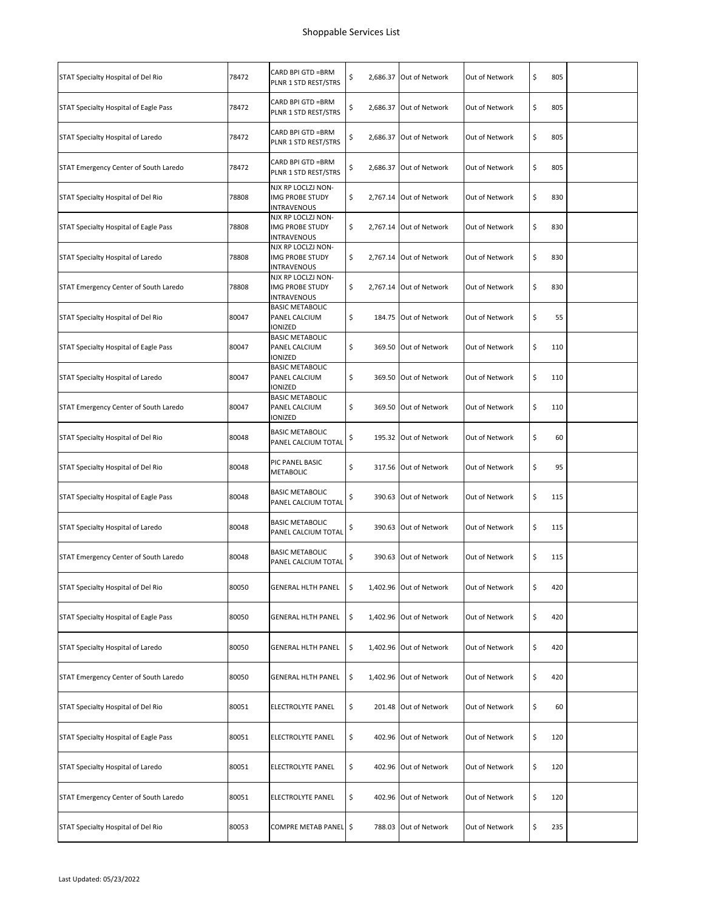# Shoppable Services List

| | | | | | | | |
|---|---|---|---|---|---|---|---|
| STAT Specialty Hospital of Del Rio | 78472 | CARD BPI GTD =BRM PLNR 1 STD REST/STRS | $ 2,686.37 | Out of Network | Out of Network | $ 805 | |
| STAT Specialty Hospital of Eagle Pass | 78472 | CARD BPI GTD =BRM PLNR 1 STD REST/STRS | $ 2,686.37 | Out of Network | Out of Network | $ 805 | |
| STAT Specialty Hospital of Laredo | 78472 | CARD BPI GTD =BRM PLNR 1 STD REST/STRS | $ 2,686.37 | Out of Network | Out of Network | $ 805 | |
| STAT Emergency Center of South Laredo | 78472 | CARD BPI GTD =BRM PLNR 1 STD REST/STRS | $ 2,686.37 | Out of Network | Out of Network | $ 805 | |
| STAT Specialty Hospital of Del Rio | 78808 | NJX RP LOCLZJ NON-IMG PROBE STUDY INTRAVENOUS | $ 2,767.14 | Out of Network | Out of Network | $ 830 | |
| STAT Specialty Hospital of Eagle Pass | 78808 | NJX RP LOCLZJ NON-IMG PROBE STUDY INTRAVENOUS | $ 2,767.14 | Out of Network | Out of Network | $ 830 | |
| STAT Specialty Hospital of Laredo | 78808 | NJX RP LOCLZJ NON-IMG PROBE STUDY INTRAVENOUS | $ 2,767.14 | Out of Network | Out of Network | $ 830 | |
| STAT Emergency Center of South Laredo | 78808 | NJX RP LOCLZJ NON-IMG PROBE STUDY INTRAVENOUS | $ 2,767.14 | Out of Network | Out of Network | $ 830 | |
| STAT Specialty Hospital of Del Rio | 80047 | BASIC METABOLIC PANEL CALCIUM IONIZED | $ 184.75 | Out of Network | Out of Network | $ 55 | |
| STAT Specialty Hospital of Eagle Pass | 80047 | BASIC METABOLIC PANEL CALCIUM IONIZED | $ 369.50 | Out of Network | Out of Network | $ 110 | |
| STAT Specialty Hospital of Laredo | 80047 | BASIC METABOLIC PANEL CALCIUM IONIZED | $ 369.50 | Out of Network | Out of Network | $ 110 | |
| STAT Emergency Center of South Laredo | 80047 | BASIC METABOLIC PANEL CALCIUM IONIZED | $ 369.50 | Out of Network | Out of Network | $ 110 | |
| STAT Specialty Hospital of Del Rio | 80048 | BASIC METABOLIC PANEL CALCIUM TOTAL | $ 195.32 | Out of Network | Out of Network | $ 60 | |
| STAT Specialty Hospital of Del Rio | 80048 | PIC PANEL BASIC METABOLIC | $ 317.56 | Out of Network | Out of Network | $ 95 | |
| STAT Specialty Hospital of Eagle Pass | 80048 | BASIC METABOLIC PANEL CALCIUM TOTAL | $ 390.63 | Out of Network | Out of Network | $ 115 | |
| STAT Specialty Hospital of Laredo | 80048 | BASIC METABOLIC PANEL CALCIUM TOTAL | $ 390.63 | Out of Network | Out of Network | $ 115 | |
| STAT Emergency Center of South Laredo | 80048 | BASIC METABOLIC PANEL CALCIUM TOTAL | $ 390.63 | Out of Network | Out of Network | $ 115 | |
| STAT Specialty Hospital of Del Rio | 80050 | GENERAL HLTH PANEL | $ 1,402.96 | Out of Network | Out of Network | $ 420 | |
| STAT Specialty Hospital of Eagle Pass | 80050 | GENERAL HLTH PANEL | $ 1,402.96 | Out of Network | Out of Network | $ 420 | |
| STAT Specialty Hospital of Laredo | 80050 | GENERAL HLTH PANEL | $ 1,402.96 | Out of Network | Out of Network | $ 420 | |
| STAT Emergency Center of South Laredo | 80050 | GENERAL HLTH PANEL | $ 1,402.96 | Out of Network | Out of Network | $ 420 | |
| STAT Specialty Hospital of Del Rio | 80051 | ELECTROLYTE PANEL | $ 201.48 | Out of Network | Out of Network | $ 60 | |
| STAT Specialty Hospital of Eagle Pass | 80051 | ELECTROLYTE PANEL | $ 402.96 | Out of Network | Out of Network | $ 120 | |
| STAT Specialty Hospital of Laredo | 80051 | ELECTROLYTE PANEL | $ 402.96 | Out of Network | Out of Network | $ 120 | |
| STAT Emergency Center of South Laredo | 80051 | ELECTROLYTE PANEL | $ 402.96 | Out of Network | Out of Network | $ 120 | |
| STAT Specialty Hospital of Del Rio | 80053 | COMPRE METAB PANEL | $ 788.03 | Out of Network | Out of Network | $ 235 | |

Last Updated: 05/23/2022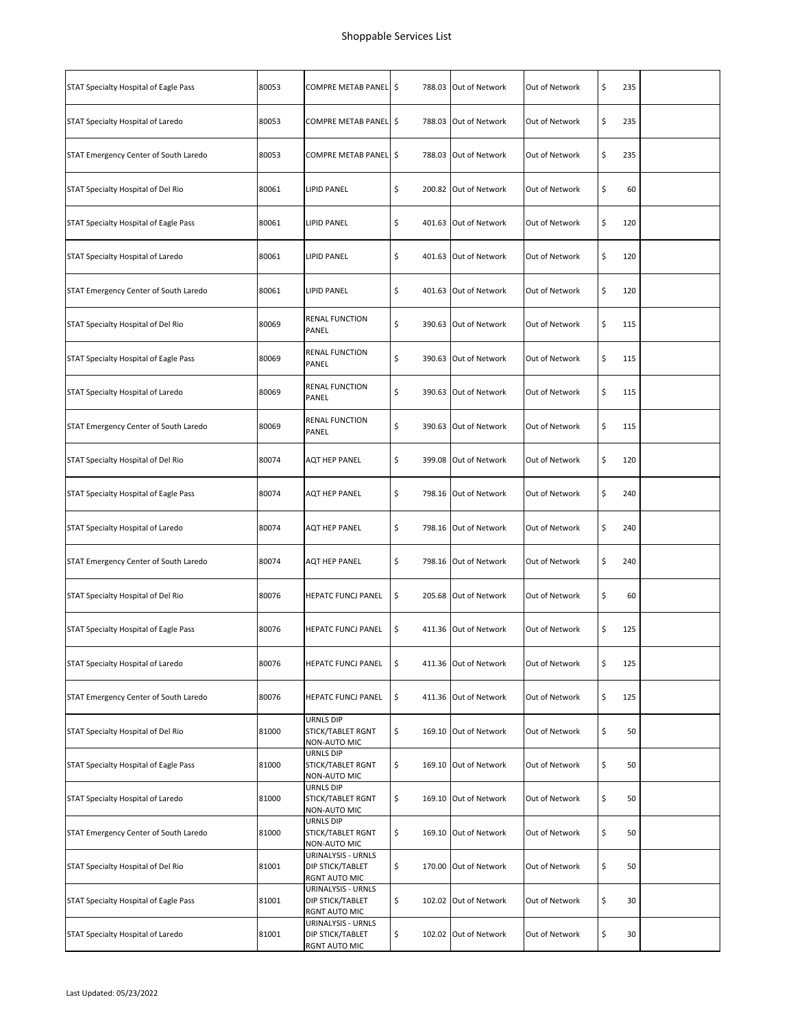# Shoppable Services List

| | | | | | | | |
|---|---|---|---|---|---|---|---|
| STAT Specialty Hospital of Eagle Pass | 80053 | COMPRE METAB PANEL | $ 788.03 | Out of Network | Out of Network | $ 235 | |
| STAT Specialty Hospital of Laredo | 80053 | COMPRE METAB PANEL | $ 788.03 | Out of Network | Out of Network | $ 235 | |
| STAT Emergency Center of South Laredo | 80053 | COMPRE METAB PANEL | $ 788.03 | Out of Network | Out of Network | $ 235 | |
| STAT Specialty Hospital of Del Rio | 80061 | LIPID PANEL | $ 200.82 | Out of Network | Out of Network | $ 60 | |
| STAT Specialty Hospital of Eagle Pass | 80061 | LIPID PANEL | $ 401.63 | Out of Network | Out of Network | $ 120 | |
| STAT Specialty Hospital of Laredo | 80061 | LIPID PANEL | $ 401.63 | Out of Network | Out of Network | $ 120 | |
| STAT Emergency Center of South Laredo | 80061 | LIPID PANEL | $ 401.63 | Out of Network | Out of Network | $ 120 | |
| STAT Specialty Hospital of Del Rio | 80069 | RENAL FUNCTION PANEL | $ 390.63 | Out of Network | Out of Network | $ 115 | |
| STAT Specialty Hospital of Eagle Pass | 80069 | RENAL FUNCTION PANEL | $ 390.63 | Out of Network | Out of Network | $ 115 | |
| STAT Specialty Hospital of Laredo | 80069 | RENAL FUNCTION PANEL | $ 390.63 | Out of Network | Out of Network | $ 115 | |
| STAT Emergency Center of South Laredo | 80069 | RENAL FUNCTION PANEL | $ 390.63 | Out of Network | Out of Network | $ 115 | |
| STAT Specialty Hospital of Del Rio | 80074 | AQT HEP PANEL | $ 399.08 | Out of Network | Out of Network | $ 120 | |
| STAT Specialty Hospital of Eagle Pass | 80074 | AQT HEP PANEL | $ 798.16 | Out of Network | Out of Network | $ 240 | |
| STAT Specialty Hospital of Laredo | 80074 | AQT HEP PANEL | $ 798.16 | Out of Network | Out of Network | $ 240 | |
| STAT Emergency Center of South Laredo | 80074 | AQT HEP PANEL | $ 798.16 | Out of Network | Out of Network | $ 240 | |
| STAT Specialty Hospital of Del Rio | 80076 | HEPATC FUNCJ PANEL | $ 205.68 | Out of Network | Out of Network | $ 60 | |
| STAT Specialty Hospital of Eagle Pass | 80076 | HEPATC FUNCJ PANEL | $ 411.36 | Out of Network | Out of Network | $ 125 | |
| STAT Specialty Hospital of Laredo | 80076 | HEPATC FUNCJ PANEL | $ 411.36 | Out of Network | Out of Network | $ 125 | |
| STAT Emergency Center of South Laredo | 80076 | HEPATC FUNCJ PANEL | $ 411.36 | Out of Network | Out of Network | $ 125 | |
| STAT Specialty Hospital of Del Rio | 81000 | URNLS DIP STICK/TABLET RGNT NON-AUTO MIC | $ 169.10 | Out of Network | Out of Network | $ 50 | |
| STAT Specialty Hospital of Eagle Pass | 81000 | URNLS DIP STICK/TABLET RGNT NON-AUTO MIC | $ 169.10 | Out of Network | Out of Network | $ 50 | |
| STAT Specialty Hospital of Laredo | 81000 | URNLS DIP STICK/TABLET RGNT NON-AUTO MIC | $ 169.10 | Out of Network | Out of Network | $ 50 | |
| STAT Emergency Center of South Laredo | 81000 | URNLS DIP STICK/TABLET RGNT NON-AUTO MIC | $ 169.10 | Out of Network | Out of Network | $ 50 | |
| STAT Specialty Hospital of Del Rio | 81001 | URINALYSIS - URNLS DIP STICK/TABLET RGNT AUTO MIC | $ 170.00 | Out of Network | Out of Network | $ 50 | |
| STAT Specialty Hospital of Eagle Pass | 81001 | URINALYSIS - URNLS DIP STICK/TABLET RGNT AUTO MIC | $ 102.02 | Out of Network | Out of Network | $ 30 | |
| STAT Specialty Hospital of Laredo | 81001 | URINALYSIS - URNLS DIP STICK/TABLET RGNT AUTO MIC | $ 102.02 | Out of Network | Out of Network | $ 30 | |

Last Updated: 05/23/2022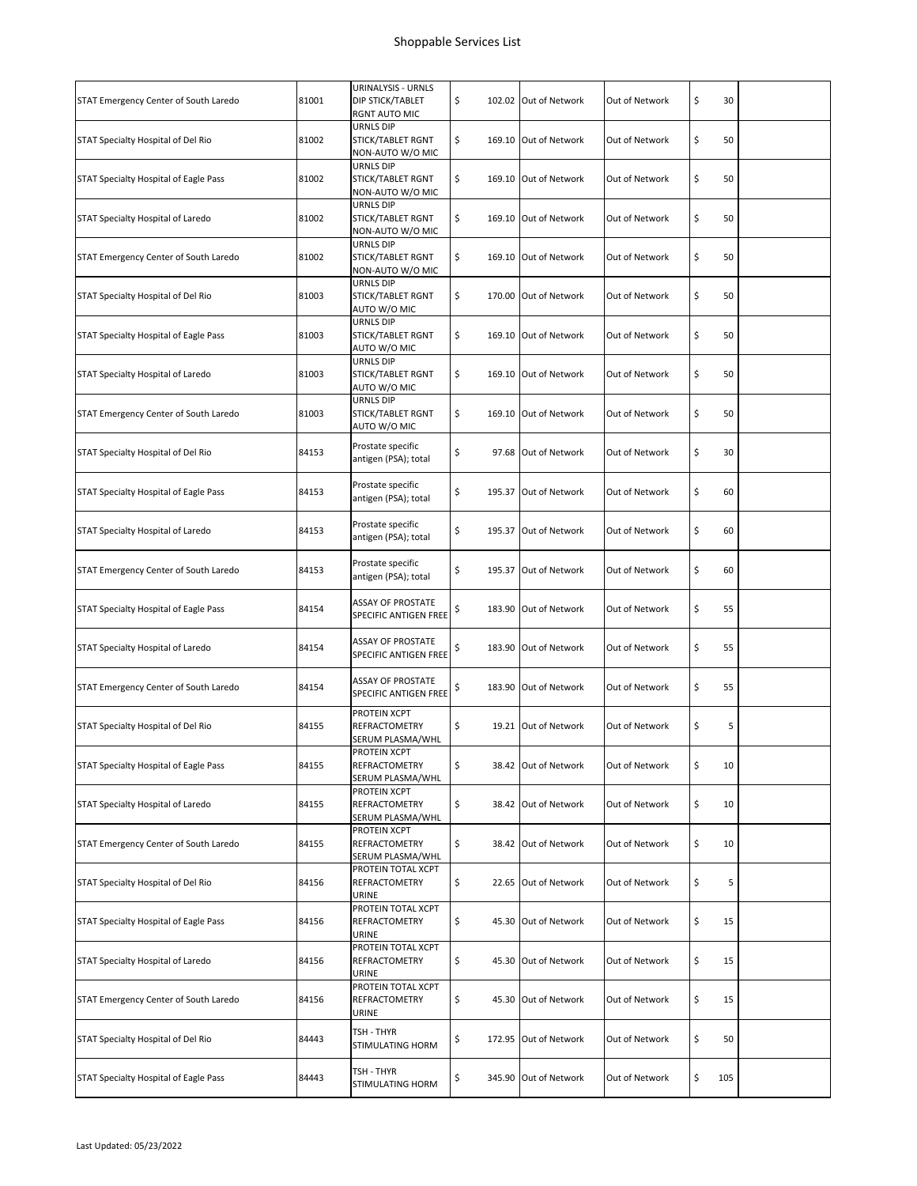# Shoppable Services List

| | | | | | | | |
|---|---|---|---|---|---|---|---|
| STAT Emergency Center of South Laredo | 81001 | URINALYSIS - URNLS DIP STICK/TABLET RGNT AUTO MIC | $ 102.02 | Out of Network | Out of Network | $ 30 | |
| STAT Specialty Hospital of Del Rio | 81002 | URNLS DIP STICK/TABLET RGNT NON-AUTO W/O MIC | $ 169.10 | Out of Network | Out of Network | $ 50 | |
| STAT Specialty Hospital of Eagle Pass | 81002 | URNLS DIP STICK/TABLET RGNT NON-AUTO W/O MIC | $ 169.10 | Out of Network | Out of Network | $ 50 | |
| STAT Specialty Hospital of Laredo | 81002 | URNLS DIP STICK/TABLET RGNT NON-AUTO W/O MIC | $ 169.10 | Out of Network | Out of Network | $ 50 | |
| STAT Emergency Center of South Laredo | 81002 | URNLS DIP STICK/TABLET RGNT NON-AUTO W/O MIC | $ 169.10 | Out of Network | Out of Network | $ 50 | |
| STAT Specialty Hospital of Del Rio | 81003 | URNLS DIP STICK/TABLET RGNT AUTO W/O MIC | $ 170.00 | Out of Network | Out of Network | $ 50 | |
| STAT Specialty Hospital of Eagle Pass | 81003 | URNLS DIP STICK/TABLET RGNT AUTO W/O MIC | $ 169.10 | Out of Network | Out of Network | $ 50 | |
| STAT Specialty Hospital of Laredo | 81003 | URNLS DIP STICK/TABLET RGNT AUTO W/O MIC | $ 169.10 | Out of Network | Out of Network | $ 50 | |
| STAT Emergency Center of South Laredo | 81003 | URNLS DIP STICK/TABLET RGNT AUTO W/O MIC | $ 169.10 | Out of Network | Out of Network | $ 50 | |
| STAT Specialty Hospital of Del Rio | 84153 | Prostate specific antigen (PSA); total | $ 97.68 | Out of Network | Out of Network | $ 30 | |
| STAT Specialty Hospital of Eagle Pass | 84153 | Prostate specific antigen (PSA); total | $ 195.37 | Out of Network | Out of Network | $ 60 | |
| STAT Specialty Hospital of Laredo | 84153 | Prostate specific antigen (PSA); total | $ 195.37 | Out of Network | Out of Network | $ 60 | |
| STAT Emergency Center of South Laredo | 84153 | Prostate specific antigen (PSA); total | $ 195.37 | Out of Network | Out of Network | $ 60 | |
| STAT Specialty Hospital of Eagle Pass | 84154 | ASSAY OF PROSTATE SPECIFIC ANTIGEN FREE | $ 183.90 | Out of Network | Out of Network | $ 55 | |
| STAT Specialty Hospital of Laredo | 84154 | ASSAY OF PROSTATE SPECIFIC ANTIGEN FREE | $ 183.90 | Out of Network | Out of Network | $ 55 | |
| STAT Emergency Center of South Laredo | 84154 | ASSAY OF PROSTATE SPECIFIC ANTIGEN FREE | $ 183.90 | Out of Network | Out of Network | $ 55 | |
| STAT Specialty Hospital of Del Rio | 84155 | PROTEIN XCPT REFRACTOMETRY SERUM PLASMA/WHL | $ 19.21 | Out of Network | Out of Network | $ 5 | |
| STAT Specialty Hospital of Eagle Pass | 84155 | PROTEIN XCPT REFRACTOMETRY SERUM PLASMA/WHL | $ 38.42 | Out of Network | Out of Network | $ 10 | |
| STAT Specialty Hospital of Laredo | 84155 | PROTEIN XCPT REFRACTOMETRY SERUM PLASMA/WHL | $ 38.42 | Out of Network | Out of Network | $ 10 | |
| STAT Emergency Center of South Laredo | 84155 | PROTEIN XCPT REFRACTOMETRY SERUM PLASMA/WHL | $ 38.42 | Out of Network | Out of Network | $ 10 | |
| STAT Specialty Hospital of Del Rio | 84156 | PROTEIN TOTAL XCPT REFRACTOMETRY URINE | $ 22.65 | Out of Network | Out of Network | $ 5 | |
| STAT Specialty Hospital of Eagle Pass | 84156 | PROTEIN TOTAL XCPT REFRACTOMETRY URINE | $ 45.30 | Out of Network | Out of Network | $ 15 | |
| STAT Specialty Hospital of Laredo | 84156 | PROTEIN TOTAL XCPT REFRACTOMETRY URINE | $ 45.30 | Out of Network | Out of Network | $ 15 | |
| STAT Emergency Center of South Laredo | 84156 | PROTEIN TOTAL XCPT REFRACTOMETRY URINE | $ 45.30 | Out of Network | Out of Network | $ 15 | |
| STAT Specialty Hospital of Del Rio | 84443 | TSH - THYR STIMULATING HORM | $ 172.95 | Out of Network | Out of Network | $ 50 | |
| STAT Specialty Hospital of Eagle Pass | 84443 | TSH - THYR STIMULATING HORM | $ 345.90 | Out of Network | Out of Network | $ 105 | |

Last Updated: 05/23/2022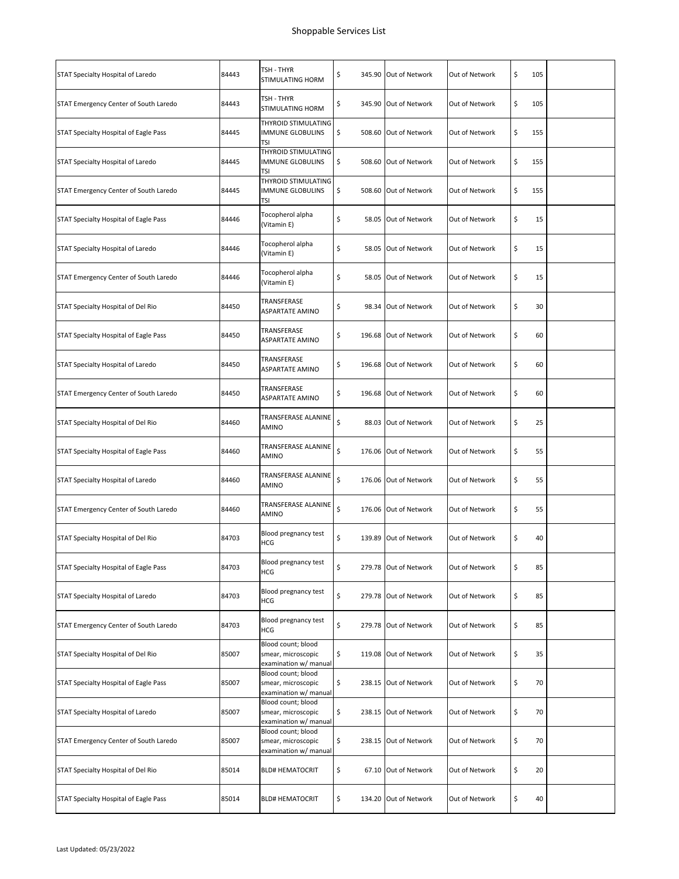# Shoppable Services List

| | | | | | | | |
|---|---|---|---|---|---|---|---|
| STAT Specialty Hospital of Laredo | 84443 | TSH - THYR STIMULATING HORM | $ 345.90 | Out of Network | Out of Network | $ 105 | |
| STAT Emergency Center of South Laredo | 84443 | TSH - THYR STIMULATING HORM | $ 345.90 | Out of Network | Out of Network | $ 105 | |
| STAT Specialty Hospital of Eagle Pass | 84445 | THYROID STIMULATING IMMUNE GLOBULINS TSI | $ 508.60 | Out of Network | Out of Network | $ 155 | |
| STAT Specialty Hospital of Laredo | 84445 | THYROID STIMULATING IMMUNE GLOBULINS TSI | $ 508.60 | Out of Network | Out of Network | $ 155 | |
| STAT Emergency Center of South Laredo | 84445 | THYROID STIMULATING IMMUNE GLOBULINS TSI | $ 508.60 | Out of Network | Out of Network | $ 155 | |
| STAT Specialty Hospital of Eagle Pass | 84446 | Tocopherol alpha (Vitamin E) | $ 58.05 | Out of Network | Out of Network | $ 15 | |
| STAT Specialty Hospital of Laredo | 84446 | Tocopherol alpha (Vitamin E) | $ 58.05 | Out of Network | Out of Network | $ 15 | |
| STAT Emergency Center of South Laredo | 84446 | Tocopherol alpha (Vitamin E) | $ 58.05 | Out of Network | Out of Network | $ 15 | |
| STAT Specialty Hospital of Del Rio | 84450 | TRANSFERASE ASPARTATE AMINO | $ 98.34 | Out of Network | Out of Network | $ 30 | |
| STAT Specialty Hospital of Eagle Pass | 84450 | TRANSFERASE ASPARTATE AMINO | $ 196.68 | Out of Network | Out of Network | $ 60 | |
| STAT Specialty Hospital of Laredo | 84450 | TRANSFERASE ASPARTATE AMINO | $ 196.68 | Out of Network | Out of Network | $ 60 | |
| STAT Emergency Center of South Laredo | 84450 | TRANSFERASE ASPARTATE AMINO | $ 196.68 | Out of Network | Out of Network | $ 60 | |
| STAT Specialty Hospital of Del Rio | 84460 | TRANSFERASE ALANINE AMINO | $ 88.03 | Out of Network | Out of Network | $ 25 | |
| STAT Specialty Hospital of Eagle Pass | 84460 | TRANSFERASE ALANINE AMINO | $ 176.06 | Out of Network | Out of Network | $ 55 | |
| STAT Specialty Hospital of Laredo | 84460 | TRANSFERASE ALANINE AMINO | $ 176.06 | Out of Network | Out of Network | $ 55 | |
| STAT Emergency Center of South Laredo | 84460 | TRANSFERASE ALANINE AMINO | $ 176.06 | Out of Network | Out of Network | $ 55 | |
| STAT Specialty Hospital of Del Rio | 84703 | Blood pregnancy test HCG | $ 139.89 | Out of Network | Out of Network | $ 40 | |
| STAT Specialty Hospital of Eagle Pass | 84703 | Blood pregnancy test HCG | $ 279.78 | Out of Network | Out of Network | $ 85 | |
| STAT Specialty Hospital of Laredo | 84703 | Blood pregnancy test HCG | $ 279.78 | Out of Network | Out of Network | $ 85 | |
| STAT Emergency Center of South Laredo | 84703 | Blood pregnancy test HCG | $ 279.78 | Out of Network | Out of Network | $ 85 | |
| STAT Specialty Hospital of Del Rio | 85007 | Blood count; blood smear, microscopic examination w/ manual | $ 119.08 | Out of Network | Out of Network | $ 35 | |
| STAT Specialty Hospital of Eagle Pass | 85007 | Blood count; blood smear, microscopic examination w/ manual | $ 238.15 | Out of Network | Out of Network | $ 70 | |
| STAT Specialty Hospital of Laredo | 85007 | Blood count; blood smear, microscopic examination w/ manual | $ 238.15 | Out of Network | Out of Network | $ 70 | |
| STAT Emergency Center of South Laredo | 85007 | Blood count; blood smear, microscopic examination w/ manual | $ 238.15 | Out of Network | Out of Network | $ 70 | |
| STAT Specialty Hospital of Del Rio | 85014 | BLD# HEMATOCRIT | $ 67.10 | Out of Network | Out of Network | $ 20 | |
| STAT Specialty Hospital of Eagle Pass | 85014 | BLD# HEMATOCRIT | $ 134.20 | Out of Network | Out of Network | $ 40 | |

Last Updated: 05/23/2022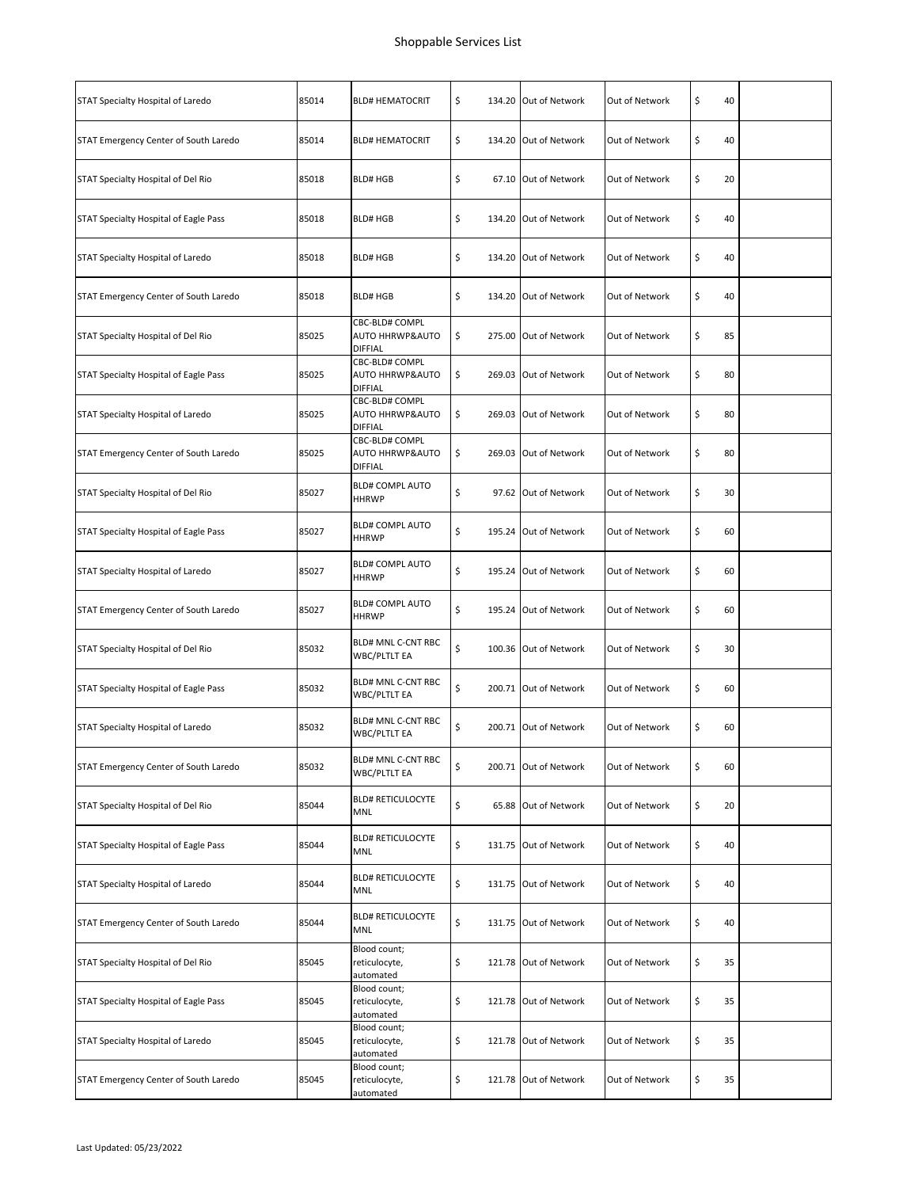# Shoppable Services List

| | | | | | | | |
|---|---|---|---|---|---|---|---|
| STAT Specialty Hospital of Laredo | 85014 | BLD# HEMATOCRIT | $ 134.20 | Out of Network | Out of Network | $ 40 | |
| STAT Emergency Center of South Laredo | 85014 | BLD# HEMATOCRIT | $ 134.20 | Out of Network | Out of Network | $ 40 | |
| STAT Specialty Hospital of Del Rio | 85018 | BLD# HGB | $ 67.10 | Out of Network | Out of Network | $ 20 | |
| STAT Specialty Hospital of Eagle Pass | 85018 | BLD# HGB | $ 134.20 | Out of Network | Out of Network | $ 40 | |
| STAT Specialty Hospital of Laredo | 85018 | BLD# HGB | $ 134.20 | Out of Network | Out of Network | $ 40 | |
| STAT Emergency Center of South Laredo | 85018 | BLD# HGB | $ 134.20 | Out of Network | Out of Network | $ 40 | |
| STAT Specialty Hospital of Del Rio | 85025 | CBC-BLD# COMPL AUTO HHRWP&AUTO DIFFIAL | $ 275.00 | Out of Network | Out of Network | $ 85 | |
| STAT Specialty Hospital of Eagle Pass | 85025 | CBC-BLD# COMPL AUTO HHRWP&AUTO DIFFIAL | $ 269.03 | Out of Network | Out of Network | $ 80 | |
| STAT Specialty Hospital of Laredo | 85025 | CBC-BLD# COMPL AUTO HHRWP&AUTO DIFFIAL | $ 269.03 | Out of Network | Out of Network | $ 80 | |
| STAT Emergency Center of South Laredo | 85025 | CBC-BLD# COMPL AUTO HHRWP&AUTO DIFFIAL | $ 269.03 | Out of Network | Out of Network | $ 80 | |
| STAT Specialty Hospital of Del Rio | 85027 | BLD# COMPL AUTO HHRWP | $ 97.62 | Out of Network | Out of Network | $ 30 | |
| STAT Specialty Hospital of Eagle Pass | 85027 | BLD# COMPL AUTO HHRWP | $ 195.24 | Out of Network | Out of Network | $ 60 | |
| STAT Specialty Hospital of Laredo | 85027 | BLD# COMPL AUTO HHRWP | $ 195.24 | Out of Network | Out of Network | $ 60 | |
| STAT Emergency Center of South Laredo | 85027 | BLD# COMPL AUTO HHRWP | $ 195.24 | Out of Network | Out of Network | $ 60 | |
| STAT Specialty Hospital of Del Rio | 85032 | BLD# MNL C-CNT RBC WBC/PLTLT EA | $ 100.36 | Out of Network | Out of Network | $ 30 | |
| STAT Specialty Hospital of Eagle Pass | 85032 | BLD# MNL C-CNT RBC WBC/PLTLT EA | $ 200.71 | Out of Network | Out of Network | $ 60 | |
| STAT Specialty Hospital of Laredo | 85032 | BLD# MNL C-CNT RBC WBC/PLTLT EA | $ 200.71 | Out of Network | Out of Network | $ 60 | |
| STAT Emergency Center of South Laredo | 85032 | BLD# MNL C-CNT RBC WBC/PLTLT EA | $ 200.71 | Out of Network | Out of Network | $ 60 | |
| STAT Specialty Hospital of Del Rio | 85044 | BLD# RETICULOCYTE MNL | $ 65.88 | Out of Network | Out of Network | $ 20 | |
| STAT Specialty Hospital of Eagle Pass | 85044 | BLD# RETICULOCYTE MNL | $ 131.75 | Out of Network | Out of Network | $ 40 | |
| STAT Specialty Hospital of Laredo | 85044 | BLD# RETICULOCYTE MNL | $ 131.75 | Out of Network | Out of Network | $ 40 | |
| STAT Emergency Center of South Laredo | 85044 | BLD# RETICULOCYTE MNL | $ 131.75 | Out of Network | Out of Network | $ 40 | |
| STAT Specialty Hospital of Del Rio | 85045 | Blood count; reticulocyte, automated | $ 121.78 | Out of Network | Out of Network | $ 35 | |
| STAT Specialty Hospital of Eagle Pass | 85045 | Blood count; reticulocyte, automated | $ 121.78 | Out of Network | Out of Network | $ 35 | |
| STAT Specialty Hospital of Laredo | 85045 | Blood count; reticulocyte, automated | $ 121.78 | Out of Network | Out of Network | $ 35 | |
| STAT Emergency Center of South Laredo | 85045 | Blood count; reticulocyte, automated | $ 121.78 | Out of Network | Out of Network | $ 35 | |

Last Updated: 05/23/2022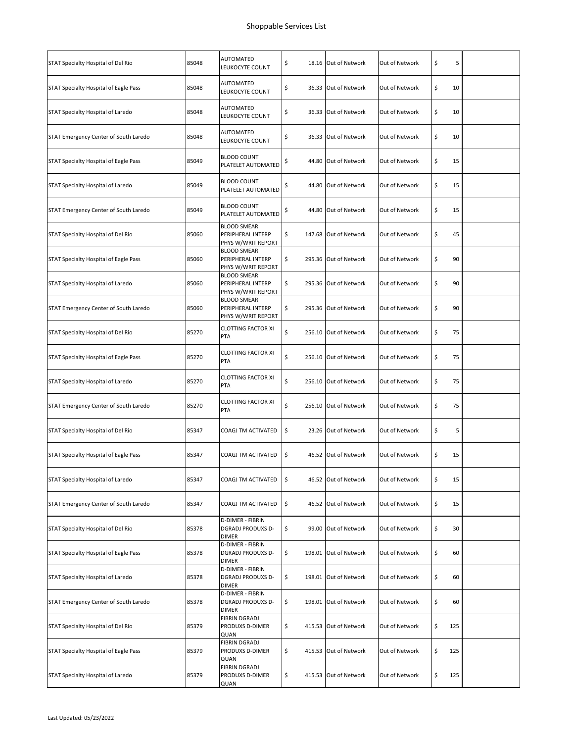# Shoppable Services List

| | | | | | | | |
|---|---|---|---|---|---|---|---|
| STAT Specialty Hospital of Del Rio | 85048 | AUTOMATED LEUKOCYTE COUNT | $ 18.16 | Out of Network | Out of Network | $ 5 | |
| STAT Specialty Hospital of Eagle Pass | 85048 | AUTOMATED LEUKOCYTE COUNT | $ 36.33 | Out of Network | Out of Network | $ 10 | |
| STAT Specialty Hospital of Laredo | 85048 | AUTOMATED LEUKOCYTE COUNT | $ 36.33 | Out of Network | Out of Network | $ 10 | |
| STAT Emergency Center of South Laredo | 85048 | AUTOMATED LEUKOCYTE COUNT | $ 36.33 | Out of Network | Out of Network | $ 10 | |
| STAT Specialty Hospital of Eagle Pass | 85049 | BLOOD COUNT PLATELET AUTOMATED | $ 44.80 | Out of Network | Out of Network | $ 15 | |
| STAT Specialty Hospital of Laredo | 85049 | BLOOD COUNT PLATELET AUTOMATED | $ 44.80 | Out of Network | Out of Network | $ 15 | |
| STAT Emergency Center of South Laredo | 85049 | BLOOD COUNT PLATELET AUTOMATED | $ 44.80 | Out of Network | Out of Network | $ 15 | |
| STAT Specialty Hospital of Del Rio | 85060 | BLOOD SMEAR PERIPHERAL INTERP PHYS W/WRIT REPORT | $ 147.68 | Out of Network | Out of Network | $ 45 | |
| STAT Specialty Hospital of Eagle Pass | 85060 | BLOOD SMEAR PERIPHERAL INTERP PHYS W/WRIT REPORT | $ 295.36 | Out of Network | Out of Network | $ 90 | |
| STAT Specialty Hospital of Laredo | 85060 | BLOOD SMEAR PERIPHERAL INTERP PHYS W/WRIT REPORT | $ 295.36 | Out of Network | Out of Network | $ 90 | |
| STAT Emergency Center of South Laredo | 85060 | BLOOD SMEAR PERIPHERAL INTERP PHYS W/WRIT REPORT | $ 295.36 | Out of Network | Out of Network | $ 90 | |
| STAT Specialty Hospital of Del Rio | 85270 | CLOTTING FACTOR XI PTA | $ 256.10 | Out of Network | Out of Network | $ 75 | |
| STAT Specialty Hospital of Eagle Pass | 85270 | CLOTTING FACTOR XI PTA | $ 256.10 | Out of Network | Out of Network | $ 75 | |
| STAT Specialty Hospital of Laredo | 85270 | CLOTTING FACTOR XI PTA | $ 256.10 | Out of Network | Out of Network | $ 75 | |
| STAT Emergency Center of South Laredo | 85270 | CLOTTING FACTOR XI PTA | $ 256.10 | Out of Network | Out of Network | $ 75 | |
| STAT Specialty Hospital of Del Rio | 85347 | COAGJ TM ACTIVATED | $ 23.26 | Out of Network | Out of Network | $ 5 | |
| STAT Specialty Hospital of Eagle Pass | 85347 | COAGJ TM ACTIVATED | $ 46.52 | Out of Network | Out of Network | $ 15 | |
| STAT Specialty Hospital of Laredo | 85347 | COAGJ TM ACTIVATED | $ 46.52 | Out of Network | Out of Network | $ 15 | |
| STAT Emergency Center of South Laredo | 85347 | COAGJ TM ACTIVATED | $ 46.52 | Out of Network | Out of Network | $ 15 | |
| STAT Specialty Hospital of Del Rio | 85378 | D-DIMER - FIBRIN DGRADJ PRODUXS D-DIMER | $ 99.00 | Out of Network | Out of Network | $ 30 | |
| STAT Specialty Hospital of Eagle Pass | 85378 | D-DIMER - FIBRIN DGRADJ PRODUXS D-DIMER | $ 198.01 | Out of Network | Out of Network | $ 60 | |
| STAT Specialty Hospital of Laredo | 85378 | D-DIMER - FIBRIN DGRADJ PRODUXS D-DIMER | $ 198.01 | Out of Network | Out of Network | $ 60 | |
| STAT Emergency Center of South Laredo | 85378 | D-DIMER - FIBRIN DGRADJ PRODUXS D-DIMER | $ 198.01 | Out of Network | Out of Network | $ 60 | |
| STAT Specialty Hospital of Del Rio | 85379 | FIBRIN DGRADJ PRODUXS D-DIMER QUAN | $ 415.53 | Out of Network | Out of Network | $ 125 | |
| STAT Specialty Hospital of Eagle Pass | 85379 | FIBRIN DGRADJ PRODUXS D-DIMER QUAN | $ 415.53 | Out of Network | Out of Network | $ 125 | |
| STAT Specialty Hospital of Laredo | 85379 | FIBRIN DGRADJ PRODUXS D-DIMER QUAN | $ 415.53 | Out of Network | Out of Network | $ 125 | |

Last Updated: 05/23/2022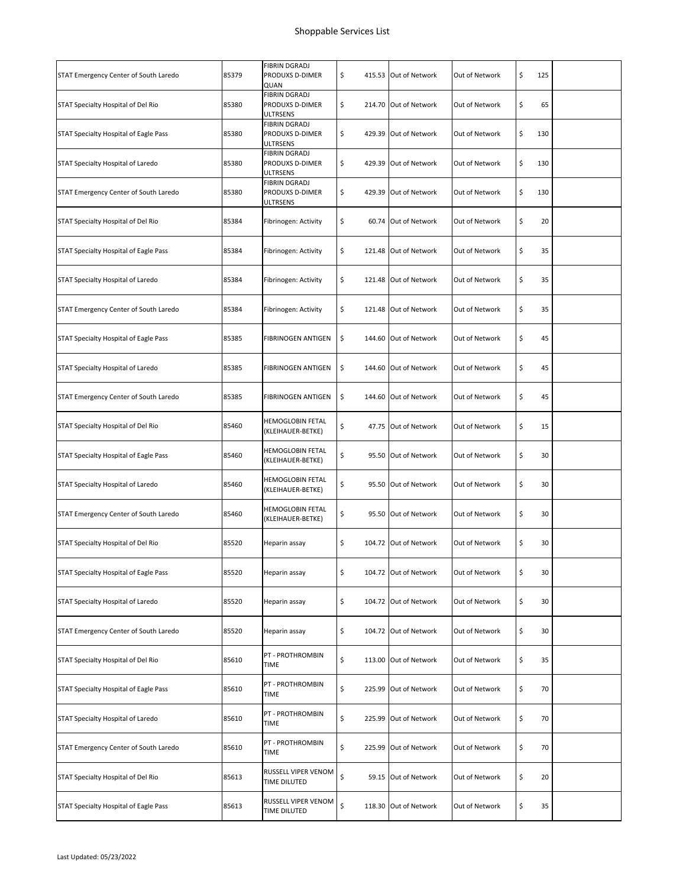# Shoppable Services List

| | | | | | | | |
|---|---|---|---|---|---|---|---|
| STAT Emergency Center of South Laredo | 85379 | FIBRIN DGRADJ PRODUXS D-DIMER QUAN | $ 415.53 | Out of Network | Out of Network | $ 125 | |
| STAT Specialty Hospital of Del Rio | 85380 | FIBRIN DGRADJ PRODUXS D-DIMER ULTRSENS | $ 214.70 | Out of Network | Out of Network | $ 65 | |
| STAT Specialty Hospital of Eagle Pass | 85380 | FIBRIN DGRADJ PRODUXS D-DIMER ULTRSENS | $ 429.39 | Out of Network | Out of Network | $ 130 | |
| STAT Specialty Hospital of Laredo | 85380 | FIBRIN DGRADJ PRODUXS D-DIMER ULTRSENS | $ 429.39 | Out of Network | Out of Network | $ 130 | |
| STAT Emergency Center of South Laredo | 85380 | FIBRIN DGRADJ PRODUXS D-DIMER ULTRSENS | $ 429.39 | Out of Network | Out of Network | $ 130 | |
| STAT Specialty Hospital of Del Rio | 85384 | Fibrinogen: Activity | $ 60.74 | Out of Network | Out of Network | $ 20 | |
| STAT Specialty Hospital of Eagle Pass | 85384 | Fibrinogen: Activity | $ 121.48 | Out of Network | Out of Network | $ 35 | |
| STAT Specialty Hospital of Laredo | 85384 | Fibrinogen: Activity | $ 121.48 | Out of Network | Out of Network | $ 35 | |
| STAT Emergency Center of South Laredo | 85384 | Fibrinogen: Activity | $ 121.48 | Out of Network | Out of Network | $ 35 | |
| STAT Specialty Hospital of Eagle Pass | 85385 | FIBRINOGEN ANTIGEN | $ 144.60 | Out of Network | Out of Network | $ 45 | |
| STAT Specialty Hospital of Laredo | 85385 | FIBRINOGEN ANTIGEN | $ 144.60 | Out of Network | Out of Network | $ 45 | |
| STAT Emergency Center of South Laredo | 85385 | FIBRINOGEN ANTIGEN | $ 144.60 | Out of Network | Out of Network | $ 45 | |
| STAT Specialty Hospital of Del Rio | 85460 | HEMOGLOBIN FETAL (KLEIHAUER-BETKE) | $ 47.75 | Out of Network | Out of Network | $ 15 | |
| STAT Specialty Hospital of Eagle Pass | 85460 | HEMOGLOBIN FETAL (KLEIHAUER-BETKE) | $ 95.50 | Out of Network | Out of Network | $ 30 | |
| STAT Specialty Hospital of Laredo | 85460 | HEMOGLOBIN FETAL (KLEIHAUER-BETKE) | $ 95.50 | Out of Network | Out of Network | $ 30 | |
| STAT Emergency Center of South Laredo | 85460 | HEMOGLOBIN FETAL (KLEIHAUER-BETKE) | $ 95.50 | Out of Network | Out of Network | $ 30 | |
| STAT Specialty Hospital of Del Rio | 85520 | Heparin assay | $ 104.72 | Out of Network | Out of Network | $ 30 | |
| STAT Specialty Hospital of Eagle Pass | 85520 | Heparin assay | $ 104.72 | Out of Network | Out of Network | $ 30 | |
| STAT Specialty Hospital of Laredo | 85520 | Heparin assay | $ 104.72 | Out of Network | Out of Network | $ 30 | |
| STAT Emergency Center of South Laredo | 85520 | Heparin assay | $ 104.72 | Out of Network | Out of Network | $ 30 | |
| STAT Specialty Hospital of Del Rio | 85610 | PT - PROTHROMBIN TIME | $ 113.00 | Out of Network | Out of Network | $ 35 | |
| STAT Specialty Hospital of Eagle Pass | 85610 | PT - PROTHROMBIN TIME | $ 225.99 | Out of Network | Out of Network | $ 70 | |
| STAT Specialty Hospital of Laredo | 85610 | PT - PROTHROMBIN TIME | $ 225.99 | Out of Network | Out of Network | $ 70 | |
| STAT Emergency Center of South Laredo | 85610 | PT - PROTHROMBIN TIME | $ 225.99 | Out of Network | Out of Network | $ 70 | |
| STAT Specialty Hospital of Del Rio | 85613 | RUSSELL VIPER VENOM TIME DILUTED | $ 59.15 | Out of Network | Out of Network | $ 20 | |
| STAT Specialty Hospital of Eagle Pass | 85613 | RUSSELL VIPER VENOM TIME DILUTED | $ 118.30 | Out of Network | Out of Network | $ 35 | |

Last Updated: 05/23/2022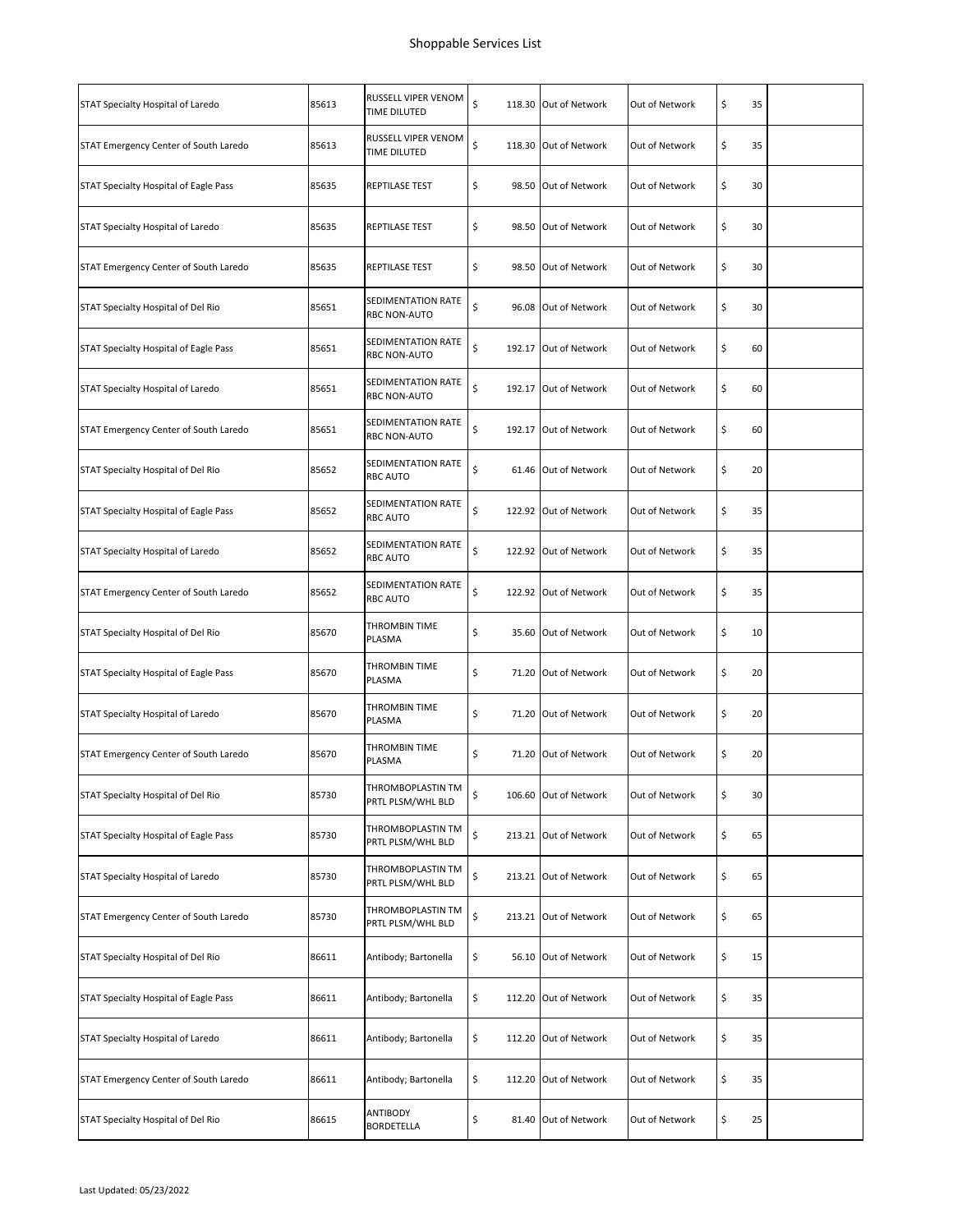# Shoppable Services List

| | | | | | | | |
|---|---|---|---|---|---|---|---|
| STAT Specialty Hospital of Laredo | 85613 | RUSSELL VIPER VENOM TIME DILUTED | $ 118.30 | Out of Network | Out of Network | $ 35 | |
| STAT Emergency Center of South Laredo | 85613 | RUSSELL VIPER VENOM TIME DILUTED | $ 118.30 | Out of Network | Out of Network | $ 35 | |
| STAT Specialty Hospital of Eagle Pass | 85635 | REPTILASE TEST | $ 98.50 | Out of Network | Out of Network | $ 30 | |
| STAT Specialty Hospital of Laredo | 85635 | REPTILASE TEST | $ 98.50 | Out of Network | Out of Network | $ 30 | |
| STAT Emergency Center of South Laredo | 85635 | REPTILASE TEST | $ 98.50 | Out of Network | Out of Network | $ 30 | |
| STAT Specialty Hospital of Del Rio | 85651 | SEDIMENTATION RATE RBC NON-AUTO | $ 96.08 | Out of Network | Out of Network | $ 30 | |
| STAT Specialty Hospital of Eagle Pass | 85651 | SEDIMENTATION RATE RBC NON-AUTO | $ 192.17 | Out of Network | Out of Network | $ 60 | |
| STAT Specialty Hospital of Laredo | 85651 | SEDIMENTATION RATE RBC NON-AUTO | $ 192.17 | Out of Network | Out of Network | $ 60 | |
| STAT Emergency Center of South Laredo | 85651 | SEDIMENTATION RATE RBC NON-AUTO | $ 192.17 | Out of Network | Out of Network | $ 60 | |
| STAT Specialty Hospital of Del Rio | 85652 | SEDIMENTATION RATE RBC AUTO | $ 61.46 | Out of Network | Out of Network | $ 20 | |
| STAT Specialty Hospital of Eagle Pass | 85652 | SEDIMENTATION RATE RBC AUTO | $ 122.92 | Out of Network | Out of Network | $ 35 | |
| STAT Specialty Hospital of Laredo | 85652 | SEDIMENTATION RATE RBC AUTO | $ 122.92 | Out of Network | Out of Network | $ 35 | |
| STAT Emergency Center of South Laredo | 85652 | SEDIMENTATION RATE RBC AUTO | $ 122.92 | Out of Network | Out of Network | $ 35 | |
| STAT Specialty Hospital of Del Rio | 85670 | THROMBIN TIME PLASMA | $ 35.60 | Out of Network | Out of Network | $ 10 | |
| STAT Specialty Hospital of Eagle Pass | 85670 | THROMBIN TIME PLASMA | $ 71.20 | Out of Network | Out of Network | $ 20 | |
| STAT Specialty Hospital of Laredo | 85670 | THROMBIN TIME PLASMA | $ 71.20 | Out of Network | Out of Network | $ 20 | |
| STAT Emergency Center of South Laredo | 85670 | THROMBIN TIME PLASMA | $ 71.20 | Out of Network | Out of Network | $ 20 | |
| STAT Specialty Hospital of Del Rio | 85730 | THROMBOPLASTIN TM PRTL PLSM/WHL BLD | $ 106.60 | Out of Network | Out of Network | $ 30 | |
| STAT Specialty Hospital of Eagle Pass | 85730 | THROMBOPLASTIN TM PRTL PLSM/WHL BLD | $ 213.21 | Out of Network | Out of Network | $ 65 | |
| STAT Specialty Hospital of Laredo | 85730 | THROMBOPLASTIN TM PRTL PLSM/WHL BLD | $ 213.21 | Out of Network | Out of Network | $ 65 | |
| STAT Emergency Center of South Laredo | 85730 | THROMBOPLASTIN TM PRTL PLSM/WHL BLD | $ 213.21 | Out of Network | Out of Network | $ 65 | |
| STAT Specialty Hospital of Del Rio | 86611 | Antibody; Bartonella | $ 56.10 | Out of Network | Out of Network | $ 15 | |
| STAT Specialty Hospital of Eagle Pass | 86611 | Antibody; Bartonella | $ 112.20 | Out of Network | Out of Network | $ 35 | |
| STAT Specialty Hospital of Laredo | 86611 | Antibody; Bartonella | $ 112.20 | Out of Network | Out of Network | $ 35 | |
| STAT Emergency Center of South Laredo | 86611 | Antibody; Bartonella | $ 112.20 | Out of Network | Out of Network | $ 35 | |
| STAT Specialty Hospital of Del Rio | 86615 | ANTIBODY BORDETELLA | $ 81.40 | Out of Network | Out of Network | $ 25 | |

Last Updated: 05/23/2022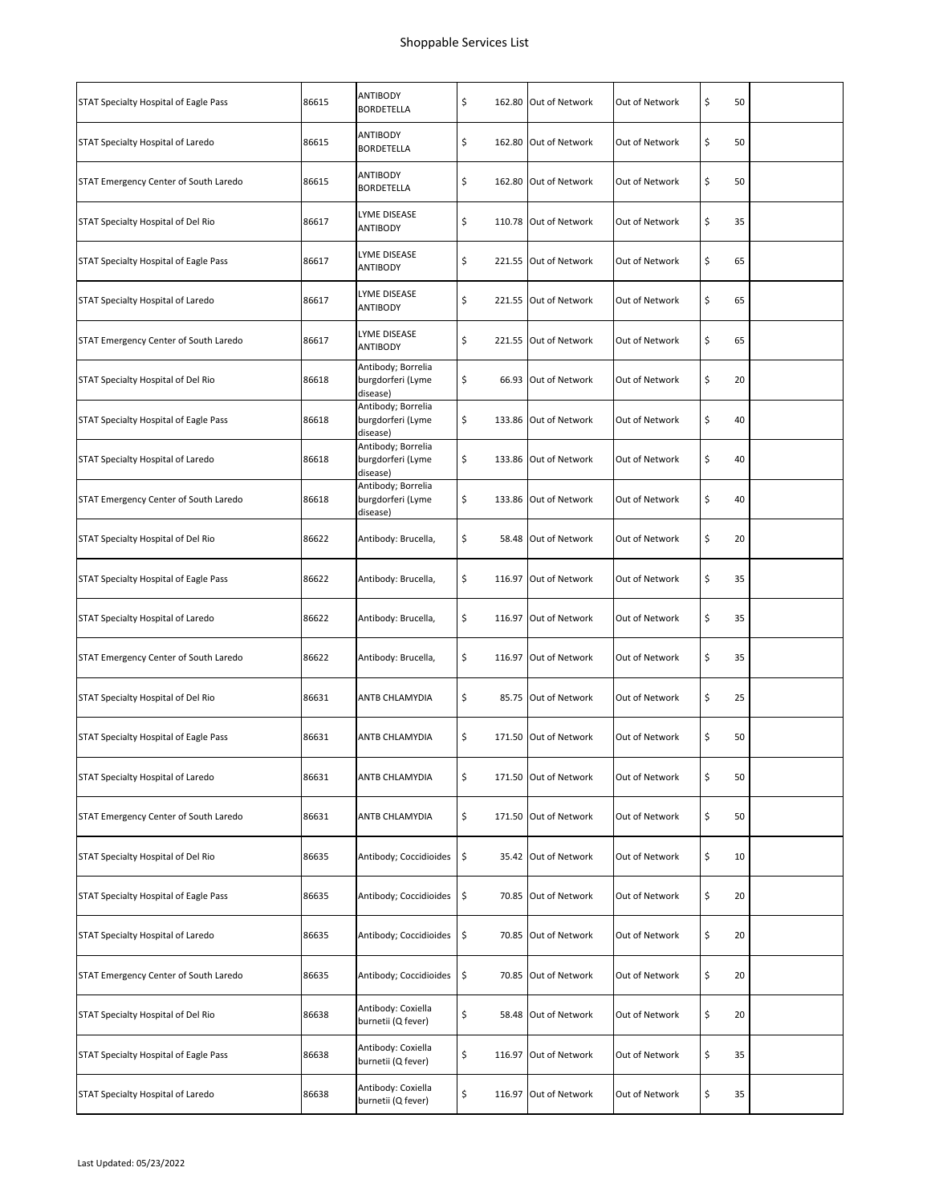## Shoppable Services List

| | | | | | | | |
|---|---|---|---|---|---|---|---|
| STAT Specialty Hospital of Eagle Pass | 86615 | ANTIBODY BORDETELLA | $ 162.80 | Out of Network | Out of Network | $ 50 | |
| STAT Specialty Hospital of Laredo | 86615 | ANTIBODY BORDETELLA | $ 162.80 | Out of Network | Out of Network | $ 50 | |
| STAT Emergency Center of South Laredo | 86615 | ANTIBODY BORDETELLA | $ 162.80 | Out of Network | Out of Network | $ 50 | |
| STAT Specialty Hospital of Del Rio | 86617 | LYME DISEASE ANTIBODY | $ 110.78 | Out of Network | Out of Network | $ 35 | |
| STAT Specialty Hospital of Eagle Pass | 86617 | LYME DISEASE ANTIBODY | $ 221.55 | Out of Network | Out of Network | $ 65 | |
| STAT Specialty Hospital of Laredo | 86617 | LYME DISEASE ANTIBODY | $ 221.55 | Out of Network | Out of Network | $ 65 | |
| STAT Emergency Center of South Laredo | 86617 | LYME DISEASE ANTIBODY | $ 221.55 | Out of Network | Out of Network | $ 65 | |
| STAT Specialty Hospital of Del Rio | 86618 | Antibody; Borrelia burgdorferi (Lyme disease) | $ 66.93 | Out of Network | Out of Network | $ 20 | |
| STAT Specialty Hospital of Eagle Pass | 86618 | Antibody; Borrelia burgdorferi (Lyme disease) | $ 133.86 | Out of Network | Out of Network | $ 40 | |
| STAT Specialty Hospital of Laredo | 86618 | Antibody; Borrelia burgdorferi (Lyme disease) | $ 133.86 | Out of Network | Out of Network | $ 40 | |
| STAT Emergency Center of South Laredo | 86618 | Antibody; Borrelia burgdorferi (Lyme disease) | $ 133.86 | Out of Network | Out of Network | $ 40 | |
| STAT Specialty Hospital of Del Rio | 86622 | Antibody: Brucella, | $ 58.48 | Out of Network | Out of Network | $ 20 | |
| STAT Specialty Hospital of Eagle Pass | 86622 | Antibody: Brucella, | $ 116.97 | Out of Network | Out of Network | $ 35 | |
| STAT Specialty Hospital of Laredo | 86622 | Antibody: Brucella, | $ 116.97 | Out of Network | Out of Network | $ 35 | |
| STAT Emergency Center of South Laredo | 86622 | Antibody: Brucella, | $ 116.97 | Out of Network | Out of Network | $ 35 | |
| STAT Specialty Hospital of Del Rio | 86631 | ANTB CHLAMYDIA | $ 85.75 | Out of Network | Out of Network | $ 25 | |
| STAT Specialty Hospital of Eagle Pass | 86631 | ANTB CHLAMYDIA | $ 171.50 | Out of Network | Out of Network | $ 50 | |
| STAT Specialty Hospital of Laredo | 86631 | ANTB CHLAMYDIA | $ 171.50 | Out of Network | Out of Network | $ 50 | |
| STAT Emergency Center of South Laredo | 86631 | ANTB CHLAMYDIA | $ 171.50 | Out of Network | Out of Network | $ 50 | |
| STAT Specialty Hospital of Del Rio | 86635 | Antibody; Coccidioides | $ 35.42 | Out of Network | Out of Network | $ 10 | |
| STAT Specialty Hospital of Eagle Pass | 86635 | Antibody; Coccidioides | $ 70.85 | Out of Network | Out of Network | $ 20 | |
| STAT Specialty Hospital of Laredo | 86635 | Antibody; Coccidioides | $ 70.85 | Out of Network | Out of Network | $ 20 | |
| STAT Emergency Center of South Laredo | 86635 | Antibody; Coccidioides | $ 70.85 | Out of Network | Out of Network | $ 20 | |
| STAT Specialty Hospital of Del Rio | 86638 | Antibody: Coxiella burnetii (Q fever) | $ 58.48 | Out of Network | Out of Network | $ 20 | |
| STAT Specialty Hospital of Eagle Pass | 86638 | Antibody: Coxiella burnetii (Q fever) | $ 116.97 | Out of Network | Out of Network | $ 35 | |
| STAT Specialty Hospital of Laredo | 86638 | Antibody: Coxiella burnetii (Q fever) | $ 116.97 | Out of Network | Out of Network | $ 35 | |

Last Updated: 05/23/2022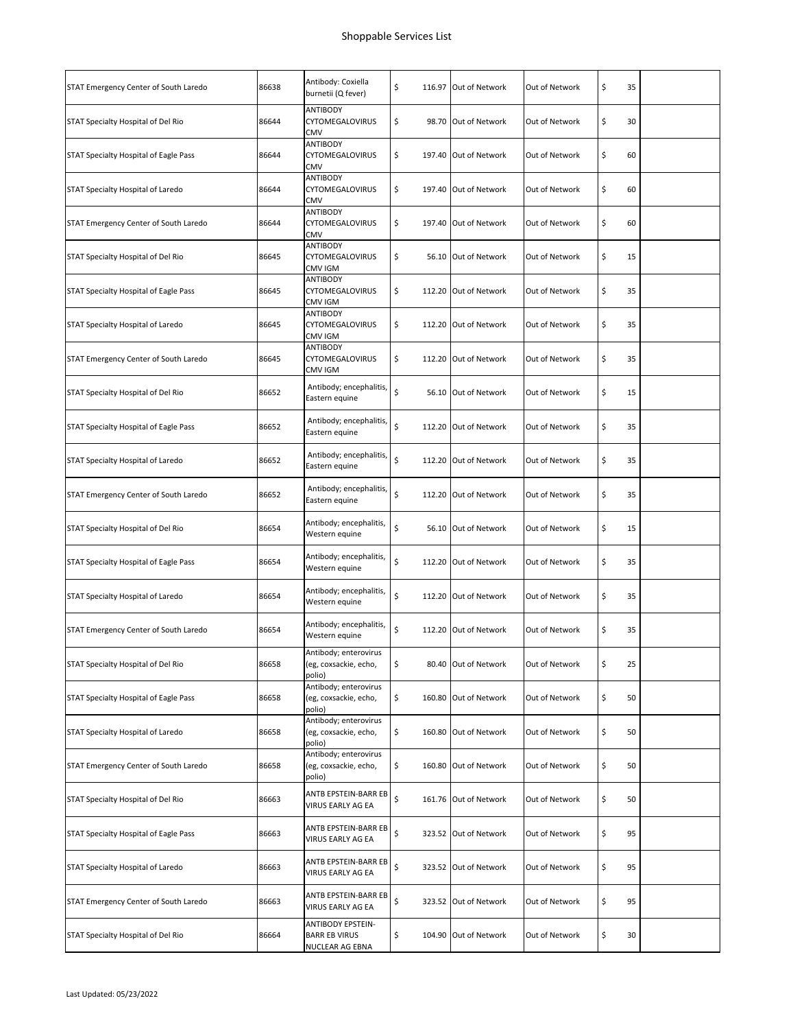# Shoppable Services List

| | | | | | | | |
|---|---|---|---|---|---|---|---|
| STAT Emergency Center of South Laredo | 86638 | Antibody: Coxiella burnetii (Q fever) | $ 116.97 | Out of Network | Out of Network | $ 35 | |
| STAT Specialty Hospital of Del Rio | 86644 | ANTIBODY CYTOMEGALOVIRUS CMV | $ 98.70 | Out of Network | Out of Network | $ 30 | |
| STAT Specialty Hospital of Eagle Pass | 86644 | ANTIBODY CYTOMEGALOVIRUS CMV | $ 197.40 | Out of Network | Out of Network | $ 60 | |
| STAT Specialty Hospital of Laredo | 86644 | ANTIBODY CYTOMEGALOVIRUS CMV | $ 197.40 | Out of Network | Out of Network | $ 60 | |
| STAT Emergency Center of South Laredo | 86644 | ANTIBODY CYTOMEGALOVIRUS CMV | $ 197.40 | Out of Network | Out of Network | $ 60 | |
| STAT Specialty Hospital of Del Rio | 86645 | ANTIBODY CYTOMEGALOVIRUS CMV IGM | $ 56.10 | Out of Network | Out of Network | $ 15 | |
| STAT Specialty Hospital of Eagle Pass | 86645 | ANTIBODY CYTOMEGALOVIRUS CMV IGM | $ 112.20 | Out of Network | Out of Network | $ 35 | |
| STAT Specialty Hospital of Laredo | 86645 | ANTIBODY CYTOMEGALOVIRUS CMV IGM | $ 112.20 | Out of Network | Out of Network | $ 35 | |
| STAT Emergency Center of South Laredo | 86645 | ANTIBODY CYTOMEGALOVIRUS CMV IGM | $ 112.20 | Out of Network | Out of Network | $ 35 | |
| STAT Specialty Hospital of Del Rio | 86652 | Antibody; encephalitis, Eastern equine | $ 56.10 | Out of Network | Out of Network | $ 15 | |
| STAT Specialty Hospital of Eagle Pass | 86652 | Antibody; encephalitis, Eastern equine | $ 112.20 | Out of Network | Out of Network | $ 35 | |
| STAT Specialty Hospital of Laredo | 86652 | Antibody; encephalitis, Eastern equine | $ 112.20 | Out of Network | Out of Network | $ 35 | |
| STAT Emergency Center of South Laredo | 86652 | Antibody; encephalitis, Eastern equine | $ 112.20 | Out of Network | Out of Network | $ 35 | |
| STAT Specialty Hospital of Del Rio | 86654 | Antibody; encephalitis, Western equine | $ 56.10 | Out of Network | Out of Network | $ 15 | |
| STAT Specialty Hospital of Eagle Pass | 86654 | Antibody; encephalitis, Western equine | $ 112.20 | Out of Network | Out of Network | $ 35 | |
| STAT Specialty Hospital of Laredo | 86654 | Antibody; encephalitis, Western equine | $ 112.20 | Out of Network | Out of Network | $ 35 | |
| STAT Emergency Center of South Laredo | 86654 | Antibody; encephalitis, Western equine | $ 112.20 | Out of Network | Out of Network | $ 35 | |
| STAT Specialty Hospital of Del Rio | 86658 | Antibody; enterovirus (eg, coxsackie, echo, polio) | $ 80.40 | Out of Network | Out of Network | $ 25 | |
| STAT Specialty Hospital of Eagle Pass | 86658 | Antibody; enterovirus (eg, coxsackie, echo, polio) | $ 160.80 | Out of Network | Out of Network | $ 50 | |
| STAT Specialty Hospital of Laredo | 86658 | Antibody; enterovirus (eg, coxsackie, echo, polio) | $ 160.80 | Out of Network | Out of Network | $ 50 | |
| STAT Emergency Center of South Laredo | 86658 | Antibody; enterovirus (eg, coxsackie, echo, polio) | $ 160.80 | Out of Network | Out of Network | $ 50 | |
| STAT Specialty Hospital of Del Rio | 86663 | ANTB EPSTEIN-BARR EB VIRUS EARLY AG EA | $ 161.76 | Out of Network | Out of Network | $ 50 | |
| STAT Specialty Hospital of Eagle Pass | 86663 | ANTB EPSTEIN-BARR EB VIRUS EARLY AG EA | $ 323.52 | Out of Network | Out of Network | $ 95 | |
| STAT Specialty Hospital of Laredo | 86663 | ANTB EPSTEIN-BARR EB VIRUS EARLY AG EA | $ 323.52 | Out of Network | Out of Network | $ 95 | |
| STAT Emergency Center of South Laredo | 86663 | ANTB EPSTEIN-BARR EB VIRUS EARLY AG EA | $ 323.52 | Out of Network | Out of Network | $ 95 | |
| STAT Specialty Hospital of Del Rio | 86664 | ANTIBODY EPSTEIN-BARR EB VIRUS NUCLEAR AG EBNA | $ 104.90 | Out of Network | Out of Network | $ 30 | |

Last Updated: 05/23/2022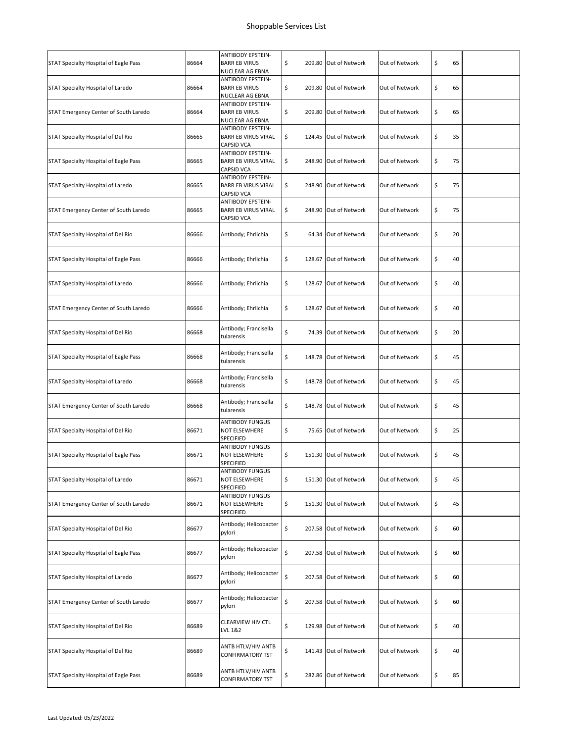# Shoppable Services List

| | | | | | | | |
|---|---|---|---|---|---|---|---|
| STAT Specialty Hospital of Eagle Pass | 86664 | ANTIBODY EPSTEIN-BARR EB VIRUS NUCLEAR AG EBNA | $ 209.80 | Out of Network | Out of Network | $ 65 | |
| STAT Specialty Hospital of Laredo | 86664 | ANTIBODY EPSTEIN-BARR EB VIRUS NUCLEAR AG EBNA | $ 209.80 | Out of Network | Out of Network | $ 65 | |
| STAT Emergency Center of South Laredo | 86664 | ANTIBODY EPSTEIN-BARR EB VIRUS NUCLEAR AG EBNA | $ 209.80 | Out of Network | Out of Network | $ 65 | |
| STAT Specialty Hospital of Del Rio | 86665 | ANTIBODY EPSTEIN-BARR EB VIRUS VIRAL CAPSID VCA | $ 124.45 | Out of Network | Out of Network | $ 35 | |
| STAT Specialty Hospital of Eagle Pass | 86665 | ANTIBODY EPSTEIN-BARR EB VIRUS VIRAL CAPSID VCA | $ 248.90 | Out of Network | Out of Network | $ 75 | |
| STAT Specialty Hospital of Laredo | 86665 | ANTIBODY EPSTEIN-BARR EB VIRUS VIRAL CAPSID VCA | $ 248.90 | Out of Network | Out of Network | $ 75 | |
| STAT Emergency Center of South Laredo | 86665 | ANTIBODY EPSTEIN-BARR EB VIRUS VIRAL CAPSID VCA | $ 248.90 | Out of Network | Out of Network | $ 75 | |
| STAT Specialty Hospital of Del Rio | 86666 | Antibody; Ehrlichia | $ 64.34 | Out of Network | Out of Network | $ 20 | |
| STAT Specialty Hospital of Eagle Pass | 86666 | Antibody; Ehrlichia | $ 128.67 | Out of Network | Out of Network | $ 40 | |
| STAT Specialty Hospital of Laredo | 86666 | Antibody; Ehrlichia | $ 128.67 | Out of Network | Out of Network | $ 40 | |
| STAT Emergency Center of South Laredo | 86666 | Antibody; Ehrlichia | $ 128.67 | Out of Network | Out of Network | $ 40 | |
| STAT Specialty Hospital of Del Rio | 86668 | Antibody; Francisella tularensis | $ 74.39 | Out of Network | Out of Network | $ 20 | |
| STAT Specialty Hospital of Eagle Pass | 86668 | Antibody; Francisella tularensis | $ 148.78 | Out of Network | Out of Network | $ 45 | |
| STAT Specialty Hospital of Laredo | 86668 | Antibody; Francisella tularensis | $ 148.78 | Out of Network | Out of Network | $ 45 | |
| STAT Emergency Center of South Laredo | 86668 | Antibody; Francisella tularensis | $ 148.78 | Out of Network | Out of Network | $ 45 | |
| STAT Specialty Hospital of Del Rio | 86671 | ANTIBODY FUNGUS NOT ELSEWHERE SPECIFIED | $ 75.65 | Out of Network | Out of Network | $ 25 | |
| STAT Specialty Hospital of Eagle Pass | 86671 | ANTIBODY FUNGUS NOT ELSEWHERE SPECIFIED | $ 151.30 | Out of Network | Out of Network | $ 45 | |
| STAT Specialty Hospital of Laredo | 86671 | ANTIBODY FUNGUS NOT ELSEWHERE SPECIFIED | $ 151.30 | Out of Network | Out of Network | $ 45 | |
| STAT Emergency Center of South Laredo | 86671 | ANTIBODY FUNGUS NOT ELSEWHERE SPECIFIED | $ 151.30 | Out of Network | Out of Network | $ 45 | |
| STAT Specialty Hospital of Del Rio | 86677 | Antibody; Helicobacter pylori | $ 207.58 | Out of Network | Out of Network | $ 60 | |
| STAT Specialty Hospital of Eagle Pass | 86677 | Antibody; Helicobacter pylori | $ 207.58 | Out of Network | Out of Network | $ 60 | |
| STAT Specialty Hospital of Laredo | 86677 | Antibody; Helicobacter pylori | $ 207.58 | Out of Network | Out of Network | $ 60 | |
| STAT Emergency Center of South Laredo | 86677 | Antibody; Helicobacter pylori | $ 207.58 | Out of Network | Out of Network | $ 60 | |
| STAT Specialty Hospital of Del Rio | 86689 | CLEARVIEW HIV CTL LVL 1&2 | $ 129.98 | Out of Network | Out of Network | $ 40 | |
| STAT Specialty Hospital of Del Rio | 86689 | ANTB HTLV/HIV ANTB CONFIRMATORY TST | $ 141.43 | Out of Network | Out of Network | $ 40 | |
| STAT Specialty Hospital of Eagle Pass | 86689 | ANTB HTLV/HIV ANTB CONFIRMATORY TST | $ 282.86 | Out of Network | Out of Network | $ 85 | |

Last Updated: 05/23/2022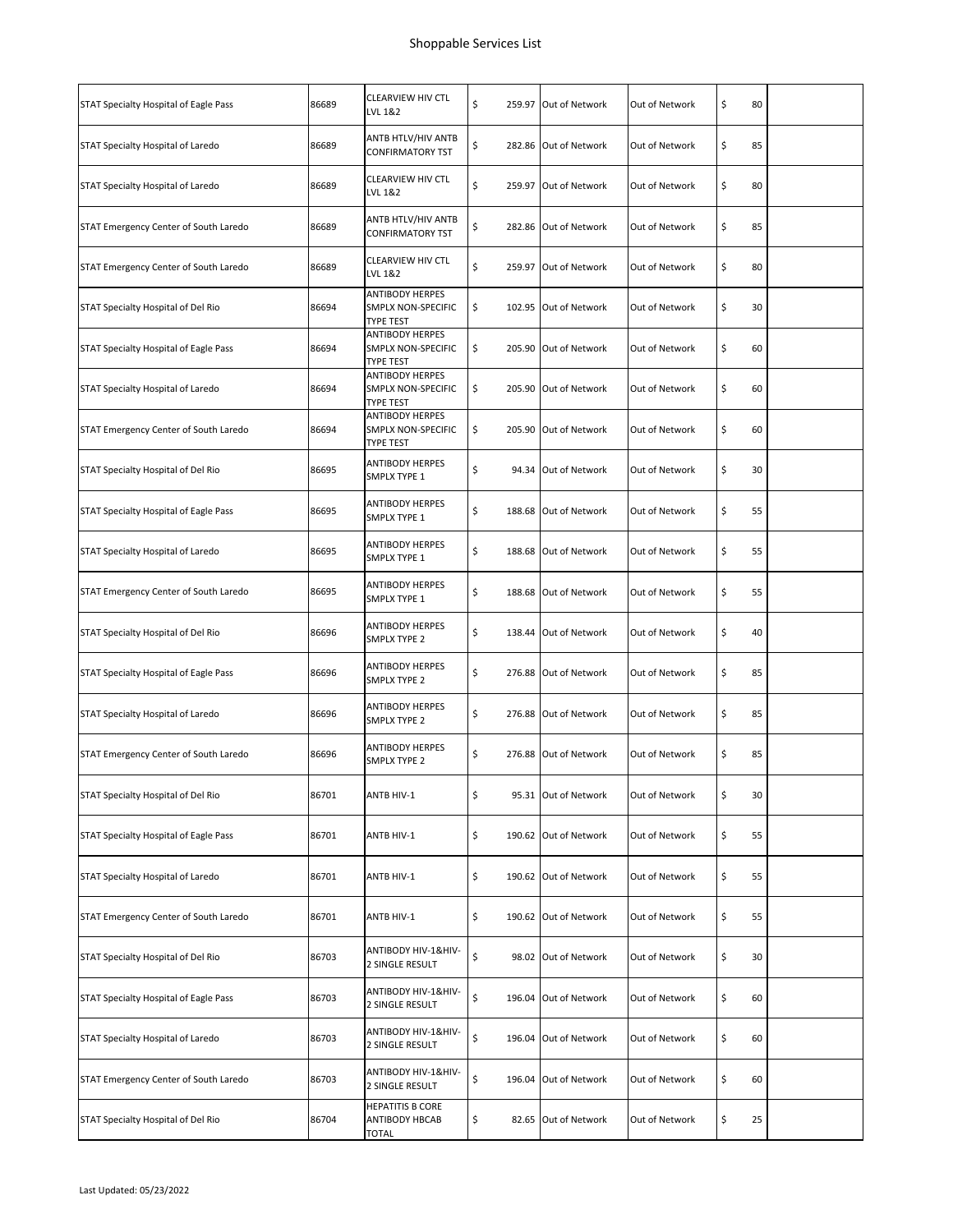# Shoppable Services List

| | | | | | | | |
|---|---|---|---|---|---|---|---|
| STAT Specialty Hospital of Eagle Pass | 86689 | CLEARVIEW HIV CTL LVL 1&2 | $ 259.97 | Out of Network | Out of Network | $ 80 | |
| STAT Specialty Hospital of Laredo | 86689 | ANTB HTLV/HIV ANTB CONFIRMATORY TST | $ 282.86 | Out of Network | Out of Network | $ 85 | |
| STAT Specialty Hospital of Laredo | 86689 | CLEARVIEW HIV CTL LVL 1&2 | $ 259.97 | Out of Network | Out of Network | $ 80 | |
| STAT Emergency Center of South Laredo | 86689 | ANTB HTLV/HIV ANTB CONFIRMATORY TST | $ 282.86 | Out of Network | Out of Network | $ 85 | |
| STAT Emergency Center of South Laredo | 86689 | CLEARVIEW HIV CTL LVL 1&2 | $ 259.97 | Out of Network | Out of Network | $ 80 | |
| STAT Specialty Hospital of Del Rio | 86694 | ANTIBODY HERPES SMPLX NON-SPECIFIC TYPE TEST | $ 102.95 | Out of Network | Out of Network | $ 30 | |
| STAT Specialty Hospital of Eagle Pass | 86694 | ANTIBODY HERPES SMPLX NON-SPECIFIC TYPE TEST | $ 205.90 | Out of Network | Out of Network | $ 60 | |
| STAT Specialty Hospital of Laredo | 86694 | ANTIBODY HERPES SMPLX NON-SPECIFIC TYPE TEST | $ 205.90 | Out of Network | Out of Network | $ 60 | |
| STAT Emergency Center of South Laredo | 86694 | ANTIBODY HERPES SMPLX NON-SPECIFIC TYPE TEST | $ 205.90 | Out of Network | Out of Network | $ 60 | |
| STAT Specialty Hospital of Del Rio | 86695 | ANTIBODY HERPES SMPLX TYPE 1 | $ 94.34 | Out of Network | Out of Network | $ 30 | |
| STAT Specialty Hospital of Eagle Pass | 86695 | ANTIBODY HERPES SMPLX TYPE 1 | $ 188.68 | Out of Network | Out of Network | $ 55 | |
| STAT Specialty Hospital of Laredo | 86695 | ANTIBODY HERPES SMPLX TYPE 1 | $ 188.68 | Out of Network | Out of Network | $ 55 | |
| STAT Emergency Center of South Laredo | 86695 | ANTIBODY HERPES SMPLX TYPE 1 | $ 188.68 | Out of Network | Out of Network | $ 55 | |
| STAT Specialty Hospital of Del Rio | 86696 | ANTIBODY HERPES SMPLX TYPE 2 | $ 138.44 | Out of Network | Out of Network | $ 40 | |
| STAT Specialty Hospital of Eagle Pass | 86696 | ANTIBODY HERPES SMPLX TYPE 2 | $ 276.88 | Out of Network | Out of Network | $ 85 | |
| STAT Specialty Hospital of Laredo | 86696 | ANTIBODY HERPES SMPLX TYPE 2 | $ 276.88 | Out of Network | Out of Network | $ 85 | |
| STAT Emergency Center of South Laredo | 86696 | ANTIBODY HERPES SMPLX TYPE 2 | $ 276.88 | Out of Network | Out of Network | $ 85 | |
| STAT Specialty Hospital of Del Rio | 86701 | ANTB HIV-1 | $ 95.31 | Out of Network | Out of Network | $ 30 | |
| STAT Specialty Hospital of Eagle Pass | 86701 | ANTB HIV-1 | $ 190.62 | Out of Network | Out of Network | $ 55 | |
| STAT Specialty Hospital of Laredo | 86701 | ANTB HIV-1 | $ 190.62 | Out of Network | Out of Network | $ 55 | |
| STAT Emergency Center of South Laredo | 86701 | ANTB HIV-1 | $ 190.62 | Out of Network | Out of Network | $ 55 | |
| STAT Specialty Hospital of Del Rio | 86703 | ANTIBODY HIV-1&HIV-2 SINGLE RESULT | $ 98.02 | Out of Network | Out of Network | $ 30 | |
| STAT Specialty Hospital of Eagle Pass | 86703 | ANTIBODY HIV-1&HIV-2 SINGLE RESULT | $ 196.04 | Out of Network | Out of Network | $ 60 | |
| STAT Specialty Hospital of Laredo | 86703 | ANTIBODY HIV-1&HIV-2 SINGLE RESULT | $ 196.04 | Out of Network | Out of Network | $ 60 | |
| STAT Emergency Center of South Laredo | 86703 | ANTIBODY HIV-1&HIV-2 SINGLE RESULT | $ 196.04 | Out of Network | Out of Network | $ 60 | |
| STAT Specialty Hospital of Del Rio | 86704 | HEPATITIS B CORE ANTIBODY HBCAB TOTAL | $ 82.65 | Out of Network | Out of Network | $ 25 | |

Last Updated: 05/23/2022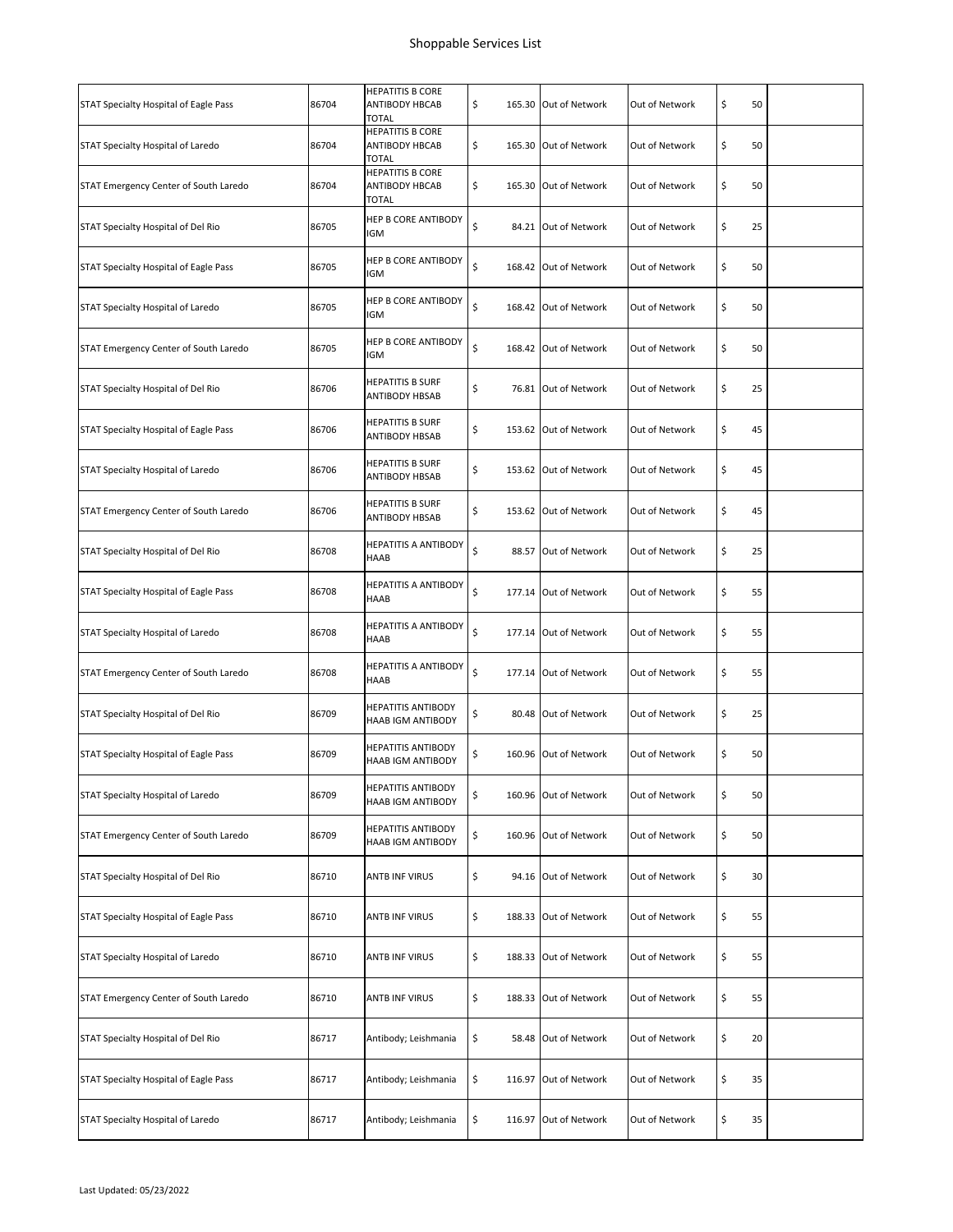# Shoppable Services List

| | | | | | | | |
|---|---|---|---|---|---|---|---|
| STAT Specialty Hospital of Eagle Pass | 86704 | HEPATITIS B CORE ANTIBODY HBCAB TOTAL | $ 165.30 | Out of Network | Out of Network | $ 50 | |
| STAT Specialty Hospital of Laredo | 86704 | HEPATITIS B CORE ANTIBODY HBCAB TOTAL | $ 165.30 | Out of Network | Out of Network | $ 50 | |
| STAT Emergency Center of South Laredo | 86704 | HEPATITIS B CORE ANTIBODY HBCAB TOTAL | $ 165.30 | Out of Network | Out of Network | $ 50 | |
| STAT Specialty Hospital of Del Rio | 86705 | HEP B CORE ANTIBODY IGM | $ 84.21 | Out of Network | Out of Network | $ 25 | |
| STAT Specialty Hospital of Eagle Pass | 86705 | HEP B CORE ANTIBODY IGM | $ 168.42 | Out of Network | Out of Network | $ 50 | |
| STAT Specialty Hospital of Laredo | 86705 | HEP B CORE ANTIBODY IGM | $ 168.42 | Out of Network | Out of Network | $ 50 | |
| STAT Emergency Center of South Laredo | 86705 | HEP B CORE ANTIBODY IGM | $ 168.42 | Out of Network | Out of Network | $ 50 | |
| STAT Specialty Hospital of Del Rio | 86706 | HEPATITIS B SURF ANTIBODY HBSAB | $ 76.81 | Out of Network | Out of Network | $ 25 | |
| STAT Specialty Hospital of Eagle Pass | 86706 | HEPATITIS B SURF ANTIBODY HBSAB | $ 153.62 | Out of Network | Out of Network | $ 45 | |
| STAT Specialty Hospital of Laredo | 86706 | HEPATITIS B SURF ANTIBODY HBSAB | $ 153.62 | Out of Network | Out of Network | $ 45 | |
| STAT Emergency Center of South Laredo | 86706 | HEPATITIS B SURF ANTIBODY HBSAB | $ 153.62 | Out of Network | Out of Network | $ 45 | |
| STAT Specialty Hospital of Del Rio | 86708 | HEPATITIS A ANTIBODY HAAB | $ 88.57 | Out of Network | Out of Network | $ 25 | |
| STAT Specialty Hospital of Eagle Pass | 86708 | HEPATITIS A ANTIBODY HAAB | $ 177.14 | Out of Network | Out of Network | $ 55 | |
| STAT Specialty Hospital of Laredo | 86708 | HEPATITIS A ANTIBODY HAAB | $ 177.14 | Out of Network | Out of Network | $ 55 | |
| STAT Emergency Center of South Laredo | 86708 | HEPATITIS A ANTIBODY HAAB | $ 177.14 | Out of Network | Out of Network | $ 55 | |
| STAT Specialty Hospital of Del Rio | 86709 | HEPATITIS ANTIBODY HAAB IGM ANTIBODY | $ 80.48 | Out of Network | Out of Network | $ 25 | |
| STAT Specialty Hospital of Eagle Pass | 86709 | HEPATITIS ANTIBODY HAAB IGM ANTIBODY | $ 160.96 | Out of Network | Out of Network | $ 50 | |
| STAT Specialty Hospital of Laredo | 86709 | HEPATITIS ANTIBODY HAAB IGM ANTIBODY | $ 160.96 | Out of Network | Out of Network | $ 50 | |
| STAT Emergency Center of South Laredo | 86709 | HEPATITIS ANTIBODY HAAB IGM ANTIBODY | $ 160.96 | Out of Network | Out of Network | $ 50 | |
| STAT Specialty Hospital of Del Rio | 86710 | ANTB INF VIRUS | $ 94.16 | Out of Network | Out of Network | $ 30 | |
| STAT Specialty Hospital of Eagle Pass | 86710 | ANTB INF VIRUS | $ 188.33 | Out of Network | Out of Network | $ 55 | |
| STAT Specialty Hospital of Laredo | 86710 | ANTB INF VIRUS | $ 188.33 | Out of Network | Out of Network | $ 55 | |
| STAT Emergency Center of South Laredo | 86710 | ANTB INF VIRUS | $ 188.33 | Out of Network | Out of Network | $ 55 | |
| STAT Specialty Hospital of Del Rio | 86717 | Antibody; Leishmania | $ 58.48 | Out of Network | Out of Network | $ 20 | |
| STAT Specialty Hospital of Eagle Pass | 86717 | Antibody; Leishmania | $ 116.97 | Out of Network | Out of Network | $ 35 | |
| STAT Specialty Hospital of Laredo | 86717 | Antibody; Leishmania | $ 116.97 | Out of Network | Out of Network | $ 35 | |

Last Updated: 05/23/2022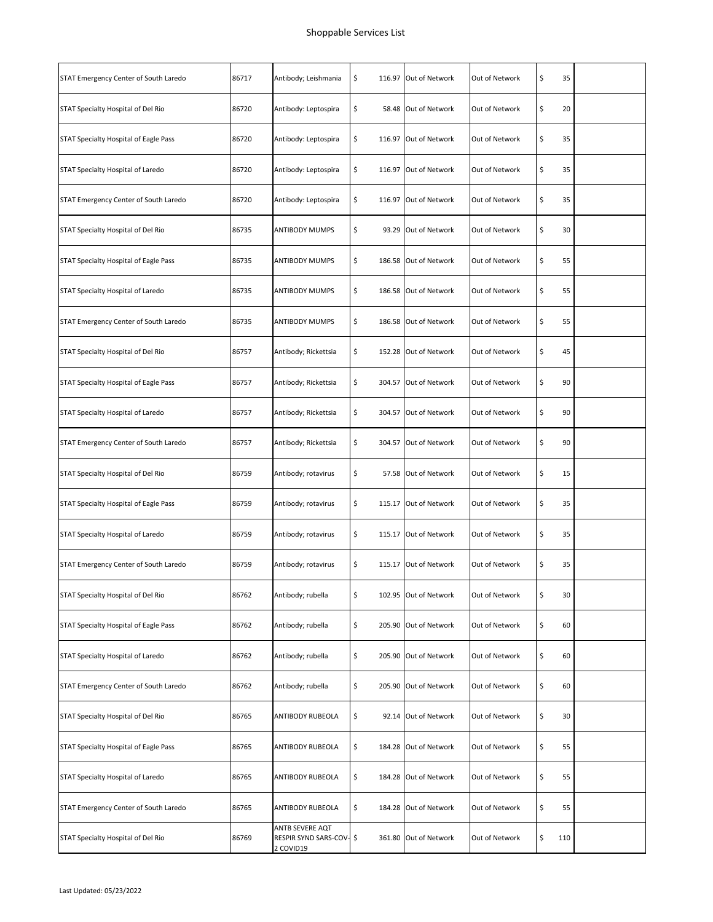# Shoppable Services List

| | | | | | | | |
|---|---|---|---|---|---|---|---|
| STAT Emergency Center of South Laredo | 86717 | Antibody; Leishmania | $ 116.97 | Out of Network | Out of Network | $ 35 | |
| STAT Specialty Hospital of Del Rio | 86720 | Antibody: Leptospira | $ 58.48 | Out of Network | Out of Network | $ 20 | |
| STAT Specialty Hospital of Eagle Pass | 86720 | Antibody: Leptospira | $ 116.97 | Out of Network | Out of Network | $ 35 | |
| STAT Specialty Hospital of Laredo | 86720 | Antibody: Leptospira | $ 116.97 | Out of Network | Out of Network | $ 35 | |
| STAT Emergency Center of South Laredo | 86720 | Antibody: Leptospira | $ 116.97 | Out of Network | Out of Network | $ 35 | |
| STAT Specialty Hospital of Del Rio | 86735 | ANTIBODY MUMPS | $ 93.29 | Out of Network | Out of Network | $ 30 | |
| STAT Specialty Hospital of Eagle Pass | 86735 | ANTIBODY MUMPS | $ 186.58 | Out of Network | Out of Network | $ 55 | |
| STAT Specialty Hospital of Laredo | 86735 | ANTIBODY MUMPS | $ 186.58 | Out of Network | Out of Network | $ 55 | |
| STAT Emergency Center of South Laredo | 86735 | ANTIBODY MUMPS | $ 186.58 | Out of Network | Out of Network | $ 55 | |
| STAT Specialty Hospital of Del Rio | 86757 | Antibody; Rickettsia | $ 152.28 | Out of Network | Out of Network | $ 45 | |
| STAT Specialty Hospital of Eagle Pass | 86757 | Antibody; Rickettsia | $ 304.57 | Out of Network | Out of Network | $ 90 | |
| STAT Specialty Hospital of Laredo | 86757 | Antibody; Rickettsia | $ 304.57 | Out of Network | Out of Network | $ 90 | |
| STAT Emergency Center of South Laredo | 86757 | Antibody; Rickettsia | $ 304.57 | Out of Network | Out of Network | $ 90 | |
| STAT Specialty Hospital of Del Rio | 86759 | Antibody; rotavirus | $ 57.58 | Out of Network | Out of Network | $ 15 | |
| STAT Specialty Hospital of Eagle Pass | 86759 | Antibody; rotavirus | $ 115.17 | Out of Network | Out of Network | $ 35 | |
| STAT Specialty Hospital of Laredo | 86759 | Antibody; rotavirus | $ 115.17 | Out of Network | Out of Network | $ 35 | |
| STAT Emergency Center of South Laredo | 86759 | Antibody; rotavirus | $ 115.17 | Out of Network | Out of Network | $ 35 | |
| STAT Specialty Hospital of Del Rio | 86762 | Antibody; rubella | $ 102.95 | Out of Network | Out of Network | $ 30 | |
| STAT Specialty Hospital of Eagle Pass | 86762 | Antibody; rubella | $ 205.90 | Out of Network | Out of Network | $ 60 | |
| STAT Specialty Hospital of Laredo | 86762 | Antibody; rubella | $ 205.90 | Out of Network | Out of Network | $ 60 | |
| STAT Emergency Center of South Laredo | 86762 | Antibody; rubella | $ 205.90 | Out of Network | Out of Network | $ 60 | |
| STAT Specialty Hospital of Del Rio | 86765 | ANTIBODY RUBEOLA | $ 92.14 | Out of Network | Out of Network | $ 30 | |
| STAT Specialty Hospital of Eagle Pass | 86765 | ANTIBODY RUBEOLA | $ 184.28 | Out of Network | Out of Network | $ 55 | |
| STAT Specialty Hospital of Laredo | 86765 | ANTIBODY RUBEOLA | $ 184.28 | Out of Network | Out of Network | $ 55 | |
| STAT Emergency Center of South Laredo | 86765 | ANTIBODY RUBEOLA | $ 184.28 | Out of Network | Out of Network | $ 55 | |
| STAT Specialty Hospital of Del Rio | 86769 | ANTB SEVERE AQT RESPIR SYND SARS-COV-2 COVID19 | $ 361.80 | Out of Network | Out of Network | $ 110 | |

Last Updated: 05/23/2022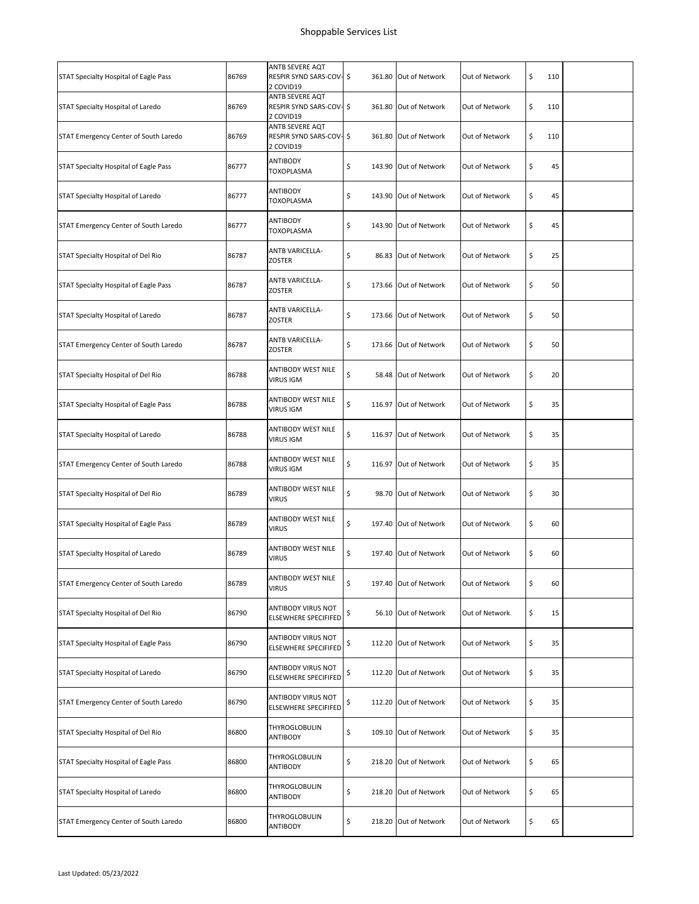# Shoppable Services List

| | | | | | | | |
|---|---|---|---|---|---|---|---|
| STAT Specialty Hospital of Eagle Pass | 86769 | ANTB SEVERE AQT RESPIR SYND SARS-COV-2 COVID19 | $ 361.80 | Out of Network | Out of Network | $ 110 | |
| STAT Specialty Hospital of Laredo | 86769 | ANTB SEVERE AQT RESPIR SYND SARS-COV-2 COVID19 | $ 361.80 | Out of Network | Out of Network | $ 110 | |
| STAT Emergency Center of South Laredo | 86769 | ANTB SEVERE AQT RESPIR SYND SARS-COV-2 COVID19 | $ 361.80 | Out of Network | Out of Network | $ 110 | |
| STAT Specialty Hospital of Eagle Pass | 86777 | ANTIBODY TOXOPLASMA | $ 143.90 | Out of Network | Out of Network | $ 45 | |
| STAT Specialty Hospital of Laredo | 86777 | ANTIBODY TOXOPLASMA | $ 143.90 | Out of Network | Out of Network | $ 45 | |
| STAT Emergency Center of South Laredo | 86777 | ANTIBODY TOXOPLASMA | $ 143.90 | Out of Network | Out of Network | $ 45 | |
| STAT Specialty Hospital of Del Rio | 86787 | ANTB VARICELLA-ZOSTER | $ 86.83 | Out of Network | Out of Network | $ 25 | |
| STAT Specialty Hospital of Eagle Pass | 86787 | ANTB VARICELLA-ZOSTER | $ 173.66 | Out of Network | Out of Network | $ 50 | |
| STAT Specialty Hospital of Laredo | 86787 | ANTB VARICELLA-ZOSTER | $ 173.66 | Out of Network | Out of Network | $ 50 | |
| STAT Emergency Center of South Laredo | 86787 | ANTB VARICELLA-ZOSTER | $ 173.66 | Out of Network | Out of Network | $ 50 | |
| STAT Specialty Hospital of Del Rio | 86788 | ANTIBODY WEST NILE VIRUS IGM | $ 58.48 | Out of Network | Out of Network | $ 20 | |
| STAT Specialty Hospital of Eagle Pass | 86788 | ANTIBODY WEST NILE VIRUS IGM | $ 116.97 | Out of Network | Out of Network | $ 35 | |
| STAT Specialty Hospital of Laredo | 86788 | ANTIBODY WEST NILE VIRUS IGM | $ 116.97 | Out of Network | Out of Network | $ 35 | |
| STAT Emergency Center of South Laredo | 86788 | ANTIBODY WEST NILE VIRUS IGM | $ 116.97 | Out of Network | Out of Network | $ 35 | |
| STAT Specialty Hospital of Del Rio | 86789 | ANTIBODY WEST NILE VIRUS | $ 98.70 | Out of Network | Out of Network | $ 30 | |
| STAT Specialty Hospital of Eagle Pass | 86789 | ANTIBODY WEST NILE VIRUS | $ 197.40 | Out of Network | Out of Network | $ 60 | |
| STAT Specialty Hospital of Laredo | 86789 | ANTIBODY WEST NILE VIRUS | $ 197.40 | Out of Network | Out of Network | $ 60 | |
| STAT Emergency Center of South Laredo | 86789 | ANTIBODY WEST NILE VIRUS | $ 197.40 | Out of Network | Out of Network | $ 60 | |
| STAT Specialty Hospital of Del Rio | 86790 | ANTIBODY VIRUS NOT ELSEWHERE SPECIFIED | $ 56.10 | Out of Network | Out of Network | $ 15 | |
| STAT Specialty Hospital of Eagle Pass | 86790 | ANTIBODY VIRUS NOT ELSEWHERE SPECIFIED | $ 112.20 | Out of Network | Out of Network | $ 35 | |
| STAT Specialty Hospital of Laredo | 86790 | ANTIBODY VIRUS NOT ELSEWHERE SPECIFIED | $ 112.20 | Out of Network | Out of Network | $ 35 | |
| STAT Emergency Center of South Laredo | 86790 | ANTIBODY VIRUS NOT ELSEWHERE SPECIFIED | $ 112.20 | Out of Network | Out of Network | $ 35 | |
| STAT Specialty Hospital of Del Rio | 86800 | THYROGLOBULIN ANTIBODY | $ 109.10 | Out of Network | Out of Network | $ 35 | |
| STAT Specialty Hospital of Eagle Pass | 86800 | THYROGLOBULIN ANTIBODY | $ 218.20 | Out of Network | Out of Network | $ 65 | |
| STAT Specialty Hospital of Laredo | 86800 | THYROGLOBULIN ANTIBODY | $ 218.20 | Out of Network | Out of Network | $ 65 | |
| STAT Emergency Center of South Laredo | 86800 | THYROGLOBULIN ANTIBODY | $ 218.20 | Out of Network | Out of Network | $ 65 | |

Last Updated: 05/23/2022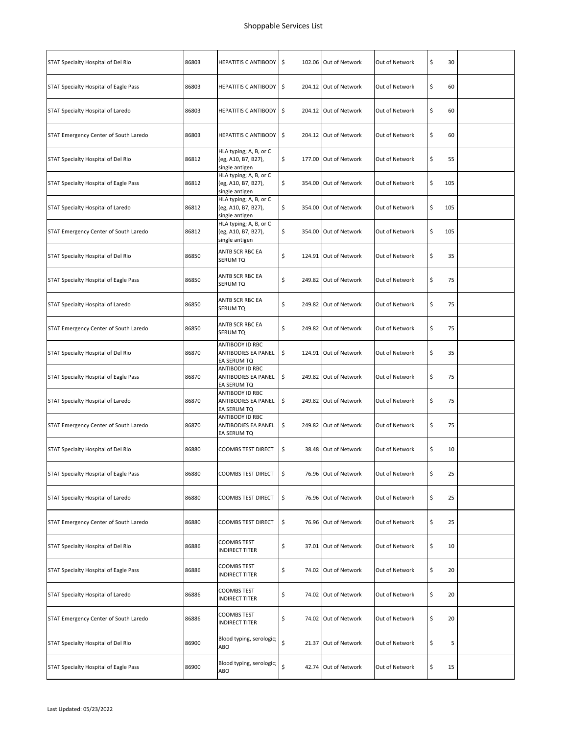# Shoppable Services List

| | | | | | | | |
|---|---|---|---|---|---|---|---|
| STAT Specialty Hospital of Del Rio | 86803 | HEPATITIS C ANTIBODY | $ 102.06 | Out of Network | Out of Network | $ 30 | |
| STAT Specialty Hospital of Eagle Pass | 86803 | HEPATITIS C ANTIBODY | $ 204.12 | Out of Network | Out of Network | $ 60 | |
| STAT Specialty Hospital of Laredo | 86803 | HEPATITIS C ANTIBODY | $ 204.12 | Out of Network | Out of Network | $ 60 | |
| STAT Emergency Center of South Laredo | 86803 | HEPATITIS C ANTIBODY | $ 204.12 | Out of Network | Out of Network | $ 60 | |
| STAT Specialty Hospital of Del Rio | 86812 | HLA typing; A, B, or C (eg, A10, B7, B27), single antigen | $ 177.00 | Out of Network | Out of Network | $ 55 | |
| STAT Specialty Hospital of Eagle Pass | 86812 | HLA typing; A, B, or C (eg, A10, B7, B27), single antigen | $ 354.00 | Out of Network | Out of Network | $ 105 | |
| STAT Specialty Hospital of Laredo | 86812 | HLA typing; A, B, or C (eg, A10, B7, B27), single antigen | $ 354.00 | Out of Network | Out of Network | $ 105 | |
| STAT Emergency Center of South Laredo | 86812 | HLA typing; A, B, or C (eg, A10, B7, B27), single antigen | $ 354.00 | Out of Network | Out of Network | $ 105 | |
| STAT Specialty Hospital of Del Rio | 86850 | ANTB SCR RBC EA SERUM TQ | $ 124.91 | Out of Network | Out of Network | $ 35 | |
| STAT Specialty Hospital of Eagle Pass | 86850 | ANTB SCR RBC EA SERUM TQ | $ 249.82 | Out of Network | Out of Network | $ 75 | |
| STAT Specialty Hospital of Laredo | 86850 | ANTB SCR RBC EA SERUM TQ | $ 249.82 | Out of Network | Out of Network | $ 75 | |
| STAT Emergency Center of South Laredo | 86850 | ANTB SCR RBC EA SERUM TQ | $ 249.82 | Out of Network | Out of Network | $ 75 | |
| STAT Specialty Hospital of Del Rio | 86870 | ANTIBODY ID RBC ANTIBODIES EA PANEL EA SERUM TQ | $ 124.91 | Out of Network | Out of Network | $ 35 | |
| STAT Specialty Hospital of Eagle Pass | 86870 | ANTIBODY ID RBC ANTIBODIES EA PANEL EA SERUM TQ | $ 249.82 | Out of Network | Out of Network | $ 75 | |
| STAT Specialty Hospital of Laredo | 86870 | ANTIBODY ID RBC ANTIBODIES EA PANEL EA SERUM TQ | $ 249.82 | Out of Network | Out of Network | $ 75 | |
| STAT Emergency Center of South Laredo | 86870 | ANTIBODY ID RBC ANTIBODIES EA PANEL EA SERUM TQ | $ 249.82 | Out of Network | Out of Network | $ 75 | |
| STAT Specialty Hospital of Del Rio | 86880 | COOMBS TEST DIRECT | $ 38.48 | Out of Network | Out of Network | $ 10 | |
| STAT Specialty Hospital of Eagle Pass | 86880 | COOMBS TEST DIRECT | $ 76.96 | Out of Network | Out of Network | $ 25 | |
| STAT Specialty Hospital of Laredo | 86880 | COOMBS TEST DIRECT | $ 76.96 | Out of Network | Out of Network | $ 25 | |
| STAT Emergency Center of South Laredo | 86880 | COOMBS TEST DIRECT | $ 76.96 | Out of Network | Out of Network | $ 25 | |
| STAT Specialty Hospital of Del Rio | 86886 | COOMBS TEST INDIRECT TITER | $ 37.01 | Out of Network | Out of Network | $ 10 | |
| STAT Specialty Hospital of Eagle Pass | 86886 | COOMBS TEST INDIRECT TITER | $ 74.02 | Out of Network | Out of Network | $ 20 | |
| STAT Specialty Hospital of Laredo | 86886 | COOMBS TEST INDIRECT TITER | $ 74.02 | Out of Network | Out of Network | $ 20 | |
| STAT Emergency Center of South Laredo | 86886 | COOMBS TEST INDIRECT TITER | $ 74.02 | Out of Network | Out of Network | $ 20 | |
| STAT Specialty Hospital of Del Rio | 86900 | Blood typing, serologic; ABO | $ 21.37 | Out of Network | Out of Network | $ 5 | |
| STAT Specialty Hospital of Eagle Pass | 86900 | Blood typing, serologic; ABO | $ 42.74 | Out of Network | Out of Network | $ 15 | |

Last Updated: 05/23/2022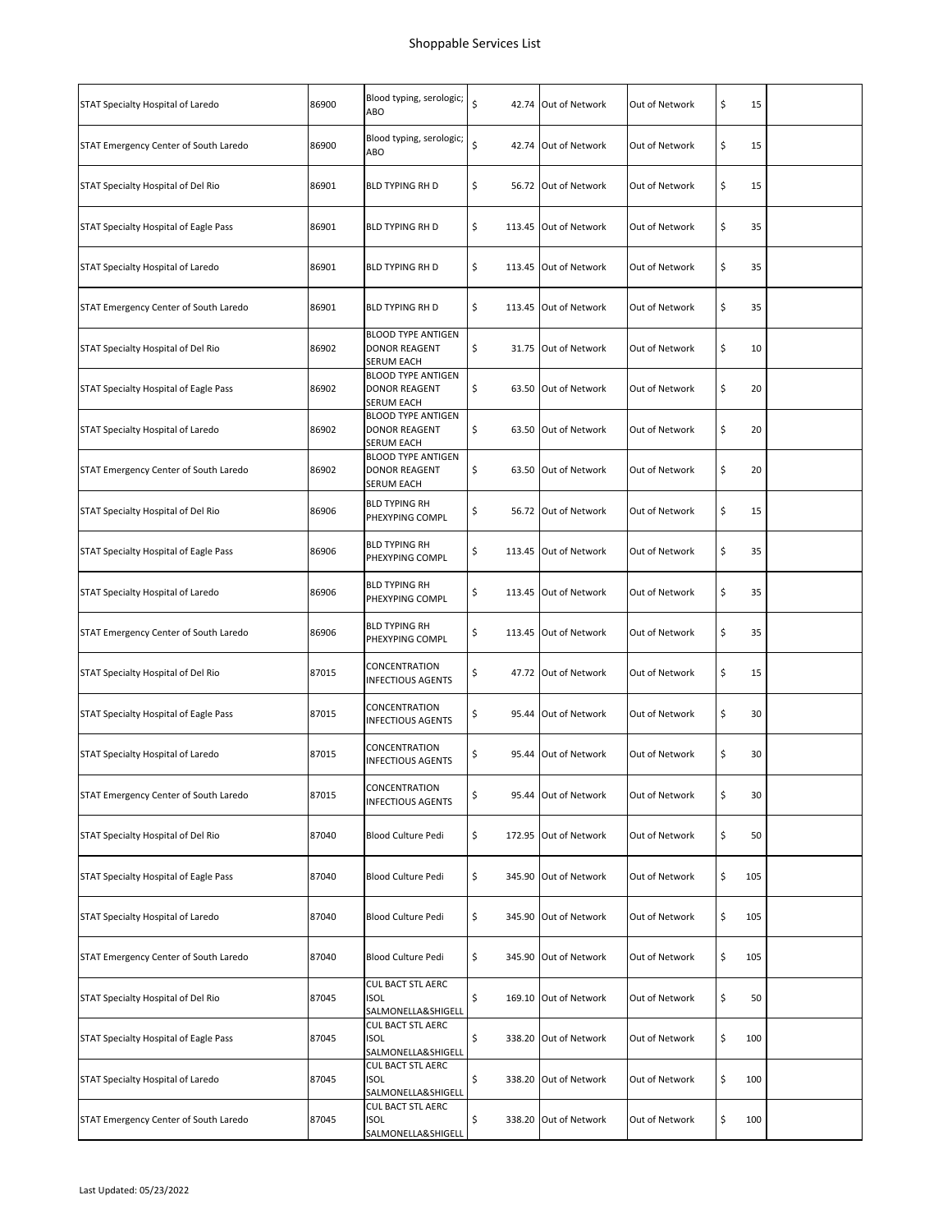| | | | | | | | |
|---|---|---|---|---|---|---|---|
| STAT Specialty Hospital of Laredo | 86900 | Blood typing, serologic; ABO | $ 42.74 | Out of Network | Out of Network | $ 15 | |
| STAT Emergency Center of South Laredo | 86900 | Blood typing, serologic; ABO | $ 42.74 | Out of Network | Out of Network | $ 15 | |
| STAT Specialty Hospital of Del Rio | 86901 | BLD TYPING RH D | $ 56.72 | Out of Network | Out of Network | $ 15 | |
| STAT Specialty Hospital of Eagle Pass | 86901 | BLD TYPING RH D | $ 113.45 | Out of Network | Out of Network | $ 35 | |
| STAT Specialty Hospital of Laredo | 86901 | BLD TYPING RH D | $ 113.45 | Out of Network | Out of Network | $ 35 | |
| STAT Emergency Center of South Laredo | 86901 | BLD TYPING RH D | $ 113.45 | Out of Network | Out of Network | $ 35 | |
| STAT Specialty Hospital of Del Rio | 86902 | BLOOD TYPE ANTIGEN DONOR REAGENT SERUM EACH | $ 31.75 | Out of Network | Out of Network | $ 10 | |
| STAT Specialty Hospital of Eagle Pass | 86902 | BLOOD TYPE ANTIGEN DONOR REAGENT SERUM EACH | $ 63.50 | Out of Network | Out of Network | $ 20 | |
| STAT Specialty Hospital of Laredo | 86902 | BLOOD TYPE ANTIGEN DONOR REAGENT SERUM EACH | $ 63.50 | Out of Network | Out of Network | $ 20 | |
| STAT Emergency Center of South Laredo | 86902 | BLOOD TYPE ANTIGEN DONOR REAGENT SERUM EACH | $ 63.50 | Out of Network | Out of Network | $ 20 | |
| STAT Specialty Hospital of Del Rio | 86906 | BLD TYPING RH PHEXYPING COMPL | $ 56.72 | Out of Network | Out of Network | $ 15 | |
| STAT Specialty Hospital of Eagle Pass | 86906 | BLD TYPING RH PHEXYPING COMPL | $ 113.45 | Out of Network | Out of Network | $ 35 | |
| STAT Specialty Hospital of Laredo | 86906 | BLD TYPING RH PHEXYPING COMPL | $ 113.45 | Out of Network | Out of Network | $ 35 | |
| STAT Emergency Center of South Laredo | 86906 | BLD TYPING RH PHEXYPING COMPL | $ 113.45 | Out of Network | Out of Network | $ 35 | |
| STAT Specialty Hospital of Del Rio | 87015 | CONCENTRATION INFECTIOUS AGENTS | $ 47.72 | Out of Network | Out of Network | $ 15 | |
| STAT Specialty Hospital of Eagle Pass | 87015 | CONCENTRATION INFECTIOUS AGENTS | $ 95.44 | Out of Network | Out of Network | $ 30 | |
| STAT Specialty Hospital of Laredo | 87015 | CONCENTRATION INFECTIOUS AGENTS | $ 95.44 | Out of Network | Out of Network | $ 30 | |
| STAT Emergency Center of South Laredo | 87015 | CONCENTRATION INFECTIOUS AGENTS | $ 95.44 | Out of Network | Out of Network | $ 30 | |
| STAT Specialty Hospital of Del Rio | 87040 | Blood Culture Pedi | $ 172.95 | Out of Network | Out of Network | $ 50 | |
| STAT Specialty Hospital of Eagle Pass | 87040 | Blood Culture Pedi | $ 345.90 | Out of Network | Out of Network | $ 105 | |
| STAT Specialty Hospital of Laredo | 87040 | Blood Culture Pedi | $ 345.90 | Out of Network | Out of Network | $ 105 | |
| STAT Emergency Center of South Laredo | 87040 | Blood Culture Pedi | $ 345.90 | Out of Network | Out of Network | $ 105 | |
| STAT Specialty Hospital of Del Rio | 87045 | CUL BACT STL AERC ISOL SALMONELLA&SHIGELL | $ 169.10 | Out of Network | Out of Network | $ 50 | |
| STAT Specialty Hospital of Eagle Pass | 87045 | CUL BACT STL AERC ISOL SALMONELLA&SHIGELL | $ 338.20 | Out of Network | Out of Network | $ 100 | |
| STAT Specialty Hospital of Laredo | 87045 | CUL BACT STL AERC ISOL SALMONELLA&SHIGELL | $ 338.20 | Out of Network | Out of Network | $ 100 | |
| STAT Emergency Center of South Laredo | 87045 | CUL BACT STL AERC ISOL SALMONELLA&SHIGELL | $ 338.20 | Out of Network | Out of Network | $ 100 | |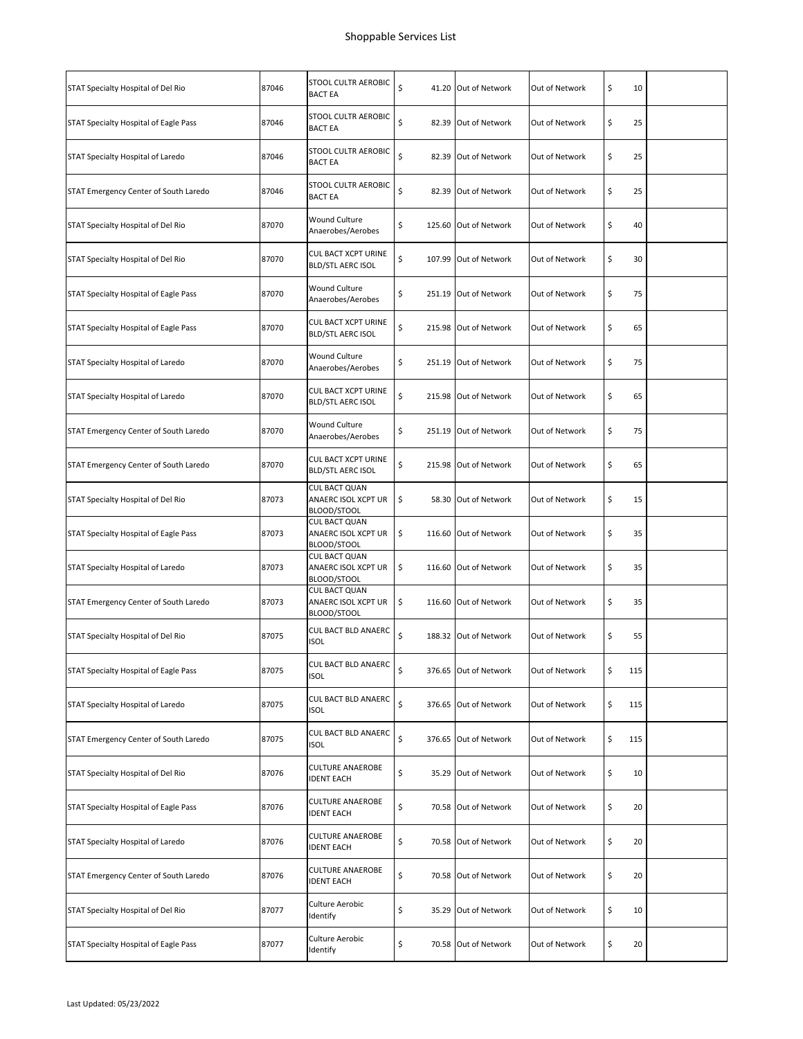# Shoppable Services List

| | | | | | | | |
|---|---|---|---|---|---|---|---|
| STAT Specialty Hospital of Del Rio | 87046 | STOOL CULTR AEROBIC BACT EA | $ 41.20 | Out of Network | Out of Network | $ 10 | |
| STAT Specialty Hospital of Eagle Pass | 87046 | STOOL CULTR AEROBIC BACT EA | $ 82.39 | Out of Network | Out of Network | $ 25 | |
| STAT Specialty Hospital of Laredo | 87046 | STOOL CULTR AEROBIC BACT EA | $ 82.39 | Out of Network | Out of Network | $ 25 | |
| STAT Emergency Center of South Laredo | 87046 | STOOL CULTR AEROBIC BACT EA | $ 82.39 | Out of Network | Out of Network | $ 25 | |
| STAT Specialty Hospital of Del Rio | 87070 | Wound Culture Anaerobes/Aerobes | $ 125.60 | Out of Network | Out of Network | $ 40 | |
| STAT Specialty Hospital of Del Rio | 87070 | CUL BACT XCPT URINE BLD/STL AERC ISOL | $ 107.99 | Out of Network | Out of Network | $ 30 | |
| STAT Specialty Hospital of Eagle Pass | 87070 | Wound Culture Anaerobes/Aerobes | $ 251.19 | Out of Network | Out of Network | $ 75 | |
| STAT Specialty Hospital of Eagle Pass | 87070 | CUL BACT XCPT URINE BLD/STL AERC ISOL | $ 215.98 | Out of Network | Out of Network | $ 65 | |
| STAT Specialty Hospital of Laredo | 87070 | Wound Culture Anaerobes/Aerobes | $ 251.19 | Out of Network | Out of Network | $ 75 | |
| STAT Specialty Hospital of Laredo | 87070 | CUL BACT XCPT URINE BLD/STL AERC ISOL | $ 215.98 | Out of Network | Out of Network | $ 65 | |
| STAT Emergency Center of South Laredo | 87070 | Wound Culture Anaerobes/Aerobes | $ 251.19 | Out of Network | Out of Network | $ 75 | |
| STAT Emergency Center of South Laredo | 87070 | CUL BACT XCPT URINE BLD/STL AERC ISOL | $ 215.98 | Out of Network | Out of Network | $ 65 | |
| STAT Specialty Hospital of Del Rio | 87073 | CUL BACT QUAN ANAERC ISOL XCPT UR BLOOD/STOOL | $ 58.30 | Out of Network | Out of Network | $ 15 | |
| STAT Specialty Hospital of Eagle Pass | 87073 | CUL BACT QUAN ANAERC ISOL XCPT UR BLOOD/STOOL | $ 116.60 | Out of Network | Out of Network | $ 35 | |
| STAT Specialty Hospital of Laredo | 87073 | CUL BACT QUAN ANAERC ISOL XCPT UR BLOOD/STOOL | $ 116.60 | Out of Network | Out of Network | $ 35 | |
| STAT Emergency Center of South Laredo | 87073 | CUL BACT QUAN ANAERC ISOL XCPT UR BLOOD/STOOL | $ 116.60 | Out of Network | Out of Network | $ 35 | |
| STAT Specialty Hospital of Del Rio | 87075 | CUL BACT BLD ANAERC ISOL | $ 188.32 | Out of Network | Out of Network | $ 55 | |
| STAT Specialty Hospital of Eagle Pass | 87075 | CUL BACT BLD ANAERC ISOL | $ 376.65 | Out of Network | Out of Network | $ 115 | |
| STAT Specialty Hospital of Laredo | 87075 | CUL BACT BLD ANAERC ISOL | $ 376.65 | Out of Network | Out of Network | $ 115 | |
| STAT Emergency Center of South Laredo | 87075 | CUL BACT BLD ANAERC ISOL | $ 376.65 | Out of Network | Out of Network | $ 115 | |
| STAT Specialty Hospital of Del Rio | 87076 | CULTURE ANAEROBE IDENT EACH | $ 35.29 | Out of Network | Out of Network | $ 10 | |
| STAT Specialty Hospital of Eagle Pass | 87076 | CULTURE ANAEROBE IDENT EACH | $ 70.58 | Out of Network | Out of Network | $ 20 | |
| STAT Specialty Hospital of Laredo | 87076 | CULTURE ANAEROBE IDENT EACH | $ 70.58 | Out of Network | Out of Network | $ 20 | |
| STAT Emergency Center of South Laredo | 87076 | CULTURE ANAEROBE IDENT EACH | $ 70.58 | Out of Network | Out of Network | $ 20 | |
| STAT Specialty Hospital of Del Rio | 87077 | Culture Aerobic Identify | $ 35.29 | Out of Network | Out of Network | $ 10 | |
| STAT Specialty Hospital of Eagle Pass | 87077 | Culture Aerobic Identify | $ 70.58 | Out of Network | Out of Network | $ 20 | |

Last Updated: 05/23/2022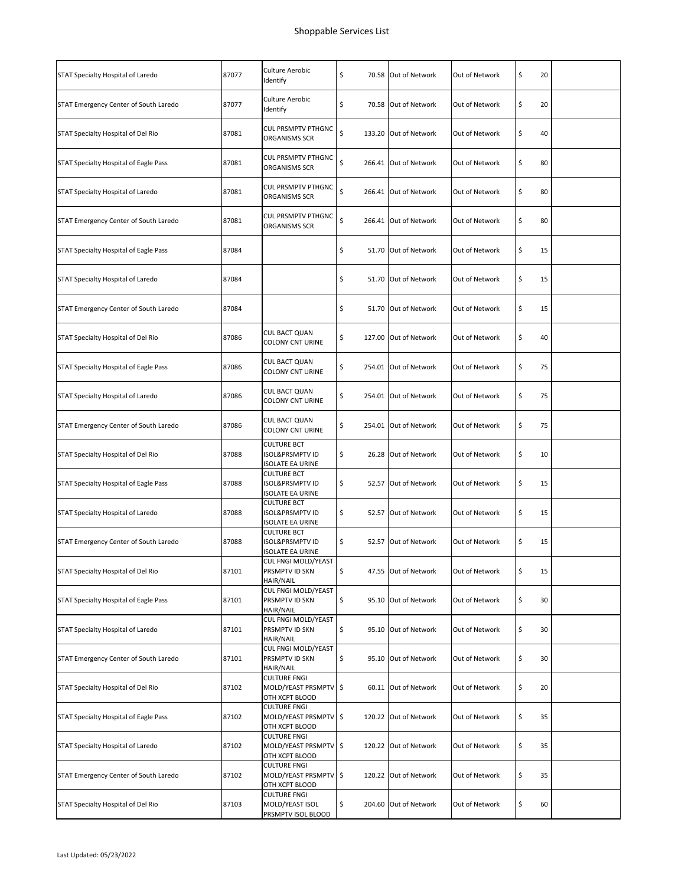| | | | | | | | |
|---|---|---|---|---|---|---|---|
| STAT Specialty Hospital of Laredo | 87077 | Culture Aerobic Identify | $ 70.58 | Out of Network | Out of Network | $ 20 | |
| STAT Emergency Center of South Laredo | 87077 | Culture Aerobic Identify | $ 70.58 | Out of Network | Out of Network | $ 20 | |
| STAT Specialty Hospital of Del Rio | 87081 | CUL PRSMPTV PTHGNC ORGANISMS SCR | $ 133.20 | Out of Network | Out of Network | $ 40 | |
| STAT Specialty Hospital of Eagle Pass | 87081 | CUL PRSMPTV PTHGNC ORGANISMS SCR | $ 266.41 | Out of Network | Out of Network | $ 80 | |
| STAT Specialty Hospital of Laredo | 87081 | CUL PRSMPTV PTHGNC ORGANISMS SCR | $ 266.41 | Out of Network | Out of Network | $ 80 | |
| STAT Emergency Center of South Laredo | 87081 | CUL PRSMPTV PTHGNC ORGANISMS SCR | $ 266.41 | Out of Network | Out of Network | $ 80 | |
| STAT Specialty Hospital of Eagle Pass | 87084 | | $ 51.70 | Out of Network | Out of Network | $ 15 | |
| STAT Specialty Hospital of Laredo | 87084 | | $ 51.70 | Out of Network | Out of Network | $ 15 | |
| STAT Emergency Center of South Laredo | 87084 | | $ 51.70 | Out of Network | Out of Network | $ 15 | |
| STAT Specialty Hospital of Del Rio | 87086 | CUL BACT QUAN COLONY CNT URINE | $ 127.00 | Out of Network | Out of Network | $ 40 | |
| STAT Specialty Hospital of Eagle Pass | 87086 | CUL BACT QUAN COLONY CNT URINE | $ 254.01 | Out of Network | Out of Network | $ 75 | |
| STAT Specialty Hospital of Laredo | 87086 | CUL BACT QUAN COLONY CNT URINE | $ 254.01 | Out of Network | Out of Network | $ 75 | |
| STAT Emergency Center of South Laredo | 87086 | CUL BACT QUAN COLONY CNT URINE | $ 254.01 | Out of Network | Out of Network | $ 75 | |
| STAT Specialty Hospital of Del Rio | 87088 | CULTURE BCT ISOL&PRSMPTV ID ISOLATE EA URINE | $ 26.28 | Out of Network | Out of Network | $ 10 | |
| STAT Specialty Hospital of Eagle Pass | 87088 | CULTURE BCT ISOL&PRSMPTV ID ISOLATE EA URINE | $ 52.57 | Out of Network | Out of Network | $ 15 | |
| STAT Specialty Hospital of Laredo | 87088 | CULTURE BCT ISOL&PRSMPTV ID ISOLATE EA URINE | $ 52.57 | Out of Network | Out of Network | $ 15 | |
| STAT Emergency Center of South Laredo | 87088 | CULTURE BCT ISOL&PRSMPTV ID ISOLATE EA URINE | $ 52.57 | Out of Network | Out of Network | $ 15 | |
| STAT Specialty Hospital of Del Rio | 87101 | CUL FNGI MOLD/YEAST PRSMPTV ID SKN HAIR/NAIL | $ 47.55 | Out of Network | Out of Network | $ 15 | |
| STAT Specialty Hospital of Eagle Pass | 87101 | CUL FNGI MOLD/YEAST PRSMPTV ID SKN HAIR/NAIL | $ 95.10 | Out of Network | Out of Network | $ 30 | |
| STAT Specialty Hospital of Laredo | 87101 | CUL FNGI MOLD/YEAST PRSMPTV ID SKN HAIR/NAIL | $ 95.10 | Out of Network | Out of Network | $ 30 | |
| STAT Emergency Center of South Laredo | 87101 | CUL FNGI MOLD/YEAST PRSMPTV ID SKN HAIR/NAIL | $ 95.10 | Out of Network | Out of Network | $ 30 | |
| STAT Specialty Hospital of Del Rio | 87102 | CULTURE FNGI MOLD/YEAST PRSMPTV OTH XCPT BLOOD | $ 60.11 | Out of Network | Out of Network | $ 20 | |
| STAT Specialty Hospital of Eagle Pass | 87102 | CULTURE FNGI MOLD/YEAST PRSMPTV OTH XCPT BLOOD | $ 120.22 | Out of Network | Out of Network | $ 35 | |
| STAT Specialty Hospital of Laredo | 87102 | CULTURE FNGI MOLD/YEAST PRSMPTV OTH XCPT BLOOD | $ 120.22 | Out of Network | Out of Network | $ 35 | |
| STAT Emergency Center of South Laredo | 87102 | CULTURE FNGI MOLD/YEAST PRSMPTV OTH XCPT BLOOD | $ 120.22 | Out of Network | Out of Network | $ 35 | |
| STAT Specialty Hospital of Del Rio | 87103 | CULTURE FNGI MOLD/YEAST ISOL PRSMPTV ISOL BLOOD | $ 204.60 | Out of Network | Out of Network | $ 60 | |

Last Updated: 05/23/2022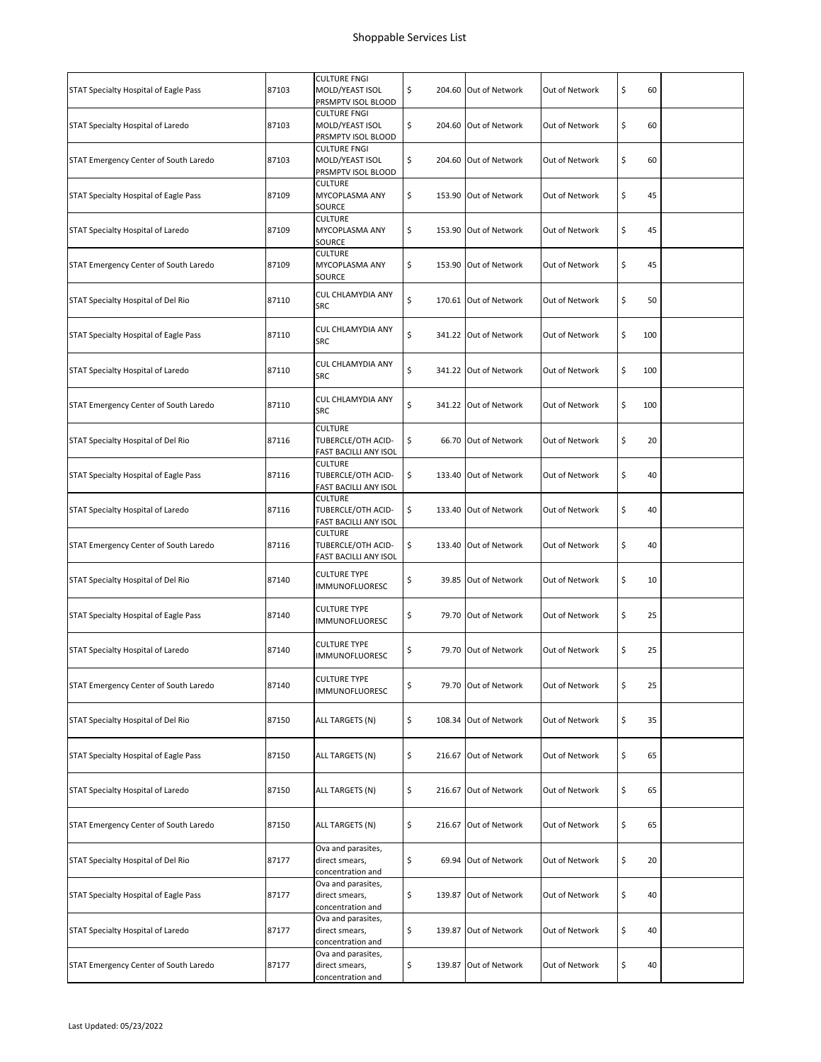# Shoppable Services List

| | | | | | | | |
|---|---|---|---|---|---|---|---|
| STAT Specialty Hospital of Eagle Pass | 87103 | CULTURE FNGI MOLD/YEAST ISOL PRSMPTV ISOL BLOOD | $ 204.60 | Out of Network | Out of Network | $ 60 | |
| STAT Specialty Hospital of Laredo | 87103 | CULTURE FNGI MOLD/YEAST ISOL PRSMPTV ISOL BLOOD | $ 204.60 | Out of Network | Out of Network | $ 60 | |
| STAT Emergency Center of South Laredo | 87103 | CULTURE FNGI MOLD/YEAST ISOL PRSMPTV ISOL BLOOD | $ 204.60 | Out of Network | Out of Network | $ 60 | |
| STAT Specialty Hospital of Eagle Pass | 87109 | CULTURE MYCOPLASMA ANY SOURCE | $ 153.90 | Out of Network | Out of Network | $ 45 | |
| STAT Specialty Hospital of Laredo | 87109 | CULTURE MYCOPLASMA ANY SOURCE | $ 153.90 | Out of Network | Out of Network | $ 45 | |
| STAT Emergency Center of South Laredo | 87109 | CULTURE MYCOPLASMA ANY SOURCE | $ 153.90 | Out of Network | Out of Network | $ 45 | |
| STAT Specialty Hospital of Del Rio | 87110 | CUL CHLAMYDIA ANY SRC | $ 170.61 | Out of Network | Out of Network | $ 50 | |
| STAT Specialty Hospital of Eagle Pass | 87110 | CUL CHLAMYDIA ANY SRC | $ 341.22 | Out of Network | Out of Network | $ 100 | |
| STAT Specialty Hospital of Laredo | 87110 | CUL CHLAMYDIA ANY SRC | $ 341.22 | Out of Network | Out of Network | $ 100 | |
| STAT Emergency Center of South Laredo | 87110 | CUL CHLAMYDIA ANY SRC | $ 341.22 | Out of Network | Out of Network | $ 100 | |
| STAT Specialty Hospital of Del Rio | 87116 | CULTURE TUBERCLE/OTH ACID-FAST BACILLI ANY ISOL | $ 66.70 | Out of Network | Out of Network | $ 20 | |
| STAT Specialty Hospital of Eagle Pass | 87116 | CULTURE TUBERCLE/OTH ACID-FAST BACILLI ANY ISOL | $ 133.40 | Out of Network | Out of Network | $ 40 | |
| STAT Specialty Hospital of Laredo | 87116 | CULTURE TUBERCLE/OTH ACID-FAST BACILLI ANY ISOL | $ 133.40 | Out of Network | Out of Network | $ 40 | |
| STAT Emergency Center of South Laredo | 87116 | CULTURE TUBERCLE/OTH ACID-FAST BACILLI ANY ISOL | $ 133.40 | Out of Network | Out of Network | $ 40 | |
| STAT Specialty Hospital of Del Rio | 87140 | CULTURE TYPE IMMUNOFLUORESC | $ 39.85 | Out of Network | Out of Network | $ 10 | |
| STAT Specialty Hospital of Eagle Pass | 87140 | CULTURE TYPE IMMUNOFLUORESC | $ 79.70 | Out of Network | Out of Network | $ 25 | |
| STAT Specialty Hospital of Laredo | 87140 | CULTURE TYPE IMMUNOFLUORESC | $ 79.70 | Out of Network | Out of Network | $ 25 | |
| STAT Emergency Center of South Laredo | 87140 | CULTURE TYPE IMMUNOFLUORESC | $ 79.70 | Out of Network | Out of Network | $ 25 | |
| STAT Specialty Hospital of Del Rio | 87150 | ALL TARGETS (N) | $ 108.34 | Out of Network | Out of Network | $ 35 | |
| STAT Specialty Hospital of Eagle Pass | 87150 | ALL TARGETS (N) | $ 216.67 | Out of Network | Out of Network | $ 65 | |
| STAT Specialty Hospital of Laredo | 87150 | ALL TARGETS (N) | $ 216.67 | Out of Network | Out of Network | $ 65 | |
| STAT Emergency Center of South Laredo | 87150 | ALL TARGETS (N) | $ 216.67 | Out of Network | Out of Network | $ 65 | |
| STAT Specialty Hospital of Del Rio | 87177 | Ova and parasites, direct smears, concentration and | $ 69.94 | Out of Network | Out of Network | $ 20 | |
| STAT Specialty Hospital of Eagle Pass | 87177 | Ova and parasites, direct smears, concentration and | $ 139.87 | Out of Network | Out of Network | $ 40 | |
| STAT Specialty Hospital of Laredo | 87177 | Ova and parasites, direct smears, concentration and | $ 139.87 | Out of Network | Out of Network | $ 40 | |
| STAT Emergency Center of South Laredo | 87177 | Ova and parasites, direct smears, concentration and | $ 139.87 | Out of Network | Out of Network | $ 40 | |

Last Updated: 05/23/2022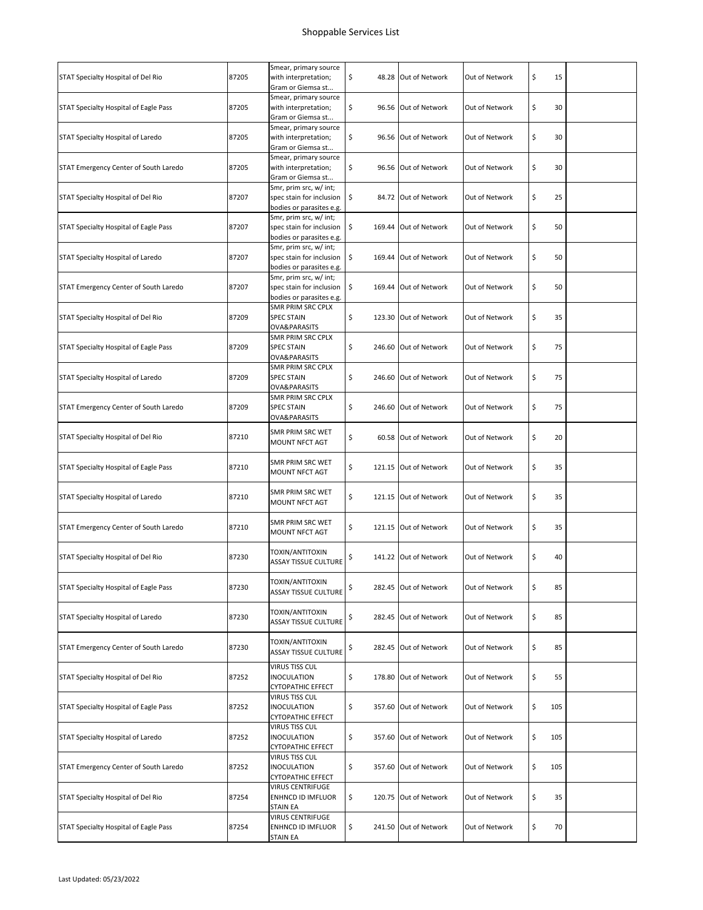# Shoppable Services List

| | | | | | | | |
|---|---|---|---|---|---|---|---|
| STAT Specialty Hospital of Del Rio | 87205 | Smear, primary source with interpretation; Gram or Giemsa st... | $ 48.28 | Out of Network | Out of Network | $ 15 | |
| STAT Specialty Hospital of Eagle Pass | 87205 | Smear, primary source with interpretation; Gram or Giemsa st... | $ 96.56 | Out of Network | Out of Network | $ 30 | |
| STAT Specialty Hospital of Laredo | 87205 | Smear, primary source with interpretation; Gram or Giemsa st... | $ 96.56 | Out of Network | Out of Network | $ 30 | |
| STAT Emergency Center of South Laredo | 87205 | Smear, primary source with interpretation; Gram or Giemsa st... | $ 96.56 | Out of Network | Out of Network | $ 30 | |
| STAT Specialty Hospital of Del Rio | 87207 | Smr, prim src, w/ int; spec stain for inclusion bodies or parasites e.g. | $ 84.72 | Out of Network | Out of Network | $ 25 | |
| STAT Specialty Hospital of Eagle Pass | 87207 | Smr, prim src, w/ int; spec stain for inclusion bodies or parasites e.g. | $ 169.44 | Out of Network | Out of Network | $ 50 | |
| STAT Specialty Hospital of Laredo | 87207 | Smr, prim src, w/ int; spec stain for inclusion bodies or parasites e.g. | $ 169.44 | Out of Network | Out of Network | $ 50 | |
| STAT Emergency Center of South Laredo | 87207 | Smr, prim src, w/ int; spec stain for inclusion bodies or parasites e.g. | $ 169.44 | Out of Network | Out of Network | $ 50 | |
| STAT Specialty Hospital of Del Rio | 87209 | SMR PRIM SRC CPLX SPEC STAIN OVA&PARASITS | $ 123.30 | Out of Network | Out of Network | $ 35 | |
| STAT Specialty Hospital of Eagle Pass | 87209 | SMR PRIM SRC CPLX SPEC STAIN OVA&PARASITS | $ 246.60 | Out of Network | Out of Network | $ 75 | |
| STAT Specialty Hospital of Laredo | 87209 | SMR PRIM SRC CPLX SPEC STAIN OVA&PARASITS | $ 246.60 | Out of Network | Out of Network | $ 75 | |
| STAT Emergency Center of South Laredo | 87209 | SMR PRIM SRC CPLX SPEC STAIN OVA&PARASITS | $ 246.60 | Out of Network | Out of Network | $ 75 | |
| STAT Specialty Hospital of Del Rio | 87210 | SMR PRIM SRC WET MOUNT NFCT AGT | $ 60.58 | Out of Network | Out of Network | $ 20 | |
| STAT Specialty Hospital of Eagle Pass | 87210 | SMR PRIM SRC WET MOUNT NFCT AGT | $ 121.15 | Out of Network | Out of Network | $ 35 | |
| STAT Specialty Hospital of Laredo | 87210 | SMR PRIM SRC WET MOUNT NFCT AGT | $ 121.15 | Out of Network | Out of Network | $ 35 | |
| STAT Emergency Center of South Laredo | 87210 | SMR PRIM SRC WET MOUNT NFCT AGT | $ 121.15 | Out of Network | Out of Network | $ 35 | |
| STAT Specialty Hospital of Del Rio | 87230 | TOXIN/ANTITOXIN ASSAY TISSUE CULTURE | $ 141.22 | Out of Network | Out of Network | $ 40 | |
| STAT Specialty Hospital of Eagle Pass | 87230 | TOXIN/ANTITOXIN ASSAY TISSUE CULTURE | $ 282.45 | Out of Network | Out of Network | $ 85 | |
| STAT Specialty Hospital of Laredo | 87230 | TOXIN/ANTITOXIN ASSAY TISSUE CULTURE | $ 282.45 | Out of Network | Out of Network | $ 85 | |
| STAT Emergency Center of South Laredo | 87230 | TOXIN/ANTITOXIN ASSAY TISSUE CULTURE | $ 282.45 | Out of Network | Out of Network | $ 85 | |
| STAT Specialty Hospital of Del Rio | 87252 | VIRUS TISS CUL INOCULATION CYTOPATHIC EFFECT | $ 178.80 | Out of Network | Out of Network | $ 55 | |
| STAT Specialty Hospital of Eagle Pass | 87252 | VIRUS TISS CUL INOCULATION CYTOPATHIC EFFECT | $ 357.60 | Out of Network | Out of Network | $ 105 | |
| STAT Specialty Hospital of Laredo | 87252 | VIRUS TISS CUL INOCULATION CYTOPATHIC EFFECT | $ 357.60 | Out of Network | Out of Network | $ 105 | |
| STAT Emergency Center of South Laredo | 87252 | VIRUS TISS CUL INOCULATION CYTOPATHIC EFFECT | $ 357.60 | Out of Network | Out of Network | $ 105 | |
| STAT Specialty Hospital of Del Rio | 87254 | VIRUS CENTRIFUGE ENHNCD ID IMFLUOR STAIN EA | $ 120.75 | Out of Network | Out of Network | $ 35 | |
| STAT Specialty Hospital of Eagle Pass | 87254 | VIRUS CENTRIFUGE ENHNCD ID IMFLUOR STAIN EA | $ 241.50 | Out of Network | Out of Network | $ 70 | |

Last Updated: 05/23/2022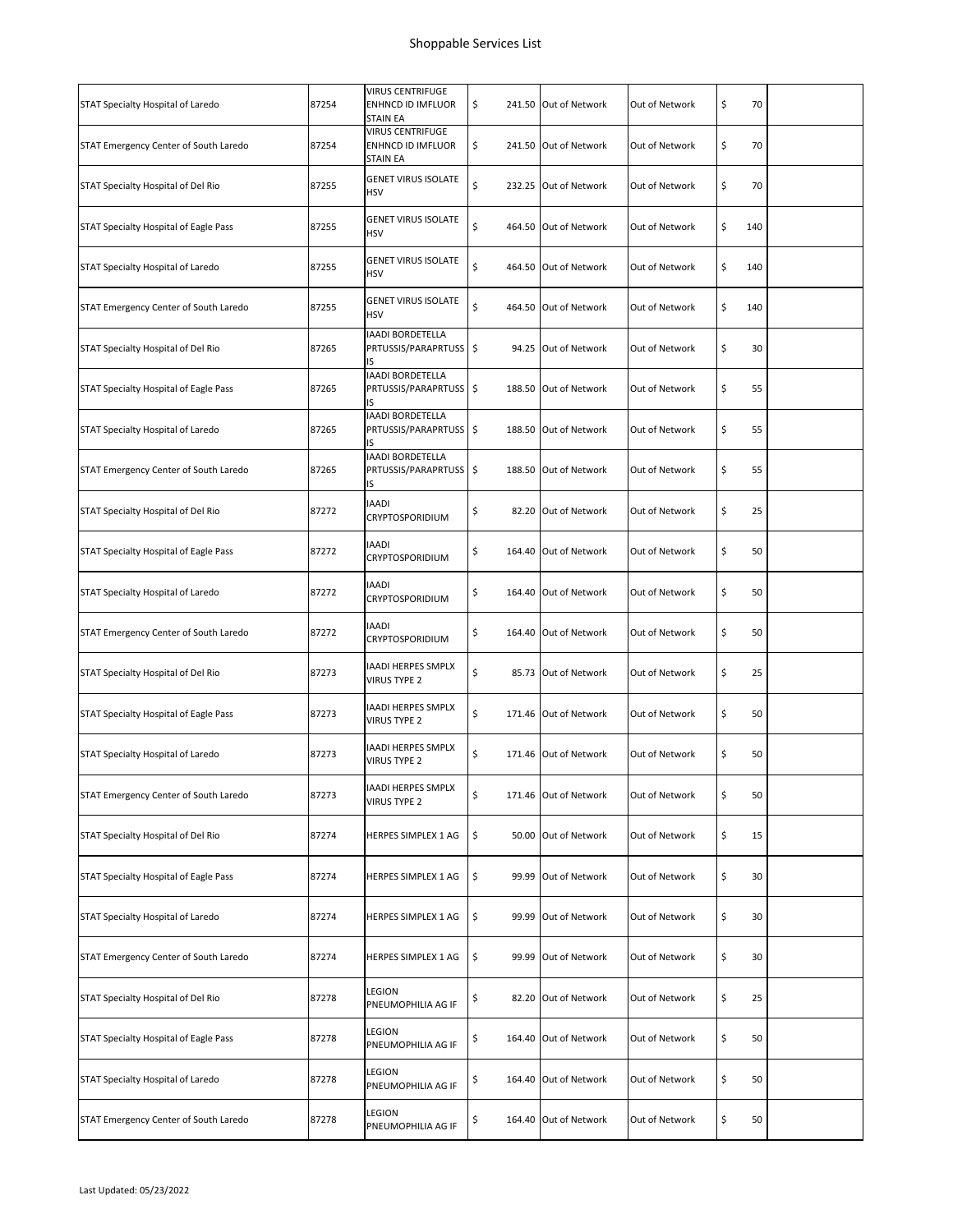# Shoppable Services List

| | | | | | | | |
|---|---|---|---|---|---|---|---|
| STAT Specialty Hospital of Laredo | 87254 | VIRUS CENTRIFUGE ENHNCD ID IMFLUOR STAIN EA | $ 241.50 | Out of Network | Out of Network | $ 70 | |
| STAT Emergency Center of South Laredo | 87254 | VIRUS CENTRIFUGE ENHNCD ID IMFLUOR STAIN EA | $ 241.50 | Out of Network | Out of Network | $ 70 | |
| STAT Specialty Hospital of Del Rio | 87255 | GENET VIRUS ISOLATE HSV | $ 232.25 | Out of Network | Out of Network | $ 70 | |
| STAT Specialty Hospital of Eagle Pass | 87255 | GENET VIRUS ISOLATE HSV | $ 464.50 | Out of Network | Out of Network | $ 140 | |
| STAT Specialty Hospital of Laredo | 87255 | GENET VIRUS ISOLATE HSV | $ 464.50 | Out of Network | Out of Network | $ 140 | |
| STAT Emergency Center of South Laredo | 87255 | GENET VIRUS ISOLATE HSV | $ 464.50 | Out of Network | Out of Network | $ 140 | |
| STAT Specialty Hospital of Del Rio | 87265 | IAADI BORDETELLA PRTUSSIS/PARAPRTUSSIS | $ 94.25 | Out of Network | Out of Network | $ 30 | |
| STAT Specialty Hospital of Eagle Pass | 87265 | IAADI BORDETELLA PRTUSSIS/PARAPRTUSSIS | $ 188.50 | Out of Network | Out of Network | $ 55 | |
| STAT Specialty Hospital of Laredo | 87265 | IAADI BORDETELLA PRTUSSIS/PARAPRTUSSIS | $ 188.50 | Out of Network | Out of Network | $ 55 | |
| STAT Emergency Center of South Laredo | 87265 | IAADI BORDETELLA PRTUSSIS/PARAPRTUSSIS | $ 188.50 | Out of Network | Out of Network | $ 55 | |
| STAT Specialty Hospital of Del Rio | 87272 | IAADI CRYPTOSPORIDIUM | $ 82.20 | Out of Network | Out of Network | $ 25 | |
| STAT Specialty Hospital of Eagle Pass | 87272 | IAADI CRYPTOSPORIDIUM | $ 164.40 | Out of Network | Out of Network | $ 50 | |
| STAT Specialty Hospital of Laredo | 87272 | IAADI CRYPTOSPORIDIUM | $ 164.40 | Out of Network | Out of Network | $ 50 | |
| STAT Emergency Center of South Laredo | 87272 | IAADI CRYPTOSPORIDIUM | $ 164.40 | Out of Network | Out of Network | $ 50 | |
| STAT Specialty Hospital of Del Rio | 87273 | IAADI HERPES SMPLX VIRUS TYPE 2 | $ 85.73 | Out of Network | Out of Network | $ 25 | |
| STAT Specialty Hospital of Eagle Pass | 87273 | IAADI HERPES SMPLX VIRUS TYPE 2 | $ 171.46 | Out of Network | Out of Network | $ 50 | |
| STAT Specialty Hospital of Laredo | 87273 | IAADI HERPES SMPLX VIRUS TYPE 2 | $ 171.46 | Out of Network | Out of Network | $ 50 | |
| STAT Emergency Center of South Laredo | 87273 | IAADI HERPES SMPLX VIRUS TYPE 2 | $ 171.46 | Out of Network | Out of Network | $ 50 | |
| STAT Specialty Hospital of Del Rio | 87274 | HERPES SIMPLEX 1 AG | $ 50.00 | Out of Network | Out of Network | $ 15 | |
| STAT Specialty Hospital of Eagle Pass | 87274 | HERPES SIMPLEX 1 AG | $ 99.99 | Out of Network | Out of Network | $ 30 | |
| STAT Specialty Hospital of Laredo | 87274 | HERPES SIMPLEX 1 AG | $ 99.99 | Out of Network | Out of Network | $ 30 | |
| STAT Emergency Center of South Laredo | 87274 | HERPES SIMPLEX 1 AG | $ 99.99 | Out of Network | Out of Network | $ 30 | |
| STAT Specialty Hospital of Del Rio | 87278 | LEGION PNEUMOPHILIA AG IF | $ 82.20 | Out of Network | Out of Network | $ 25 | |
| STAT Specialty Hospital of Eagle Pass | 87278 | LEGION PNEUMOPHILIA AG IF | $ 164.40 | Out of Network | Out of Network | $ 50 | |
| STAT Specialty Hospital of Laredo | 87278 | LEGION PNEUMOPHILIA AG IF | $ 164.40 | Out of Network | Out of Network | $ 50 | |
| STAT Emergency Center of South Laredo | 87278 | LEGION PNEUMOPHILIA AG IF | $ 164.40 | Out of Network | Out of Network | $ 50 | |

Last Updated: 05/23/2022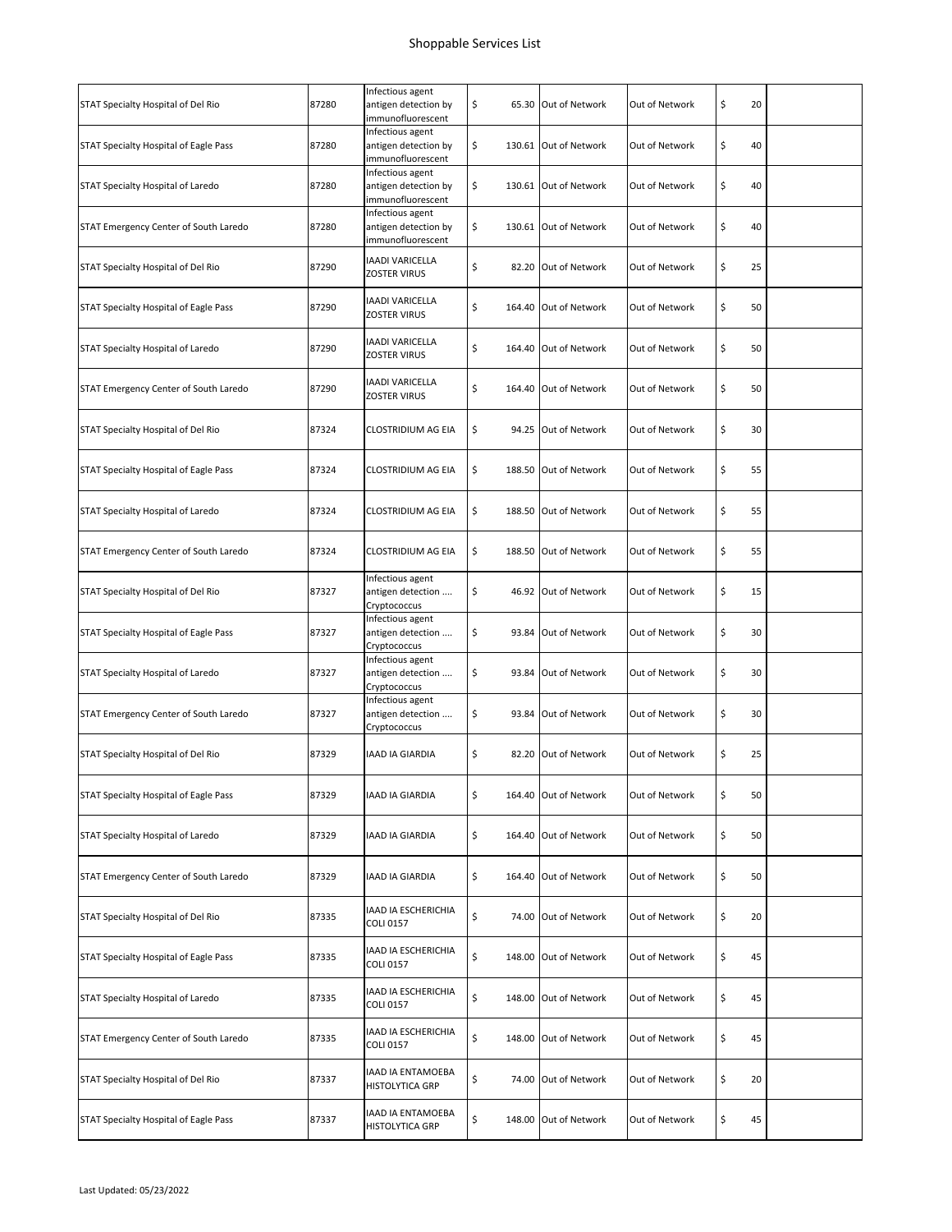# Shoppable Services List

| | | | | | | | |
|---|---|---|---|---|---|---|---|
| STAT Specialty Hospital of Del Rio | 87280 | Infectious agent antigen detection by immunofluorescent | $ 65.30 | Out of Network | Out of Network | $ 20 | |
| STAT Specialty Hospital of Eagle Pass | 87280 | Infectious agent antigen detection by immunofluorescent | $ 130.61 | Out of Network | Out of Network | $ 40 | |
| STAT Specialty Hospital of Laredo | 87280 | Infectious agent antigen detection by immunofluorescent | $ 130.61 | Out of Network | Out of Network | $ 40 | |
| STAT Emergency Center of South Laredo | 87280 | Infectious agent antigen detection by immunofluorescent | $ 130.61 | Out of Network | Out of Network | $ 40 | |
| STAT Specialty Hospital of Del Rio | 87290 | IAADI VARICELLA ZOSTER VIRUS | $ 82.20 | Out of Network | Out of Network | $ 25 | |
| STAT Specialty Hospital of Eagle Pass | 87290 | IAADI VARICELLA ZOSTER VIRUS | $ 164.40 | Out of Network | Out of Network | $ 50 | |
| STAT Specialty Hospital of Laredo | 87290 | IAADI VARICELLA ZOSTER VIRUS | $ 164.40 | Out of Network | Out of Network | $ 50 | |
| STAT Emergency Center of South Laredo | 87290 | IAADI VARICELLA ZOSTER VIRUS | $ 164.40 | Out of Network | Out of Network | $ 50 | |
| STAT Specialty Hospital of Del Rio | 87324 | CLOSTRIDIUM AG EIA | $ 94.25 | Out of Network | Out of Network | $ 30 | |
| STAT Specialty Hospital of Eagle Pass | 87324 | CLOSTRIDIUM AG EIA | $ 188.50 | Out of Network | Out of Network | $ 55 | |
| STAT Specialty Hospital of Laredo | 87324 | CLOSTRIDIUM AG EIA | $ 188.50 | Out of Network | Out of Network | $ 55 | |
| STAT Emergency Center of South Laredo | 87324 | CLOSTRIDIUM AG EIA | $ 188.50 | Out of Network | Out of Network | $ 55 | |
| STAT Specialty Hospital of Del Rio | 87327 | Infectious agent antigen detection .... Cryptococcus | $ 46.92 | Out of Network | Out of Network | $ 15 | |
| STAT Specialty Hospital of Eagle Pass | 87327 | Infectious agent antigen detection .... Cryptococcus | $ 93.84 | Out of Network | Out of Network | $ 30 | |
| STAT Specialty Hospital of Laredo | 87327 | Infectious agent antigen detection .... Cryptococcus | $ 93.84 | Out of Network | Out of Network | $ 30 | |
| STAT Emergency Center of South Laredo | 87327 | Infectious agent antigen detection .... Cryptococcus | $ 93.84 | Out of Network | Out of Network | $ 30 | |
| STAT Specialty Hospital of Del Rio | 87329 | IAAD IA GIARDIA | $ 82.20 | Out of Network | Out of Network | $ 25 | |
| STAT Specialty Hospital of Eagle Pass | 87329 | IAAD IA GIARDIA | $ 164.40 | Out of Network | Out of Network | $ 50 | |
| STAT Specialty Hospital of Laredo | 87329 | IAAD IA GIARDIA | $ 164.40 | Out of Network | Out of Network | $ 50 | |
| STAT Emergency Center of South Laredo | 87329 | IAAD IA GIARDIA | $ 164.40 | Out of Network | Out of Network | $ 50 | |
| STAT Specialty Hospital of Del Rio | 87335 | IAAD IA ESCHERICHIA COLI 0157 | $ 74.00 | Out of Network | Out of Network | $ 20 | |
| STAT Specialty Hospital of Eagle Pass | 87335 | IAAD IA ESCHERICHIA COLI 0157 | $ 148.00 | Out of Network | Out of Network | $ 45 | |
| STAT Specialty Hospital of Laredo | 87335 | IAAD IA ESCHERICHIA COLI 0157 | $ 148.00 | Out of Network | Out of Network | $ 45 | |
| STAT Emergency Center of South Laredo | 87335 | IAAD IA ESCHERICHIA COLI 0157 | $ 148.00 | Out of Network | Out of Network | $ 45 | |
| STAT Specialty Hospital of Del Rio | 87337 | IAAD IA ENTAMOEBA HISTOLYTICA GRP | $ 74.00 | Out of Network | Out of Network | $ 20 | |
| STAT Specialty Hospital of Eagle Pass | 87337 | IAAD IA ENTAMOEBA HISTOLYTICA GRP | $ 148.00 | Out of Network | Out of Network | $ 45 | |

Last Updated: 05/23/2022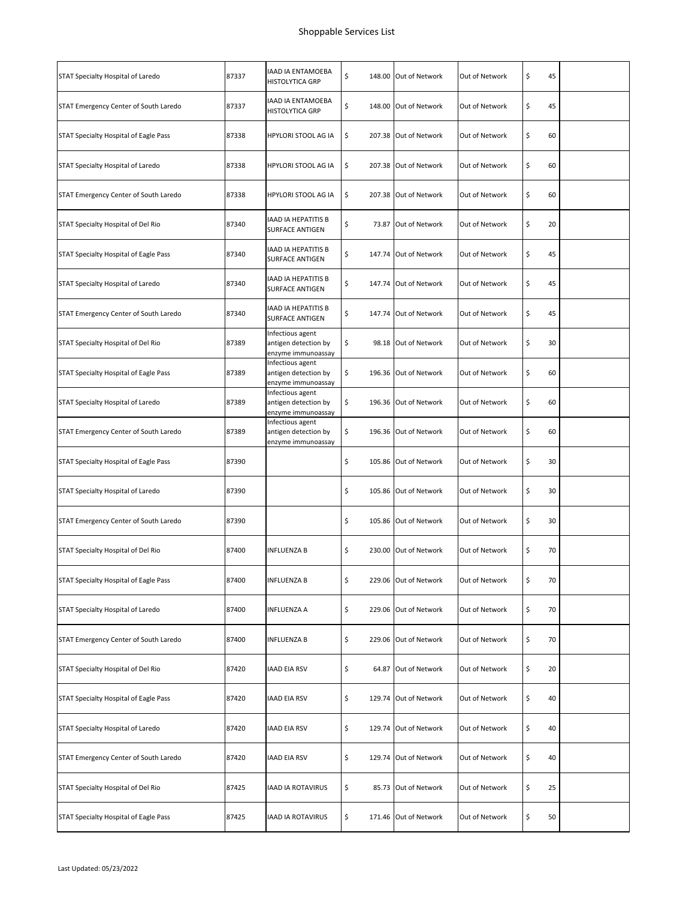# Shoppable Services List

| | | | | | | | |
|---|---|---|---|---|---|---|---|
| STAT Specialty Hospital of Laredo | 87337 | IAAD IA ENTAMOEBA HISTOLYTICA GRP | $ 148.00 | Out of Network | Out of Network | $ 45 | |
| STAT Emergency Center of South Laredo | 87337 | IAAD IA ENTAMOEBA HISTOLYTICA GRP | $ 148.00 | Out of Network | Out of Network | $ 45 | |
| STAT Specialty Hospital of Eagle Pass | 87338 | HPYLORI STOOL AG IA | $ 207.38 | Out of Network | Out of Network | $ 60 | |
| STAT Specialty Hospital of Laredo | 87338 | HPYLORI STOOL AG IA | $ 207.38 | Out of Network | Out of Network | $ 60 | |
| STAT Emergency Center of South Laredo | 87338 | HPYLORI STOOL AG IA | $ 207.38 | Out of Network | Out of Network | $ 60 | |
| STAT Specialty Hospital of Del Rio | 87340 | IAAD IA HEPATITIS B SURFACE ANTIGEN | $ 73.87 | Out of Network | Out of Network | $ 20 | |
| STAT Specialty Hospital of Eagle Pass | 87340 | IAAD IA HEPATITIS B SURFACE ANTIGEN | $ 147.74 | Out of Network | Out of Network | $ 45 | |
| STAT Specialty Hospital of Laredo | 87340 | IAAD IA HEPATITIS B SURFACE ANTIGEN | $ 147.74 | Out of Network | Out of Network | $ 45 | |
| STAT Emergency Center of South Laredo | 87340 | IAAD IA HEPATITIS B SURFACE ANTIGEN | $ 147.74 | Out of Network | Out of Network | $ 45 | |
| STAT Specialty Hospital of Del Rio | 87389 | Infectious agent antigen detection by enzyme immunoassay | $ 98.18 | Out of Network | Out of Network | $ 30 | |
| STAT Specialty Hospital of Eagle Pass | 87389 | Infectious agent antigen detection by enzyme immunoassay | $ 196.36 | Out of Network | Out of Network | $ 60 | |
| STAT Specialty Hospital of Laredo | 87389 | Infectious agent antigen detection by enzyme immunoassay | $ 196.36 | Out of Network | Out of Network | $ 60 | |
| STAT Emergency Center of South Laredo | 87389 | Infectious agent antigen detection by enzyme immunoassay | $ 196.36 | Out of Network | Out of Network | $ 60 | |
| STAT Specialty Hospital of Eagle Pass | 87390 | | $ 105.86 | Out of Network | Out of Network | $ 30 | |
| STAT Specialty Hospital of Laredo | 87390 | | $ 105.86 | Out of Network | Out of Network | $ 30 | |
| STAT Emergency Center of South Laredo | 87390 | | $ 105.86 | Out of Network | Out of Network | $ 30 | |
| STAT Specialty Hospital of Del Rio | 87400 | INFLUENZA B | $ 230.00 | Out of Network | Out of Network | $ 70 | |
| STAT Specialty Hospital of Eagle Pass | 87400 | INFLUENZA B | $ 229.06 | Out of Network | Out of Network | $ 70 | |
| STAT Specialty Hospital of Laredo | 87400 | INFLUENZA A | $ 229.06 | Out of Network | Out of Network | $ 70 | |
| STAT Emergency Center of South Laredo | 87400 | INFLUENZA B | $ 229.06 | Out of Network | Out of Network | $ 70 | |
| STAT Specialty Hospital of Del Rio | 87420 | IAAD EIA RSV | $ 64.87 | Out of Network | Out of Network | $ 20 | |
| STAT Specialty Hospital of Eagle Pass | 87420 | IAAD EIA RSV | $ 129.74 | Out of Network | Out of Network | $ 40 | |
| STAT Specialty Hospital of Laredo | 87420 | IAAD EIA RSV | $ 129.74 | Out of Network | Out of Network | $ 40 | |
| STAT Emergency Center of South Laredo | 87420 | IAAD EIA RSV | $ 129.74 | Out of Network | Out of Network | $ 40 | |
| STAT Specialty Hospital of Del Rio | 87425 | IAAD IA ROTAVIRUS | $ 85.73 | Out of Network | Out of Network | $ 25 | |
| STAT Specialty Hospital of Eagle Pass | 87425 | IAAD IA ROTAVIRUS | $ 171.46 | Out of Network | Out of Network | $ 50 | |

Last Updated: 05/23/2022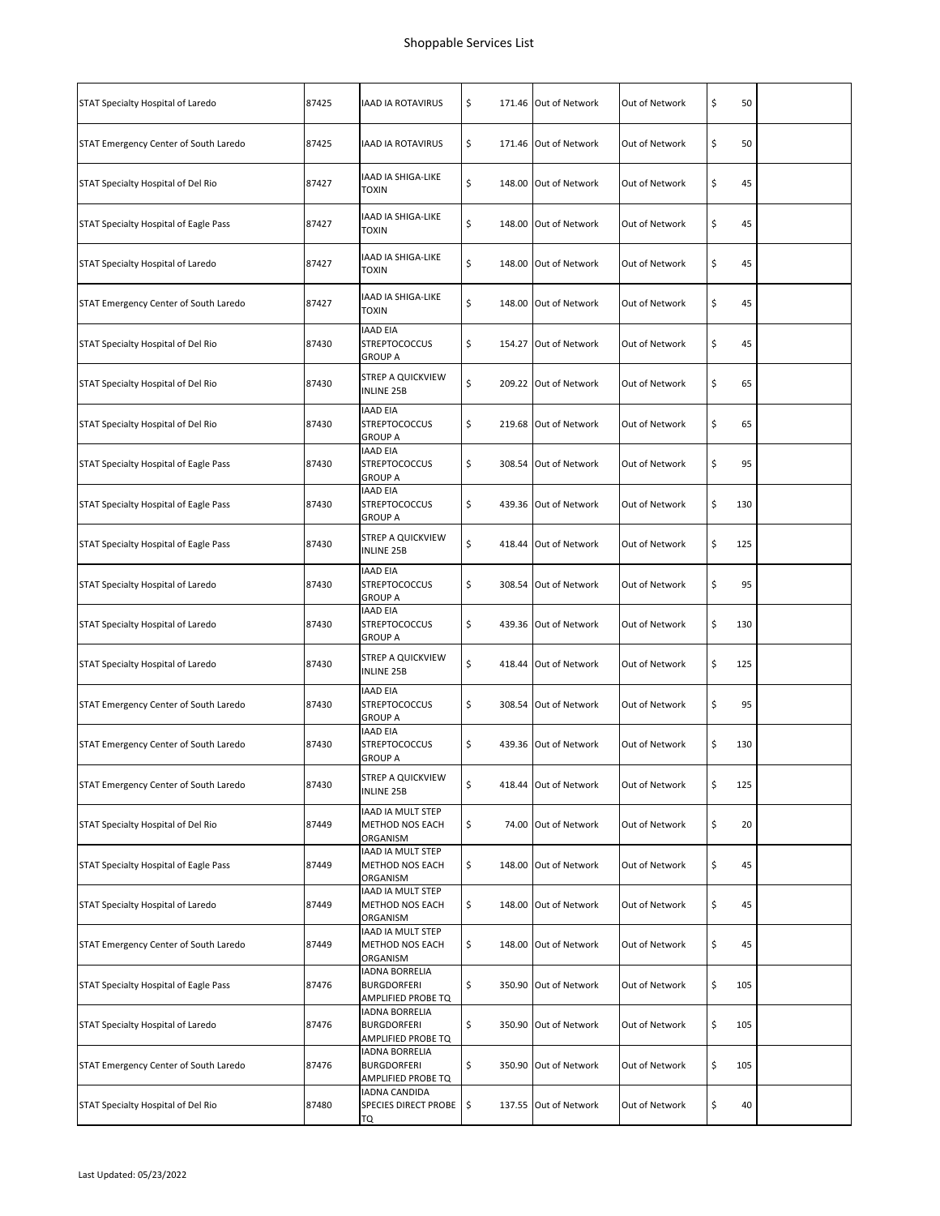# Shoppable Services List

| | | | | | | | |
|---|---|---|---|---|---|---|---|
| STAT Specialty Hospital of Laredo | 87425 | IAAD IA ROTAVIRUS | $ 171.46 | Out of Network | Out of Network | $ 50 | |
| STAT Emergency Center of South Laredo | 87425 | IAAD IA ROTAVIRUS | $ 171.46 | Out of Network | Out of Network | $ 50 | |
| STAT Specialty Hospital of Del Rio | 87427 | IAAD IA SHIGA-LIKE TOXIN | $ 148.00 | Out of Network | Out of Network | $ 45 | |
| STAT Specialty Hospital of Eagle Pass | 87427 | IAAD IA SHIGA-LIKE TOXIN | $ 148.00 | Out of Network | Out of Network | $ 45 | |
| STAT Specialty Hospital of Laredo | 87427 | IAAD IA SHIGA-LIKE TOXIN | $ 148.00 | Out of Network | Out of Network | $ 45 | |
| STAT Emergency Center of South Laredo | 87427 | IAAD IA SHIGA-LIKE TOXIN | $ 148.00 | Out of Network | Out of Network | $ 45 | |
| STAT Specialty Hospital of Del Rio | 87430 | IAAD EIA STREPTOCOCCUS GROUP A | $ 154.27 | Out of Network | Out of Network | $ 45 | |
| STAT Specialty Hospital of Del Rio | 87430 | STREP A QUICKVIEW INLINE 25B | $ 209.22 | Out of Network | Out of Network | $ 65 | |
| STAT Specialty Hospital of Del Rio | 87430 | IAAD EIA STREPTOCOCCUS GROUP A | $ 219.68 | Out of Network | Out of Network | $ 65 | |
| STAT Specialty Hospital of Eagle Pass | 87430 | IAAD EIA STREPTOCOCCUS GROUP A | $ 308.54 | Out of Network | Out of Network | $ 95 | |
| STAT Specialty Hospital of Eagle Pass | 87430 | IAAD EIA STREPTOCOCCUS GROUP A | $ 439.36 | Out of Network | Out of Network | $ 130 | |
| STAT Specialty Hospital of Eagle Pass | 87430 | STREP A QUICKVIEW INLINE 25B | $ 418.44 | Out of Network | Out of Network | $ 125 | |
| STAT Specialty Hospital of Laredo | 87430 | IAAD EIA STREPTOCOCCUS GROUP A | $ 308.54 | Out of Network | Out of Network | $ 95 | |
| STAT Specialty Hospital of Laredo | 87430 | IAAD EIA STREPTOCOCCUS GROUP A | $ 439.36 | Out of Network | Out of Network | $ 130 | |
| STAT Specialty Hospital of Laredo | 87430 | STREP A QUICKVIEW INLINE 25B | $ 418.44 | Out of Network | Out of Network | $ 125 | |
| STAT Emergency Center of South Laredo | 87430 | IAAD EIA STREPTOCOCCUS GROUP A | $ 308.54 | Out of Network | Out of Network | $ 95 | |
| STAT Emergency Center of South Laredo | 87430 | IAAD EIA STREPTOCOCCUS GROUP A | $ 439.36 | Out of Network | Out of Network | $ 130 | |
| STAT Emergency Center of South Laredo | 87430 | STREP A QUICKVIEW INLINE 25B | $ 418.44 | Out of Network | Out of Network | $ 125 | |
| STAT Specialty Hospital of Del Rio | 87449 | IAAD IA MULT STEP METHOD NOS EACH ORGANISM | $ 74.00 | Out of Network | Out of Network | $ 20 | |
| STAT Specialty Hospital of Eagle Pass | 87449 | IAAD IA MULT STEP METHOD NOS EACH ORGANISM | $ 148.00 | Out of Network | Out of Network | $ 45 | |
| STAT Specialty Hospital of Laredo | 87449 | IAAD IA MULT STEP METHOD NOS EACH ORGANISM | $ 148.00 | Out of Network | Out of Network | $ 45 | |
| STAT Emergency Center of South Laredo | 87449 | IAAD IA MULT STEP METHOD NOS EACH ORGANISM | $ 148.00 | Out of Network | Out of Network | $ 45 | |
| STAT Specialty Hospital of Eagle Pass | 87476 | IADNA BORRELIA BURGDORFERI AMPLIFIED PROBE TQ | $ 350.90 | Out of Network | Out of Network | $ 105 | |
| STAT Specialty Hospital of Laredo | 87476 | IADNA BORRELIA BURGDORFERI AMPLIFIED PROBE TQ | $ 350.90 | Out of Network | Out of Network | $ 105 | |
| STAT Emergency Center of South Laredo | 87476 | IADNA BORRELIA BURGDORFERI AMPLIFIED PROBE TQ | $ 350.90 | Out of Network | Out of Network | $ 105 | |
| STAT Specialty Hospital of Del Rio | 87480 | IADNA CANDIDA SPECIES DIRECT PROBE TQ | $ 137.55 | Out of Network | Out of Network | $ 40 | |

Last Updated: 05/23/2022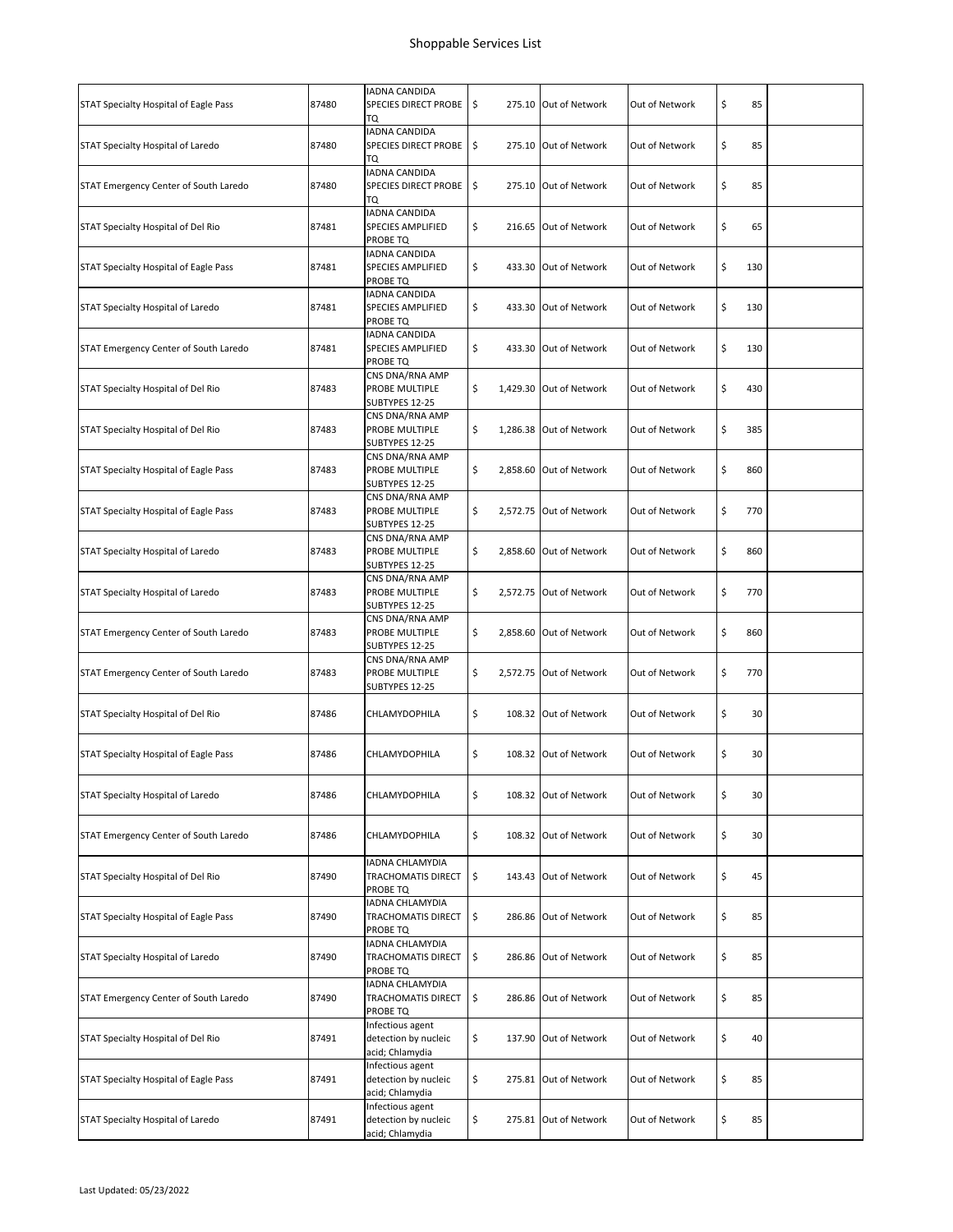# Shoppable Services List

| | | | | | | | |
|---|---|---|---|---|---|---|---|
| STAT Specialty Hospital of Eagle Pass | 87480 | IADNA CANDIDA SPECIES DIRECT PROBE TQ | $ 275.10 | Out of Network | Out of Network | $ 85 | |
| STAT Specialty Hospital of Laredo | 87480 | IADNA CANDIDA SPECIES DIRECT PROBE TQ | $ 275.10 | Out of Network | Out of Network | $ 85 | |
| STAT Emergency Center of South Laredo | 87480 | IADNA CANDIDA SPECIES DIRECT PROBE TQ | $ 275.10 | Out of Network | Out of Network | $ 85 | |
| STAT Specialty Hospital of Del Rio | 87481 | IADNA CANDIDA SPECIES AMPLIFIED PROBE TQ | $ 216.65 | Out of Network | Out of Network | $ 65 | |
| STAT Specialty Hospital of Eagle Pass | 87481 | IADNA CANDIDA SPECIES AMPLIFIED PROBE TQ | $ 433.30 | Out of Network | Out of Network | $ 130 | |
| STAT Specialty Hospital of Laredo | 87481 | IADNA CANDIDA SPECIES AMPLIFIED PROBE TQ | $ 433.30 | Out of Network | Out of Network | $ 130 | |
| STAT Emergency Center of South Laredo | 87481 | IADNA CANDIDA SPECIES AMPLIFIED PROBE TQ | $ 433.30 | Out of Network | Out of Network | $ 130 | |
| STAT Specialty Hospital of Del Rio | 87483 | CNS DNA/RNA AMP PROBE MULTIPLE SUBTYPES 12-25 | $ 1,429.30 | Out of Network | Out of Network | $ 430 | |
| STAT Specialty Hospital of Del Rio | 87483 | CNS DNA/RNA AMP PROBE MULTIPLE SUBTYPES 12-25 | $ 1,286.38 | Out of Network | Out of Network | $ 385 | |
| STAT Specialty Hospital of Eagle Pass | 87483 | CNS DNA/RNA AMP PROBE MULTIPLE SUBTYPES 12-25 | $ 2,858.60 | Out of Network | Out of Network | $ 860 | |
| STAT Specialty Hospital of Eagle Pass | 87483 | CNS DNA/RNA AMP PROBE MULTIPLE SUBTYPES 12-25 | $ 2,572.75 | Out of Network | Out of Network | $ 770 | |
| STAT Specialty Hospital of Laredo | 87483 | CNS DNA/RNA AMP PROBE MULTIPLE SUBTYPES 12-25 | $ 2,858.60 | Out of Network | Out of Network | $ 860 | |
| STAT Specialty Hospital of Laredo | 87483 | CNS DNA/RNA AMP PROBE MULTIPLE SUBTYPES 12-25 | $ 2,572.75 | Out of Network | Out of Network | $ 770 | |
| STAT Emergency Center of South Laredo | 87483 | CNS DNA/RNA AMP PROBE MULTIPLE SUBTYPES 12-25 | $ 2,858.60 | Out of Network | Out of Network | $ 860 | |
| STAT Emergency Center of South Laredo | 87483 | CNS DNA/RNA AMP PROBE MULTIPLE SUBTYPES 12-25 | $ 2,572.75 | Out of Network | Out of Network | $ 770 | |
| STAT Specialty Hospital of Del Rio | 87486 | CHLAMYDOPHILA | $ 108.32 | Out of Network | Out of Network | $ 30 | |
| STAT Specialty Hospital of Eagle Pass | 87486 | CHLAMYDOPHILA | $ 108.32 | Out of Network | Out of Network | $ 30 | |
| STAT Specialty Hospital of Laredo | 87486 | CHLAMYDOPHILA | $ 108.32 | Out of Network | Out of Network | $ 30 | |
| STAT Emergency Center of South Laredo | 87486 | CHLAMYDOPHILA | $ 108.32 | Out of Network | Out of Network | $ 30 | |
| STAT Specialty Hospital of Del Rio | 87490 | IADNA CHLAMYDIA TRACHOMATIS DIRECT PROBE TQ | $ 143.43 | Out of Network | Out of Network | $ 45 | |
| STAT Specialty Hospital of Eagle Pass | 87490 | IADNA CHLAMYDIA TRACHOMATIS DIRECT PROBE TQ | $ 286.86 | Out of Network | Out of Network | $ 85 | |
| STAT Specialty Hospital of Laredo | 87490 | IADNA CHLAMYDIA TRACHOMATIS DIRECT PROBE TQ | $ 286.86 | Out of Network | Out of Network | $ 85 | |
| STAT Emergency Center of South Laredo | 87490 | IADNA CHLAMYDIA TRACHOMATIS DIRECT PROBE TQ | $ 286.86 | Out of Network | Out of Network | $ 85 | |
| STAT Specialty Hospital of Del Rio | 87491 | Infectious agent detection by nucleic acid; Chlamydia | $ 137.90 | Out of Network | Out of Network | $ 40 | |
| STAT Specialty Hospital of Eagle Pass | 87491 | Infectious agent detection by nucleic acid; Chlamydia | $ 275.81 | Out of Network | Out of Network | $ 85 | |
| STAT Specialty Hospital of Laredo | 87491 | Infectious agent detection by nucleic acid; Chlamydia | $ 275.81 | Out of Network | Out of Network | $ 85 | |

Last Updated: 05/23/2022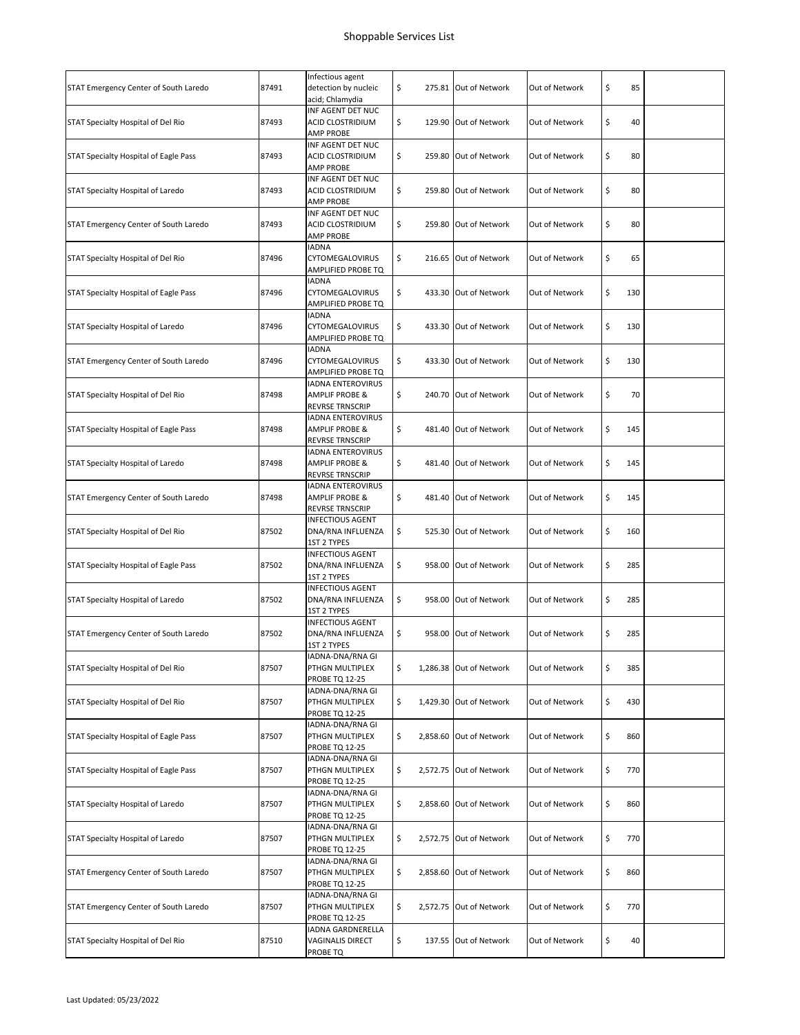# Shoppable Services List

| | | | | | | | |
|---|---|---|---|---|---|---|---|
| STAT Emergency Center of South Laredo | 87491 | Infectious agent detection by nucleic acid; Chlamydia | $ 275.81 | Out of Network | Out of Network | $ 85 | |
| STAT Specialty Hospital of Del Rio | 87493 | INF AGENT DET NUC ACID CLOSTRIDIUM AMP PROBE | $ 129.90 | Out of Network | Out of Network | $ 40 | |
| STAT Specialty Hospital of Eagle Pass | 87493 | INF AGENT DET NUC ACID CLOSTRIDIUM AMP PROBE | $ 259.80 | Out of Network | Out of Network | $ 80 | |
| STAT Specialty Hospital of Laredo | 87493 | INF AGENT DET NUC ACID CLOSTRIDIUM AMP PROBE | $ 259.80 | Out of Network | Out of Network | $ 80 | |
| STAT Emergency Center of South Laredo | 87493 | INF AGENT DET NUC ACID CLOSTRIDIUM AMP PROBE | $ 259.80 | Out of Network | Out of Network | $ 80 | |
| STAT Specialty Hospital of Del Rio | 87496 | IADNA CYTOMEGALOVIRUS AMPLIFIED PROBE TQ | $ 216.65 | Out of Network | Out of Network | $ 65 | |
| STAT Specialty Hospital of Eagle Pass | 87496 | IADNA CYTOMEGALOVIRUS AMPLIFIED PROBE TQ | $ 433.30 | Out of Network | Out of Network | $ 130 | |
| STAT Specialty Hospital of Laredo | 87496 | IADNA CYTOMEGALOVIRUS AMPLIFIED PROBE TQ | $ 433.30 | Out of Network | Out of Network | $ 130 | |
| STAT Emergency Center of South Laredo | 87496 | IADNA CYTOMEGALOVIRUS AMPLIFIED PROBE TQ | $ 433.30 | Out of Network | Out of Network | $ 130 | |
| STAT Specialty Hospital of Del Rio | 87498 | IADNA ENTEROVIRUS AMPLIF PROBE & REVRSE TRNSCRIP | $ 240.70 | Out of Network | Out of Network | $ 70 | |
| STAT Specialty Hospital of Eagle Pass | 87498 | IADNA ENTEROVIRUS AMPLIF PROBE & REVRSE TRNSCRIP | $ 481.40 | Out of Network | Out of Network | $ 145 | |
| STAT Specialty Hospital of Laredo | 87498 | IADNA ENTEROVIRUS AMPLIF PROBE & REVRSE TRNSCRIP | $ 481.40 | Out of Network | Out of Network | $ 145 | |
| STAT Emergency Center of South Laredo | 87498 | IADNA ENTEROVIRUS AMPLIF PROBE & REVRSE TRNSCRIP | $ 481.40 | Out of Network | Out of Network | $ 145 | |
| STAT Specialty Hospital of Del Rio | 87502 | INFECTIOUS AGENT DNA/RNA INFLUENZA 1ST 2 TYPES | $ 525.30 | Out of Network | Out of Network | $ 160 | |
| STAT Specialty Hospital of Eagle Pass | 87502 | INFECTIOUS AGENT DNA/RNA INFLUENZA 1ST 2 TYPES | $ 958.00 | Out of Network | Out of Network | $ 285 | |
| STAT Specialty Hospital of Laredo | 87502 | INFECTIOUS AGENT DNA/RNA INFLUENZA 1ST 2 TYPES | $ 958.00 | Out of Network | Out of Network | $ 285 | |
| STAT Emergency Center of South Laredo | 87502 | INFECTIOUS AGENT DNA/RNA INFLUENZA 1ST 2 TYPES | $ 958.00 | Out of Network | Out of Network | $ 285 | |
| STAT Specialty Hospital of Del Rio | 87507 | IADNA-DNA/RNA GI PTHGN MULTIPLEX PROBE TQ 12-25 | $ 1,286.38 | Out of Network | Out of Network | $ 385 | |
| STAT Specialty Hospital of Del Rio | 87507 | IADNA-DNA/RNA GI PTHGN MULTIPLEX PROBE TQ 12-25 | $ 1,429.30 | Out of Network | Out of Network | $ 430 | |
| STAT Specialty Hospital of Eagle Pass | 87507 | IADNA-DNA/RNA GI PTHGN MULTIPLEX PROBE TQ 12-25 | $ 2,858.60 | Out of Network | Out of Network | $ 860 | |
| STAT Specialty Hospital of Eagle Pass | 87507 | IADNA-DNA/RNA GI PTHGN MULTIPLEX PROBE TQ 12-25 | $ 2,572.75 | Out of Network | Out of Network | $ 770 | |
| STAT Specialty Hospital of Laredo | 87507 | IADNA-DNA/RNA GI PTHGN MULTIPLEX PROBE TQ 12-25 | $ 2,858.60 | Out of Network | Out of Network | $ 860 | |
| STAT Specialty Hospital of Laredo | 87507 | IADNA-DNA/RNA GI PTHGN MULTIPLEX PROBE TQ 12-25 | $ 2,572.75 | Out of Network | Out of Network | $ 770 | |
| STAT Emergency Center of South Laredo | 87507 | IADNA-DNA/RNA GI PTHGN MULTIPLEX PROBE TQ 12-25 | $ 2,858.60 | Out of Network | Out of Network | $ 860 | |
| STAT Emergency Center of South Laredo | 87507 | IADNA-DNA/RNA GI PTHGN MULTIPLEX PROBE TQ 12-25 | $ 2,572.75 | Out of Network | Out of Network | $ 770 | |
| STAT Specialty Hospital of Del Rio | 87510 | IADNA GARDNERELLA VAGINALIS DIRECT PROBE TQ | $ 137.55 | Out of Network | Out of Network | $ 40 | |

Last Updated: 05/23/2022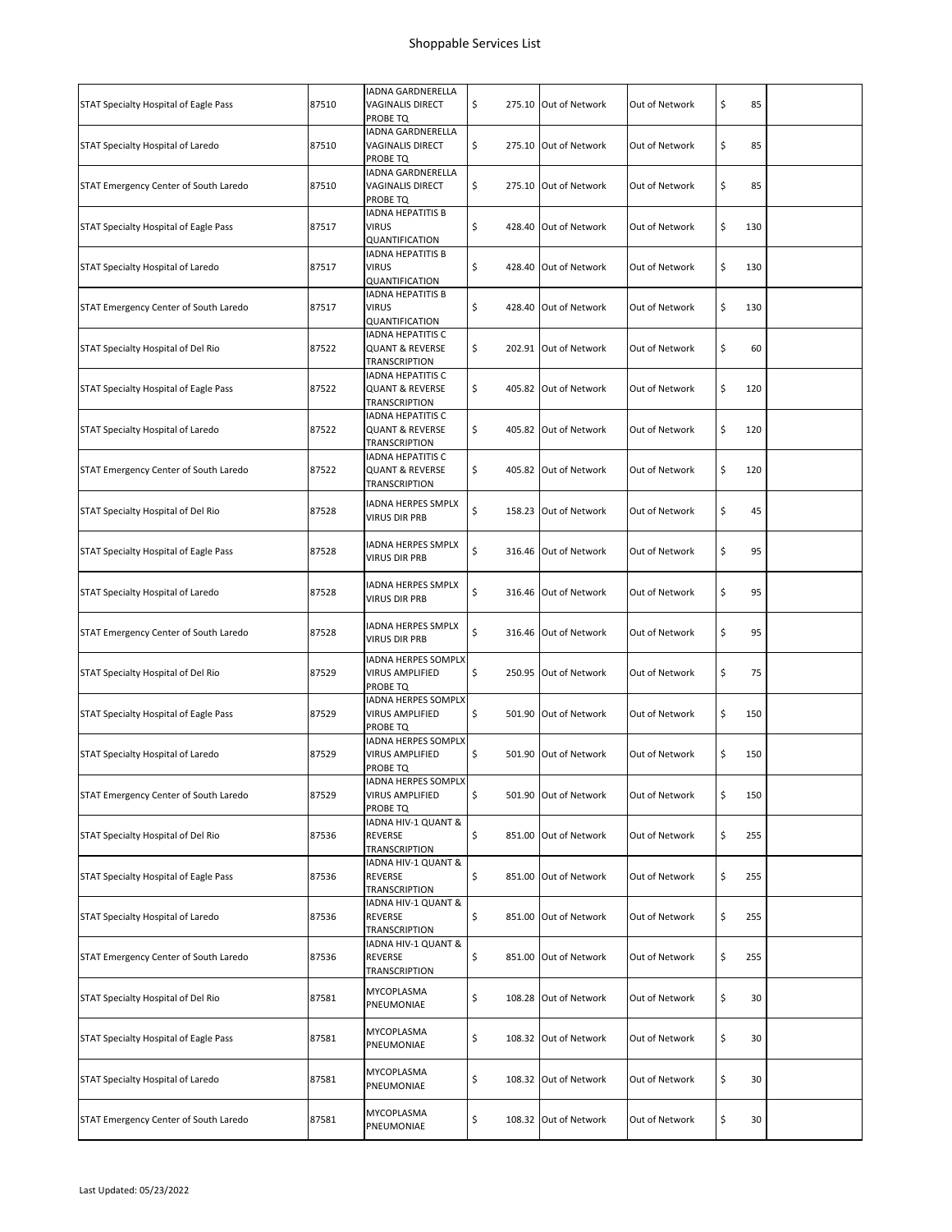# Shoppable Services List

| | | | | | | | |
|---|---|---|---|---|---|---|---|
| STAT Specialty Hospital of Eagle Pass | 87510 | IADNA GARDNERELLA VAGINALIS DIRECT PROBE TQ | $ 275.10 | Out of Network | Out of Network | $ 85 | |
| STAT Specialty Hospital of Laredo | 87510 | IADNA GARDNERELLA VAGINALIS DIRECT PROBE TQ | $ 275.10 | Out of Network | Out of Network | $ 85 | |
| STAT Emergency Center of South Laredo | 87510 | IADNA GARDNERELLA VAGINALIS DIRECT PROBE TQ | $ 275.10 | Out of Network | Out of Network | $ 85 | |
| STAT Specialty Hospital of Eagle Pass | 87517 | IADNA HEPATITIS B VIRUS QUANTIFICATION | $ 428.40 | Out of Network | Out of Network | $ 130 | |
| STAT Specialty Hospital of Laredo | 87517 | IADNA HEPATITIS B VIRUS QUANTIFICATION | $ 428.40 | Out of Network | Out of Network | $ 130 | |
| STAT Emergency Center of South Laredo | 87517 | IADNA HEPATITIS B VIRUS QUANTIFICATION | $ 428.40 | Out of Network | Out of Network | $ 130 | |
| STAT Specialty Hospital of Del Rio | 87522 | IADNA HEPATITIS C QUANT & REVERSE TRANSCRIPTION | $ 202.91 | Out of Network | Out of Network | $ 60 | |
| STAT Specialty Hospital of Eagle Pass | 87522 | IADNA HEPATITIS C QUANT & REVERSE TRANSCRIPTION | $ 405.82 | Out of Network | Out of Network | $ 120 | |
| STAT Specialty Hospital of Laredo | 87522 | IADNA HEPATITIS C QUANT & REVERSE TRANSCRIPTION | $ 405.82 | Out of Network | Out of Network | $ 120 | |
| STAT Emergency Center of South Laredo | 87522 | IADNA HEPATITIS C QUANT & REVERSE TRANSCRIPTION | $ 405.82 | Out of Network | Out of Network | $ 120 | |
| STAT Specialty Hospital of Del Rio | 87528 | IADNA HERPES SMPLX VIRUS DIR PRB | $ 158.23 | Out of Network | Out of Network | $ 45 | |
| STAT Specialty Hospital of Eagle Pass | 87528 | IADNA HERPES SMPLX VIRUS DIR PRB | $ 316.46 | Out of Network | Out of Network | $ 95 | |
| STAT Specialty Hospital of Laredo | 87528 | IADNA HERPES SMPLX VIRUS DIR PRB | $ 316.46 | Out of Network | Out of Network | $ 95 | |
| STAT Emergency Center of South Laredo | 87528 | IADNA HERPES SMPLX VIRUS DIR PRB | $ 316.46 | Out of Network | Out of Network | $ 95 | |
| STAT Specialty Hospital of Del Rio | 87529 | IADNA HERPES SOMPLX VIRUS AMPLIFIED PROBE TQ | $ 250.95 | Out of Network | Out of Network | $ 75 | |
| STAT Specialty Hospital of Eagle Pass | 87529 | IADNA HERPES SOMPLX VIRUS AMPLIFIED PROBE TQ | $ 501.90 | Out of Network | Out of Network | $ 150 | |
| STAT Specialty Hospital of Laredo | 87529 | IADNA HERPES SOMPLX VIRUS AMPLIFIED PROBE TQ | $ 501.90 | Out of Network | Out of Network | $ 150 | |
| STAT Emergency Center of South Laredo | 87529 | IADNA HERPES SOMPLX VIRUS AMPLIFIED PROBE TQ | $ 501.90 | Out of Network | Out of Network | $ 150 | |
| STAT Specialty Hospital of Del Rio | 87536 | IADNA HIV-1 QUANT & REVERSE TRANSCRIPTION | $ 851.00 | Out of Network | Out of Network | $ 255 | |
| STAT Specialty Hospital of Eagle Pass | 87536 | IADNA HIV-1 QUANT & REVERSE TRANSCRIPTION | $ 851.00 | Out of Network | Out of Network | $ 255 | |
| STAT Specialty Hospital of Laredo | 87536 | IADNA HIV-1 QUANT & REVERSE TRANSCRIPTION | $ 851.00 | Out of Network | Out of Network | $ 255 | |
| STAT Emergency Center of South Laredo | 87536 | IADNA HIV-1 QUANT & REVERSE TRANSCRIPTION | $ 851.00 | Out of Network | Out of Network | $ 255 | |
| STAT Specialty Hospital of Del Rio | 87581 | MYCOPLASMA PNEUMONIAE | $ 108.28 | Out of Network | Out of Network | $ 30 | |
| STAT Specialty Hospital of Eagle Pass | 87581 | MYCOPLASMA PNEUMONIAE | $ 108.32 | Out of Network | Out of Network | $ 30 | |
| STAT Specialty Hospital of Laredo | 87581 | MYCOPLASMA PNEUMONIAE | $ 108.32 | Out of Network | Out of Network | $ 30 | |
| STAT Emergency Center of South Laredo | 87581 | MYCOPLASMA PNEUMONIAE | $ 108.32 | Out of Network | Out of Network | $ 30 | |

Last Updated: 05/23/2022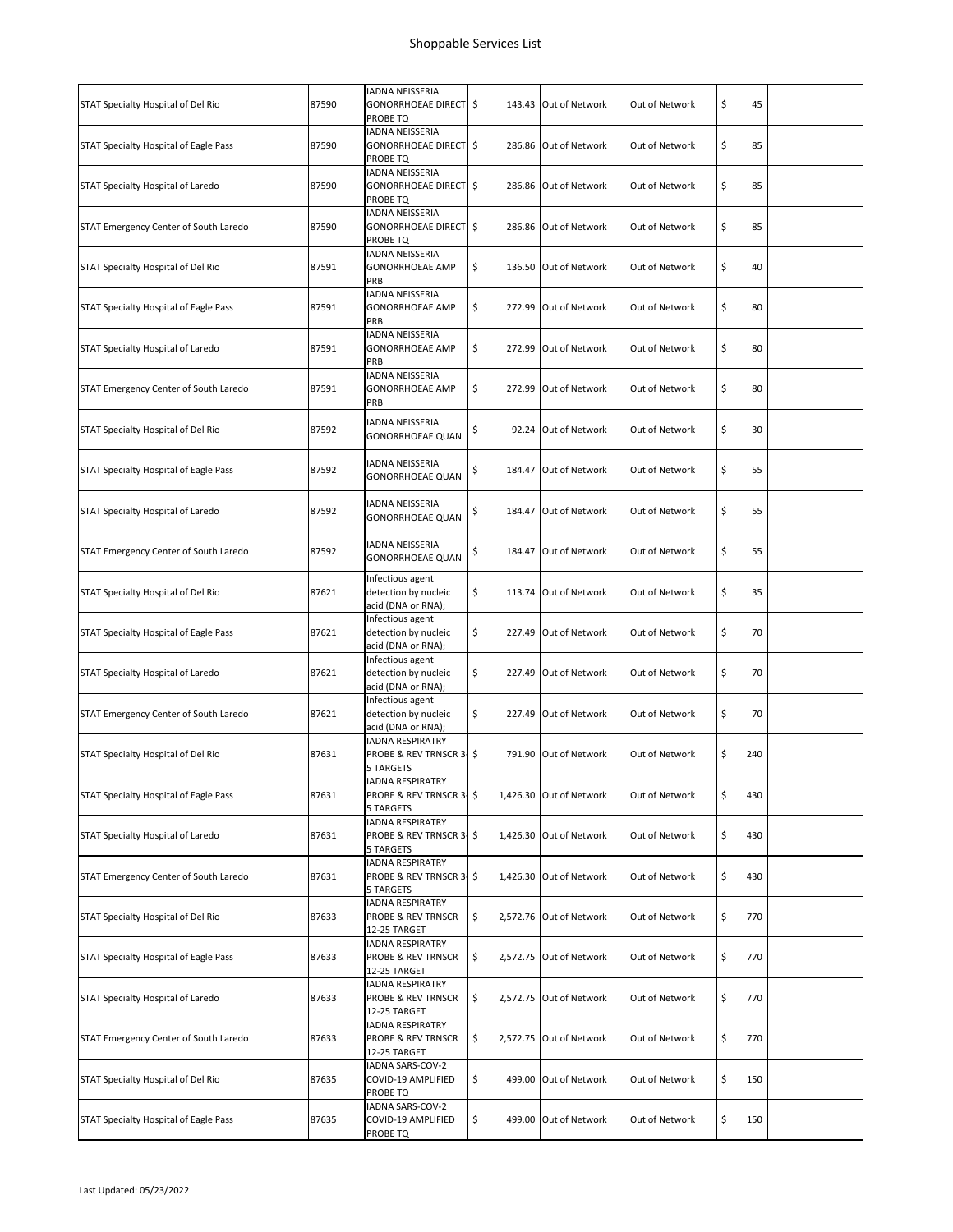# Shoppable Services List

| | | | | | | | |
|---|---|---|---|---|---|---|---|
| STAT Specialty Hospital of Del Rio | 87590 | IADNA NEISSERIA GONORRHOEAE DIRECT PROBE TQ | $ 143.43 | Out of Network | Out of Network | $ 45 | |
| STAT Specialty Hospital of Eagle Pass | 87590 | IADNA NEISSERIA GONORRHOEAE DIRECT PROBE TQ | $ 286.86 | Out of Network | Out of Network | $ 85 | |
| STAT Specialty Hospital of Laredo | 87590 | IADNA NEISSERIA GONORRHOEAE DIRECT PROBE TQ | $ 286.86 | Out of Network | Out of Network | $ 85 | |
| STAT Emergency Center of South Laredo | 87590 | IADNA NEISSERIA GONORRHOEAE DIRECT PROBE TQ | $ 286.86 | Out of Network | Out of Network | $ 85 | |
| STAT Specialty Hospital of Del Rio | 87591 | IADNA NEISSERIA GONORRHOEAE AMP PRB | $ 136.50 | Out of Network | Out of Network | $ 40 | |
| STAT Specialty Hospital of Eagle Pass | 87591 | IADNA NEISSERIA GONORRHOEAE AMP PRB | $ 272.99 | Out of Network | Out of Network | $ 80 | |
| STAT Specialty Hospital of Laredo | 87591 | IADNA NEISSERIA GONORRHOEAE AMP PRB | $ 272.99 | Out of Network | Out of Network | $ 80 | |
| STAT Emergency Center of South Laredo | 87591 | IADNA NEISSERIA GONORRHOEAE AMP PRB | $ 272.99 | Out of Network | Out of Network | $ 80 | |
| STAT Specialty Hospital of Del Rio | 87592 | IADNA NEISSERIA GONORRHOEAE QUAN | $ 92.24 | Out of Network | Out of Network | $ 30 | |
| STAT Specialty Hospital of Eagle Pass | 87592 | IADNA NEISSERIA GONORRHOEAE QUAN | $ 184.47 | Out of Network | Out of Network | $ 55 | |
| STAT Specialty Hospital of Laredo | 87592 | IADNA NEISSERIA GONORRHOEAE QUAN | $ 184.47 | Out of Network | Out of Network | $ 55 | |
| STAT Emergency Center of South Laredo | 87592 | IADNA NEISSERIA GONORRHOEAE QUAN | $ 184.47 | Out of Network | Out of Network | $ 55 | |
| STAT Specialty Hospital of Del Rio | 87621 | Infectious agent detection by nucleic acid (DNA or RNA); | $ 113.74 | Out of Network | Out of Network | $ 35 | |
| STAT Specialty Hospital of Eagle Pass | 87621 | Infectious agent detection by nucleic acid (DNA or RNA); | $ 227.49 | Out of Network | Out of Network | $ 70 | |
| STAT Specialty Hospital of Laredo | 87621 | Infectious agent detection by nucleic acid (DNA or RNA); | $ 227.49 | Out of Network | Out of Network | $ 70 | |
| STAT Emergency Center of South Laredo | 87621 | Infectious agent detection by nucleic acid (DNA or RNA); | $ 227.49 | Out of Network | Out of Network | $ 70 | |
| STAT Specialty Hospital of Del Rio | 87631 | IADNA RESPIRATRY PROBE & REV TRNSCR 3-5 TARGETS | $ 791.90 | Out of Network | Out of Network | $ 240 | |
| STAT Specialty Hospital of Eagle Pass | 87631 | IADNA RESPIRATRY PROBE & REV TRNSCR 3-5 TARGETS | $ 1,426.30 | Out of Network | Out of Network | $ 430 | |
| STAT Specialty Hospital of Laredo | 87631 | IADNA RESPIRATRY PROBE & REV TRNSCR 3-5 TARGETS | $ 1,426.30 | Out of Network | Out of Network | $ 430 | |
| STAT Emergency Center of South Laredo | 87631 | IADNA RESPIRATRY PROBE & REV TRNSCR 3-5 TARGETS | $ 1,426.30 | Out of Network | Out of Network | $ 430 | |
| STAT Specialty Hospital of Del Rio | 87633 | IADNA RESPIRATRY PROBE & REV TRNSCR 12-25 TARGET | $ 2,572.76 | Out of Network | Out of Network | $ 770 | |
| STAT Specialty Hospital of Eagle Pass | 87633 | IADNA RESPIRATRY PROBE & REV TRNSCR 12-25 TARGET | $ 2,572.75 | Out of Network | Out of Network | $ 770 | |
| STAT Specialty Hospital of Laredo | 87633 | IADNA RESPIRATRY PROBE & REV TRNSCR 12-25 TARGET | $ 2,572.75 | Out of Network | Out of Network | $ 770 | |
| STAT Emergency Center of South Laredo | 87633 | IADNA RESPIRATRY PROBE & REV TRNSCR 12-25 TARGET | $ 2,572.75 | Out of Network | Out of Network | $ 770 | |
| STAT Specialty Hospital of Del Rio | 87635 | IADNA SARS-COV-2 COVID-19 AMPLIFIED PROBE TQ | $ 499.00 | Out of Network | Out of Network | $ 150 | |
| STAT Specialty Hospital of Eagle Pass | 87635 | IADNA SARS-COV-2 COVID-19 AMPLIFIED PROBE TQ | $ 499.00 | Out of Network | Out of Network | $ 150 | |

Last Updated: 05/23/2022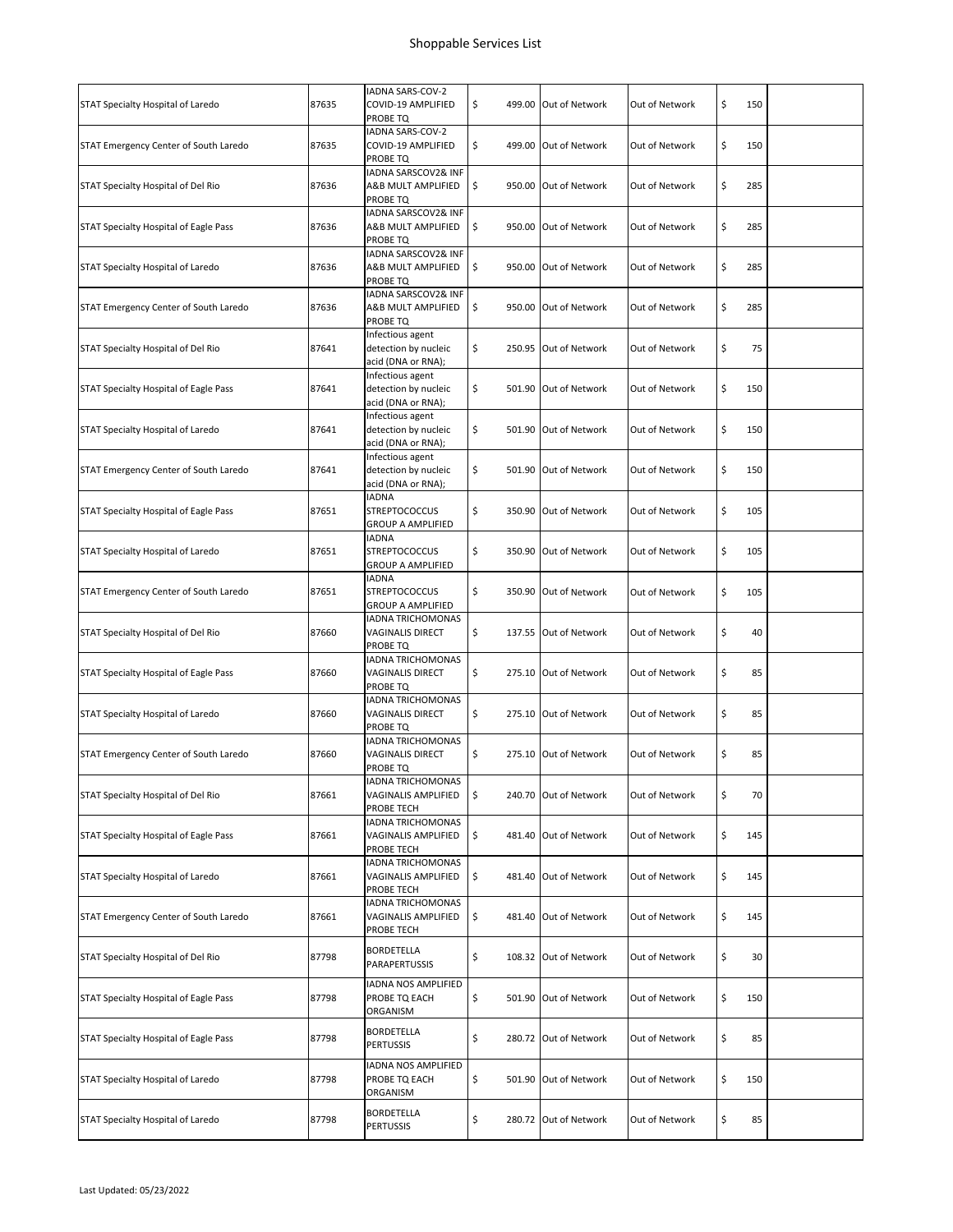# Shoppable Services List

| | | | | | | | |
|---|---|---|---|---|---|---|---|
| STAT Specialty Hospital of Laredo | 87635 | IADNA SARS-COV-2 COVID-19 AMPLIFIED PROBE TQ | $ 499.00 | Out of Network | Out of Network | $ 150 | |
| STAT Emergency Center of South Laredo | 87635 | IADNA SARS-COV-2 COVID-19 AMPLIFIED PROBE TQ | $ 499.00 | Out of Network | Out of Network | $ 150 | |
| STAT Specialty Hospital of Del Rio | 87636 | IADNA SARSCOV2& INF A&B MULT AMPLIFIED PROBE TQ | $ 950.00 | Out of Network | Out of Network | $ 285 | |
| STAT Specialty Hospital of Eagle Pass | 87636 | IADNA SARSCOV2& INF A&B MULT AMPLIFIED PROBE TQ | $ 950.00 | Out of Network | Out of Network | $ 285 | |
| STAT Specialty Hospital of Laredo | 87636 | IADNA SARSCOV2& INF A&B MULT AMPLIFIED PROBE TQ | $ 950.00 | Out of Network | Out of Network | $ 285 | |
| STAT Emergency Center of South Laredo | 87636 | IADNA SARSCOV2& INF A&B MULT AMPLIFIED PROBE TQ | $ 950.00 | Out of Network | Out of Network | $ 285 | |
| STAT Specialty Hospital of Del Rio | 87641 | Infectious agent detection by nucleic acid (DNA or RNA); | $ 250.95 | Out of Network | Out of Network | $ 75 | |
| STAT Specialty Hospital of Eagle Pass | 87641 | Infectious agent detection by nucleic acid (DNA or RNA); | $ 501.90 | Out of Network | Out of Network | $ 150 | |
| STAT Specialty Hospital of Laredo | 87641 | Infectious agent detection by nucleic acid (DNA or RNA); | $ 501.90 | Out of Network | Out of Network | $ 150 | |
| STAT Emergency Center of South Laredo | 87641 | Infectious agent detection by nucleic acid (DNA or RNA); | $ 501.90 | Out of Network | Out of Network | $ 150 | |
| STAT Specialty Hospital of Eagle Pass | 87651 | IADNA STREPTOCOCCUS GROUP A AMPLIFIED | $ 350.90 | Out of Network | Out of Network | $ 105 | |
| STAT Specialty Hospital of Laredo | 87651 | IADNA STREPTOCOCCUS GROUP A AMPLIFIED | $ 350.90 | Out of Network | Out of Network | $ 105 | |
| STAT Emergency Center of South Laredo | 87651 | IADNA STREPTOCOCCUS GROUP A AMPLIFIED | $ 350.90 | Out of Network | Out of Network | $ 105 | |
| STAT Specialty Hospital of Del Rio | 87660 | IADNA TRICHOMONAS VAGINALIS DIRECT PROBE TQ | $ 137.55 | Out of Network | Out of Network | $ 40 | |
| STAT Specialty Hospital of Eagle Pass | 87660 | IADNA TRICHOMONAS VAGINALIS DIRECT PROBE TQ | $ 275.10 | Out of Network | Out of Network | $ 85 | |
| STAT Specialty Hospital of Laredo | 87660 | IADNA TRICHOMONAS VAGINALIS DIRECT PROBE TQ | $ 275.10 | Out of Network | Out of Network | $ 85 | |
| STAT Emergency Center of South Laredo | 87660 | IADNA TRICHOMONAS VAGINALIS DIRECT PROBE TQ | $ 275.10 | Out of Network | Out of Network | $ 85 | |
| STAT Specialty Hospital of Del Rio | 87661 | IADNA TRICHOMONAS VAGINALIS AMPLIFIED PROBE TECH | $ 240.70 | Out of Network | Out of Network | $ 70 | |
| STAT Specialty Hospital of Eagle Pass | 87661 | IADNA TRICHOMONAS VAGINALIS AMPLIFIED PROBE TECH | $ 481.40 | Out of Network | Out of Network | $ 145 | |
| STAT Specialty Hospital of Laredo | 87661 | IADNA TRICHOMONAS VAGINALIS AMPLIFIED PROBE TECH | $ 481.40 | Out of Network | Out of Network | $ 145 | |
| STAT Emergency Center of South Laredo | 87661 | IADNA TRICHOMONAS VAGINALIS AMPLIFIED PROBE TECH | $ 481.40 | Out of Network | Out of Network | $ 145 | |
| STAT Specialty Hospital of Del Rio | 87798 | BORDETELLA PARAPERTUSSIS | $ 108.32 | Out of Network | Out of Network | $ 30 | |
| STAT Specialty Hospital of Eagle Pass | 87798 | IADNA NOS AMPLIFIED PROBE TQ EACH ORGANISM | $ 501.90 | Out of Network | Out of Network | $ 150 | |
| STAT Specialty Hospital of Eagle Pass | 87798 | BORDETELLA PERTUSSIS | $ 280.72 | Out of Network | Out of Network | $ 85 | |
| STAT Specialty Hospital of Laredo | 87798 | IADNA NOS AMPLIFIED PROBE TQ EACH ORGANISM | $ 501.90 | Out of Network | Out of Network | $ 150 | |
| STAT Specialty Hospital of Laredo | 87798 | BORDETELLA PERTUSSIS | $ 280.72 | Out of Network | Out of Network | $ 85 | |

Last Updated: 05/23/2022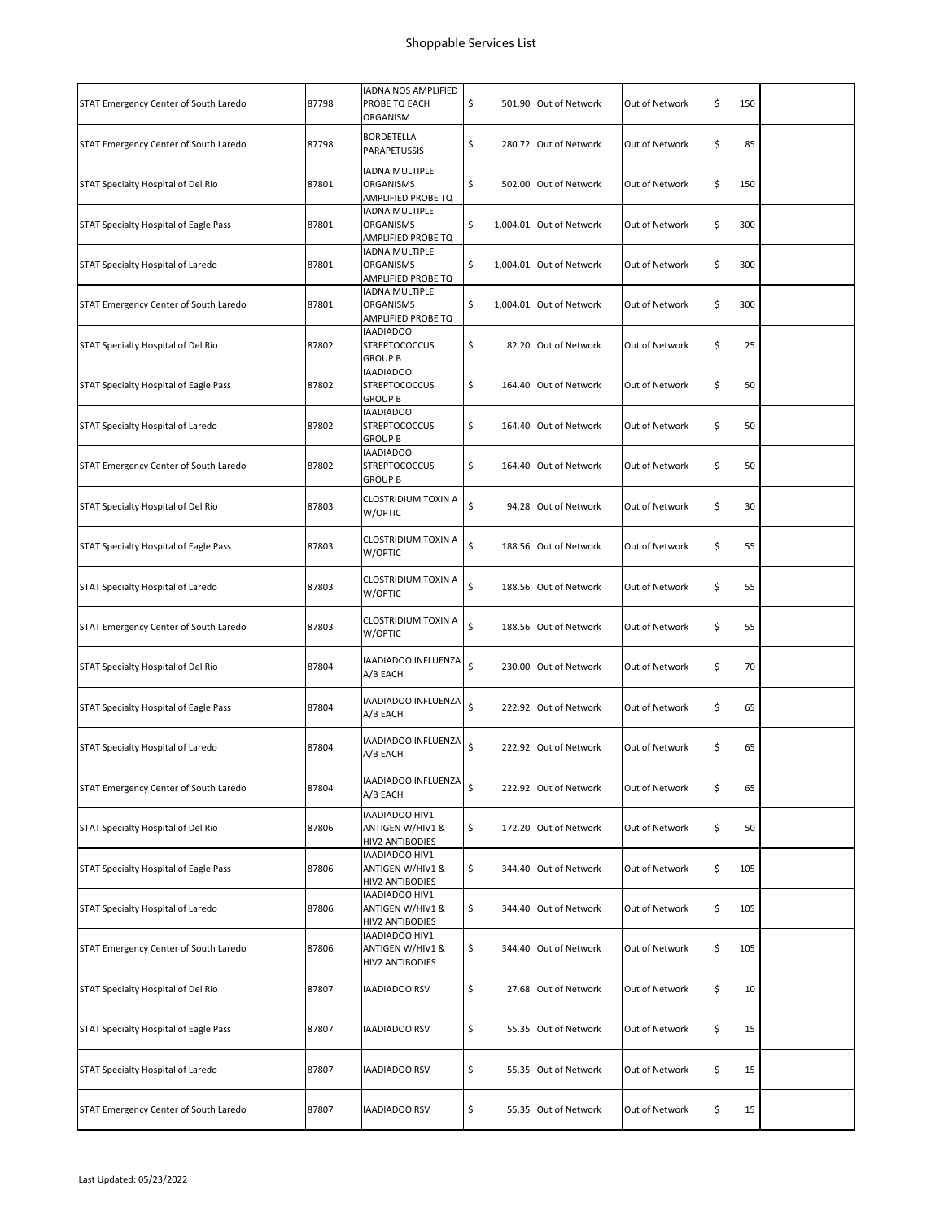# Shoppable Services List

| | | | | | | | |
|---|---|---|---|---|---|---|---|
| STAT Emergency Center of South Laredo | 87798 | IADNA NOS AMPLIFIED PROBE TQ EACH ORGANISM | $ 501.90 | Out of Network | Out of Network | $ 150 | |
| STAT Emergency Center of South Laredo | 87798 | BORDETELLA PARAPETUSSIS | $ 280.72 | Out of Network | Out of Network | $ 85 | |
| STAT Specialty Hospital of Del Rio | 87801 | IADNA MULTIPLE ORGANISMS AMPLIFIED PROBE TQ | $ 502.00 | Out of Network | Out of Network | $ 150 | |
| STAT Specialty Hospital of Eagle Pass | 87801 | IADNA MULTIPLE ORGANISMS AMPLIFIED PROBE TQ | $ 1,004.01 | Out of Network | Out of Network | $ 300 | |
| STAT Specialty Hospital of Laredo | 87801 | IADNA MULTIPLE ORGANISMS AMPLIFIED PROBE TQ | $ 1,004.01 | Out of Network | Out of Network | $ 300 | |
| STAT Emergency Center of South Laredo | 87801 | IADNA MULTIPLE ORGANISMS AMPLIFIED PROBE TQ | $ 1,004.01 | Out of Network | Out of Network | $ 300 | |
| STAT Specialty Hospital of Del Rio | 87802 | IAADIADOO STREPTOCOCCUS GROUP B | $ 82.20 | Out of Network | Out of Network | $ 25 | |
| STAT Specialty Hospital of Eagle Pass | 87802 | IAADIADOO STREPTOCOCCUS GROUP B | $ 164.40 | Out of Network | Out of Network | $ 50 | |
| STAT Specialty Hospital of Laredo | 87802 | IAADIADOO STREPTOCOCCUS GROUP B | $ 164.40 | Out of Network | Out of Network | $ 50 | |
| STAT Emergency Center of South Laredo | 87802 | IAADIADOO STREPTOCOCCUS GROUP B | $ 164.40 | Out of Network | Out of Network | $ 50 | |
| STAT Specialty Hospital of Del Rio | 87803 | CLOSTRIDIUM TOXIN A W/OPTIC | $ 94.28 | Out of Network | Out of Network | $ 30 | |
| STAT Specialty Hospital of Eagle Pass | 87803 | CLOSTRIDIUM TOXIN A W/OPTIC | $ 188.56 | Out of Network | Out of Network | $ 55 | |
| STAT Specialty Hospital of Laredo | 87803 | CLOSTRIDIUM TOXIN A W/OPTIC | $ 188.56 | Out of Network | Out of Network | $ 55 | |
| STAT Emergency Center of South Laredo | 87803 | CLOSTRIDIUM TOXIN A W/OPTIC | $ 188.56 | Out of Network | Out of Network | $ 55 | |
| STAT Specialty Hospital of Del Rio | 87804 | IAADIADOO INFLUENZA A/B EACH | $ 230.00 | Out of Network | Out of Network | $ 70 | |
| STAT Specialty Hospital of Eagle Pass | 87804 | IAADIADOO INFLUENZA A/B EACH | $ 222.92 | Out of Network | Out of Network | $ 65 | |
| STAT Specialty Hospital of Laredo | 87804 | IAADIADOO INFLUENZA A/B EACH | $ 222.92 | Out of Network | Out of Network | $ 65 | |
| STAT Emergency Center of South Laredo | 87804 | IAADIADOO INFLUENZA A/B EACH | $ 222.92 | Out of Network | Out of Network | $ 65 | |
| STAT Specialty Hospital of Del Rio | 87806 | IAADIADOO HIV1 ANTIGEN W/HIV1 & HIV2 ANTIBODIES | $ 172.20 | Out of Network | Out of Network | $ 50 | |
| STAT Specialty Hospital of Eagle Pass | 87806 | IAADIADOO HIV1 ANTIGEN W/HIV1 & HIV2 ANTIBODIES | $ 344.40 | Out of Network | Out of Network | $ 105 | |
| STAT Specialty Hospital of Laredo | 87806 | IAADIADOO HIV1 ANTIGEN W/HIV1 & HIV2 ANTIBODIES | $ 344.40 | Out of Network | Out of Network | $ 105 | |
| STAT Emergency Center of South Laredo | 87806 | IAADIADOO HIV1 ANTIGEN W/HIV1 & HIV2 ANTIBODIES | $ 344.40 | Out of Network | Out of Network | $ 105 | |
| STAT Specialty Hospital of Del Rio | 87807 | IAADIADOO RSV | $ 27.68 | Out of Network | Out of Network | $ 10 | |
| STAT Specialty Hospital of Eagle Pass | 87807 | IAADIADOO RSV | $ 55.35 | Out of Network | Out of Network | $ 15 | |
| STAT Specialty Hospital of Laredo | 87807 | IAADIADOO RSV | $ 55.35 | Out of Network | Out of Network | $ 15 | |
| STAT Emergency Center of South Laredo | 87807 | IAADIADOO RSV | $ 55.35 | Out of Network | Out of Network | $ 15 | |

Last Updated: 05/23/2022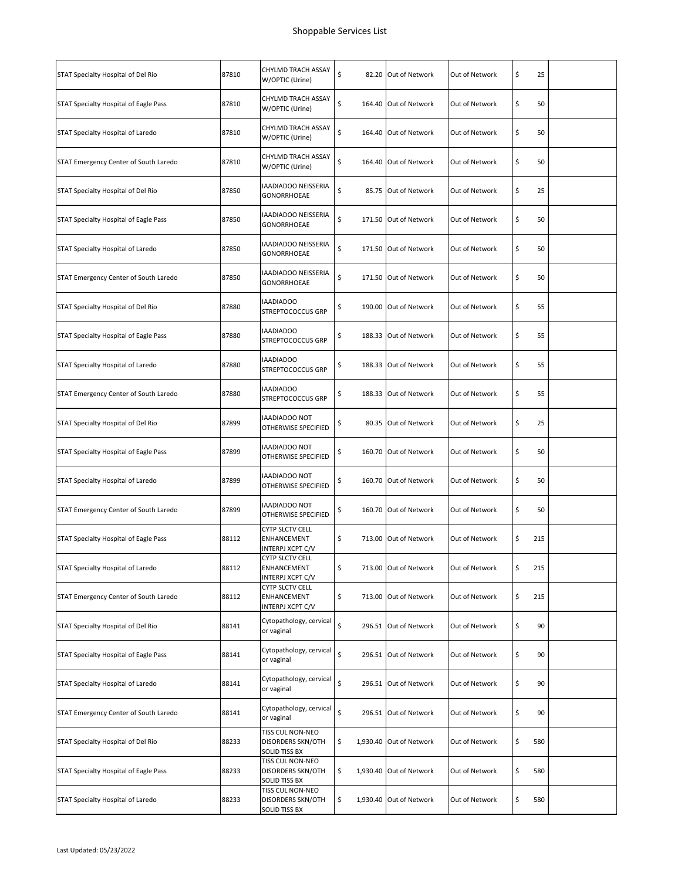| | | | | | | | |
|---|---|---|---|---|---|---|---|
| STAT Specialty Hospital of Del Rio | 87810 | CHYLMD TRACH ASSAY W/OPTIC (Urine) | $ 82.20 | Out of Network | Out of Network | $ 25 | |
| STAT Specialty Hospital of Eagle Pass | 87810 | CHYLMD TRACH ASSAY W/OPTIC (Urine) | $ 164.40 | Out of Network | Out of Network | $ 50 | |
| STAT Specialty Hospital of Laredo | 87810 | CHYLMD TRACH ASSAY W/OPTIC (Urine) | $ 164.40 | Out of Network | Out of Network | $ 50 | |
| STAT Emergency Center of South Laredo | 87810 | CHYLMD TRACH ASSAY W/OPTIC (Urine) | $ 164.40 | Out of Network | Out of Network | $ 50 | |
| STAT Specialty Hospital of Del Rio | 87850 | IAADIADOO NEISSERIA GONORRHOEAE | $ 85.75 | Out of Network | Out of Network | $ 25 | |
| STAT Specialty Hospital of Eagle Pass | 87850 | IAADIADOO NEISSERIA GONORRHOEAE | $ 171.50 | Out of Network | Out of Network | $ 50 | |
| STAT Specialty Hospital of Laredo | 87850 | IAADIADOO NEISSERIA GONORRHOEAE | $ 171.50 | Out of Network | Out of Network | $ 50 | |
| STAT Emergency Center of South Laredo | 87850 | IAADIADOO NEISSERIA GONORRHOEAE | $ 171.50 | Out of Network | Out of Network | $ 50 | |
| STAT Specialty Hospital of Del Rio | 87880 | IAADIADOO STREPTOCOCCUS GRP | $ 190.00 | Out of Network | Out of Network | $ 55 | |
| STAT Specialty Hospital of Eagle Pass | 87880 | IAADIADOO STREPTOCOCCUS GRP | $ 188.33 | Out of Network | Out of Network | $ 55 | |
| STAT Specialty Hospital of Laredo | 87880 | IAADIADOO STREPTOCOCCUS GRP | $ 188.33 | Out of Network | Out of Network | $ 55 | |
| STAT Emergency Center of South Laredo | 87880 | IAADIADOO STREPTOCOCCUS GRP | $ 188.33 | Out of Network | Out of Network | $ 55 | |
| STAT Specialty Hospital of Del Rio | 87899 | IAADIADOO NOT OTHERWISE SPECIFIED | $ 80.35 | Out of Network | Out of Network | $ 25 | |
| STAT Specialty Hospital of Eagle Pass | 87899 | IAADIADOO NOT OTHERWISE SPECIFIED | $ 160.70 | Out of Network | Out of Network | $ 50 | |
| STAT Specialty Hospital of Laredo | 87899 | IAADIADOO NOT OTHERWISE SPECIFIED | $ 160.70 | Out of Network | Out of Network | $ 50 | |
| STAT Emergency Center of South Laredo | 87899 | IAADIADOO NOT OTHERWISE SPECIFIED | $ 160.70 | Out of Network | Out of Network | $ 50 | |
| STAT Specialty Hospital of Eagle Pass | 88112 | CYTP SLCTV CELL ENHANCEMENT INTERPJ XCPT C/V | $ 713.00 | Out of Network | Out of Network | $ 215 | |
| STAT Specialty Hospital of Laredo | 88112 | CYTP SLCTV CELL ENHANCEMENT INTERPJ XCPT C/V | $ 713.00 | Out of Network | Out of Network | $ 215 | |
| STAT Emergency Center of South Laredo | 88112 | CYTP SLCTV CELL ENHANCEMENT INTERPJ XCPT C/V | $ 713.00 | Out of Network | Out of Network | $ 215 | |
| STAT Specialty Hospital of Del Rio | 88141 | Cytopathology, cervical or vaginal | $ 296.51 | Out of Network | Out of Network | $ 90 | |
| STAT Specialty Hospital of Eagle Pass | 88141 | Cytopathology, cervical or vaginal | $ 296.51 | Out of Network | Out of Network | $ 90 | |
| STAT Specialty Hospital of Laredo | 88141 | Cytopathology, cervical or vaginal | $ 296.51 | Out of Network | Out of Network | $ 90 | |
| STAT Emergency Center of South Laredo | 88141 | Cytopathology, cervical or vaginal | $ 296.51 | Out of Network | Out of Network | $ 90 | |
| STAT Specialty Hospital of Del Rio | 88233 | TISS CUL NON-NEO DISORDERS SKN/OTH SOLID TISS BX | $ 1,930.40 | Out of Network | Out of Network | $ 580 | |
| STAT Specialty Hospital of Eagle Pass | 88233 | TISS CUL NON-NEO DISORDERS SKN/OTH SOLID TISS BX | $ 1,930.40 | Out of Network | Out of Network | $ 580 | |
| STAT Specialty Hospital of Laredo | 88233 | TISS CUL NON-NEO DISORDERS SKN/OTH SOLID TISS BX | $ 1,930.40 | Out of Network | Out of Network | $ 580 | |

Last Updated: 05/23/2022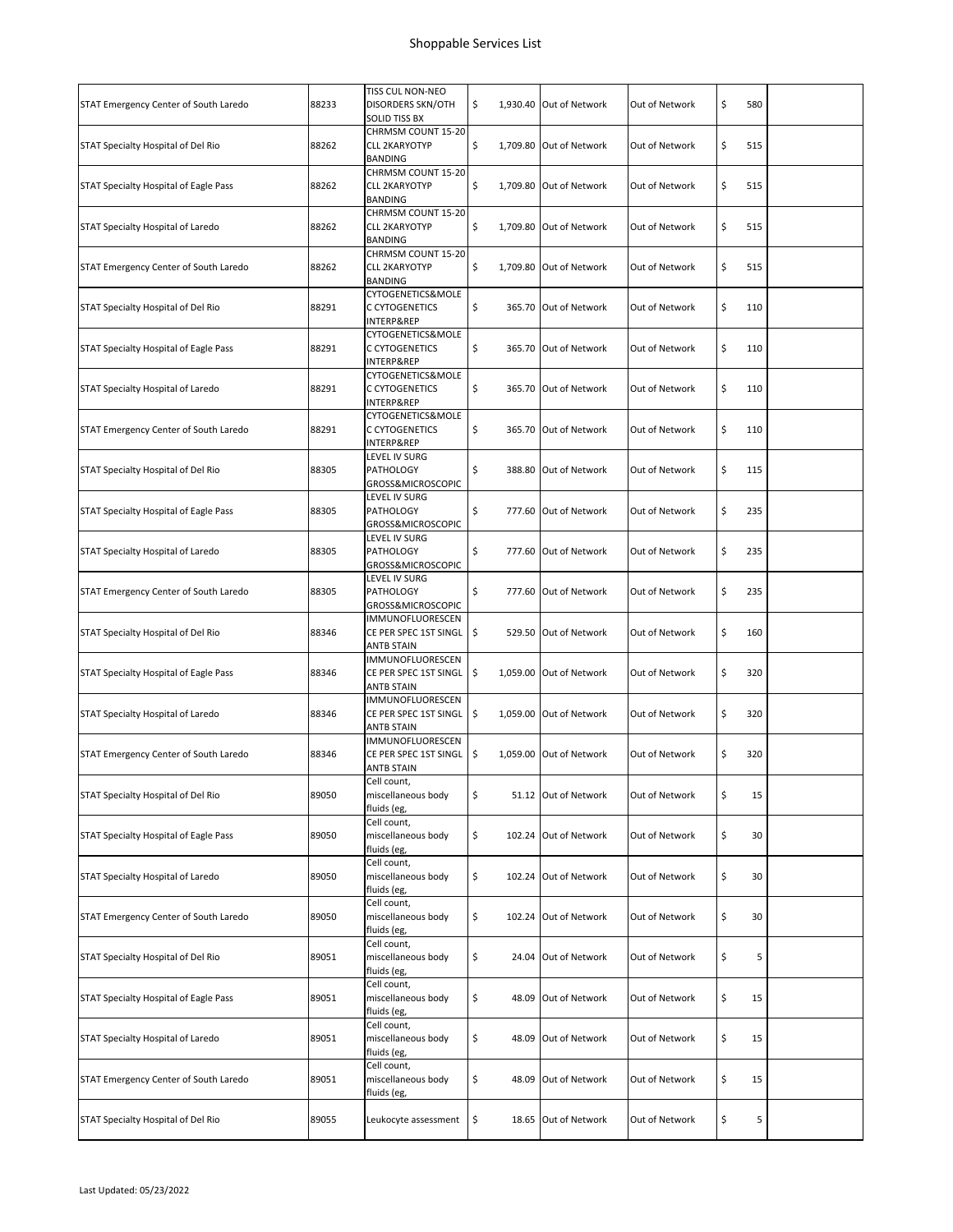# Shoppable Services List

| | | | | | | | |
|---|---|---|---|---|---|---|---|
| STAT Emergency Center of South Laredo | 88233 | TISS CUL NON-NEO DISORDERS SKN/OTH SOLID TISS BX | $ 1,930.40 | Out of Network | Out of Network | $ 580 | |
| STAT Specialty Hospital of Del Rio | 88262 | CHRMSM COUNT 15-20 CLL 2KARYOTYP BANDING | $ 1,709.80 | Out of Network | Out of Network | $ 515 | |
| STAT Specialty Hospital of Eagle Pass | 88262 | CHRMSM COUNT 15-20 CLL 2KARYOTYP BANDING | $ 1,709.80 | Out of Network | Out of Network | $ 515 | |
| STAT Specialty Hospital of Laredo | 88262 | CHRMSM COUNT 15-20 CLL 2KARYOTYP BANDING | $ 1,709.80 | Out of Network | Out of Network | $ 515 | |
| STAT Emergency Center of South Laredo | 88262 | CHRMSM COUNT 15-20 CLL 2KARYOTYP BANDING | $ 1,709.80 | Out of Network | Out of Network | $ 515 | |
| STAT Specialty Hospital of Del Rio | 88291 | CYTOGENETICS&MOLEC CYTOGENETICS INTERP&REP | $ 365.70 | Out of Network | Out of Network | $ 110 | |
| STAT Specialty Hospital of Eagle Pass | 88291 | CYTOGENETICS&MOLEC CYTOGENETICS INTERP&REP | $ 365.70 | Out of Network | Out of Network | $ 110 | |
| STAT Specialty Hospital of Laredo | 88291 | CYTOGENETICS&MOLEC CYTOGENETICS INTERP&REP | $ 365.70 | Out of Network | Out of Network | $ 110 | |
| STAT Emergency Center of South Laredo | 88291 | CYTOGENETICS&MOLEC CYTOGENETICS INTERP&REP | $ 365.70 | Out of Network | Out of Network | $ 110 | |
| STAT Specialty Hospital of Del Rio | 88305 | LEVEL IV SURG PATHOLOGY GROSS&MICROSCOPIC | $ 388.80 | Out of Network | Out of Network | $ 115 | |
| STAT Specialty Hospital of Eagle Pass | 88305 | LEVEL IV SURG PATHOLOGY GROSS&MICROSCOPIC | $ 777.60 | Out of Network | Out of Network | $ 235 | |
| STAT Specialty Hospital of Laredo | 88305 | LEVEL IV SURG PATHOLOGY GROSS&MICROSCOPIC | $ 777.60 | Out of Network | Out of Network | $ 235 | |
| STAT Emergency Center of South Laredo | 88305 | LEVEL IV SURG PATHOLOGY GROSS&MICROSCOPIC | $ 777.60 | Out of Network | Out of Network | $ 235 | |
| STAT Specialty Hospital of Del Rio | 88346 | IMMUNOFLUORESCENCE PER SPEC 1ST SINGL ANTB STAIN | $ 529.50 | Out of Network | Out of Network | $ 160 | |
| STAT Specialty Hospital of Eagle Pass | 88346 | IMMUNOFLUORESCENCE PER SPEC 1ST SINGL ANTB STAIN | $ 1,059.00 | Out of Network | Out of Network | $ 320 | |
| STAT Specialty Hospital of Laredo | 88346 | IMMUNOFLUORESCENCE PER SPEC 1ST SINGL ANTB STAIN | $ 1,059.00 | Out of Network | Out of Network | $ 320 | |
| STAT Emergency Center of South Laredo | 88346 | IMMUNOFLUORESCENCE PER SPEC 1ST SINGL ANTB STAIN | $ 1,059.00 | Out of Network | Out of Network | $ 320 | |
| STAT Specialty Hospital of Del Rio | 89050 | Cell count, miscellaneous body fluids (eg, | $ 51.12 | Out of Network | Out of Network | $ 15 | |
| STAT Specialty Hospital of Eagle Pass | 89050 | Cell count, miscellaneous body fluids (eg, | $ 102.24 | Out of Network | Out of Network | $ 30 | |
| STAT Specialty Hospital of Laredo | 89050 | Cell count, miscellaneous body fluids (eg, | $ 102.24 | Out of Network | Out of Network | $ 30 | |
| STAT Emergency Center of South Laredo | 89050 | Cell count, miscellaneous body fluids (eg, | $ 102.24 | Out of Network | Out of Network | $ 30 | |
| STAT Specialty Hospital of Del Rio | 89051 | Cell count, miscellaneous body fluids (eg, | $ 24.04 | Out of Network | Out of Network | $ 5 | |
| STAT Specialty Hospital of Eagle Pass | 89051 | Cell count, miscellaneous body fluids (eg, | $ 48.09 | Out of Network | Out of Network | $ 15 | |
| STAT Specialty Hospital of Laredo | 89051 | Cell count, miscellaneous body fluids (eg, | $ 48.09 | Out of Network | Out of Network | $ 15 | |
| STAT Emergency Center of South Laredo | 89051 | Cell count, miscellaneous body fluids (eg, | $ 48.09 | Out of Network | Out of Network | $ 15 | |
| STAT Specialty Hospital of Del Rio | 89055 | Leukocyte assessment | $ 18.65 | Out of Network | Out of Network | $ 5 | |

Last Updated: 05/23/2022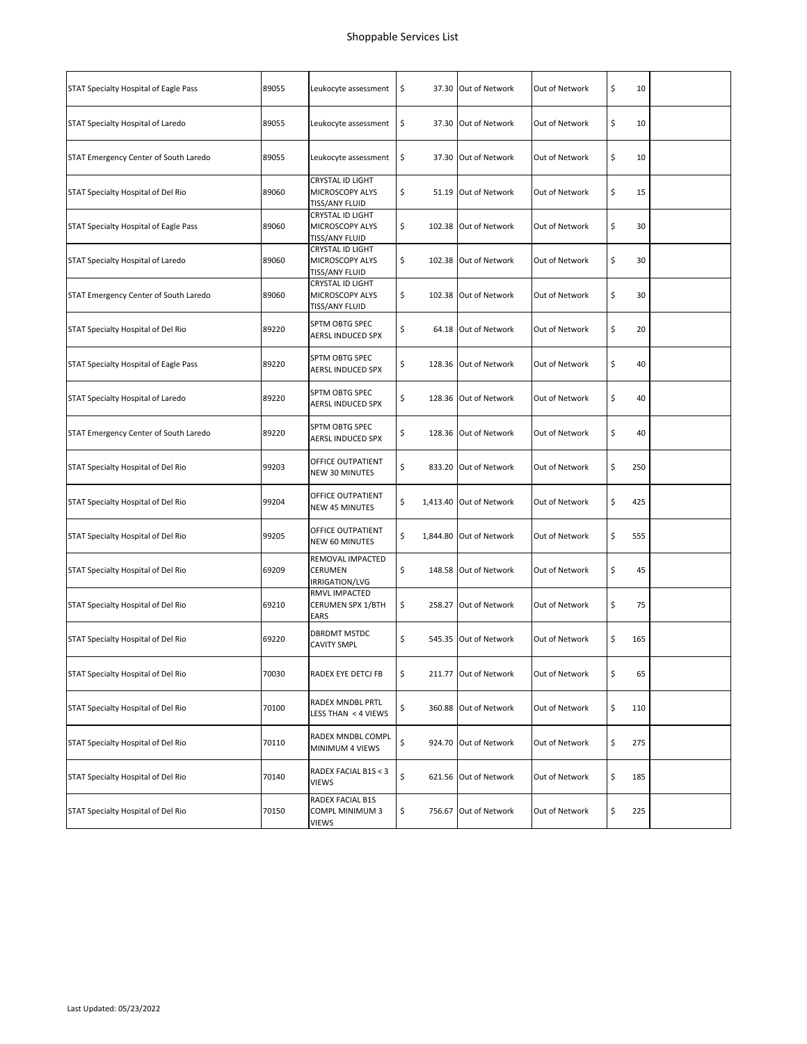| | | | | | | | |
|---|---|---|---|---|---|---|---|
| STAT Specialty Hospital of Eagle Pass | 89055 | Leukocyte assessment | $ 37.30 | Out of Network | Out of Network | $ 10 | |
| STAT Specialty Hospital of Laredo | 89055 | Leukocyte assessment | $ 37.30 | Out of Network | Out of Network | $ 10 | |
| STAT Emergency Center of South Laredo | 89055 | Leukocyte assessment | $ 37.30 | Out of Network | Out of Network | $ 10 | |
| STAT Specialty Hospital of Del Rio | 89060 | CRYSTAL ID LIGHT MICROSCOPY ALYS TISS/ANY FLUID | $ 51.19 | Out of Network | Out of Network | $ 15 | |
| STAT Specialty Hospital of Eagle Pass | 89060 | CRYSTAL ID LIGHT MICROSCOPY ALYS TISS/ANY FLUID | $ 102.38 | Out of Network | Out of Network | $ 30 | |
| STAT Specialty Hospital of Laredo | 89060 | CRYSTAL ID LIGHT MICROSCOPY ALYS TISS/ANY FLUID | $ 102.38 | Out of Network | Out of Network | $ 30 | |
| STAT Emergency Center of South Laredo | 89060 | CRYSTAL ID LIGHT MICROSCOPY ALYS TISS/ANY FLUID | $ 102.38 | Out of Network | Out of Network | $ 30 | |
| STAT Specialty Hospital of Del Rio | 89220 | SPTM OBTG SPEC AERSL INDUCED SPX | $ 64.18 | Out of Network | Out of Network | $ 20 | |
| STAT Specialty Hospital of Eagle Pass | 89220 | SPTM OBTG SPEC AERSL INDUCED SPX | $ 128.36 | Out of Network | Out of Network | $ 40 | |
| STAT Specialty Hospital of Laredo | 89220 | SPTM OBTG SPEC AERSL INDUCED SPX | $ 128.36 | Out of Network | Out of Network | $ 40 | |
| STAT Emergency Center of South Laredo | 89220 | SPTM OBTG SPEC AERSL INDUCED SPX | $ 128.36 | Out of Network | Out of Network | $ 40 | |
| STAT Specialty Hospital of Del Rio | 99203 | OFFICE OUTPATIENT NEW 30 MINUTES | $ 833.20 | Out of Network | Out of Network | $ 250 | |
| STAT Specialty Hospital of Del Rio | 99204 | OFFICE OUTPATIENT NEW 45 MINUTES | $ 1,413.40 | Out of Network | Out of Network | $ 425 | |
| STAT Specialty Hospital of Del Rio | 99205 | OFFICE OUTPATIENT NEW 60 MINUTES | $ 1,844.80 | Out of Network | Out of Network | $ 555 | |
| STAT Specialty Hospital of Del Rio | 69209 | REMOVAL IMPACTED CERUMEN IRRIGATION/LVG | $ 148.58 | Out of Network | Out of Network | $ 45 | |
| STAT Specialty Hospital of Del Rio | 69210 | RMVL IMPACTED CERUMEN SPX 1/BTH EARS | $ 258.27 | Out of Network | Out of Network | $ 75 | |
| STAT Specialty Hospital of Del Rio | 69220 | DBRDMT MSTDC CAVITY SMPL | $ 545.35 | Out of Network | Out of Network | $ 165 | |
| STAT Specialty Hospital of Del Rio | 70030 | RADEX EYE DETCJ FB | $ 211.77 | Out of Network | Out of Network | $ 65 | |
| STAT Specialty Hospital of Del Rio | 70100 | RADEX MNDBL PRTL LESS THAN < 4 VIEWS | $ 360.88 | Out of Network | Out of Network | $ 110 | |
| STAT Specialty Hospital of Del Rio | 70110 | RADEX MNDBL COMPL MINIMUM 4 VIEWS | $ 924.70 | Out of Network | Out of Network | $ 275 | |
| STAT Specialty Hospital of Del Rio | 70140 | RADEX FACIAL B1S < 3 VIEWS | $ 621.56 | Out of Network | Out of Network | $ 185 | |
| STAT Specialty Hospital of Del Rio | 70150 | RADEX FACIAL B1S COMPL MINIMUM 3 VIEWS | $ 756.67 | Out of Network | Out of Network | $ 225 | |

Last Updated: 05/23/2022